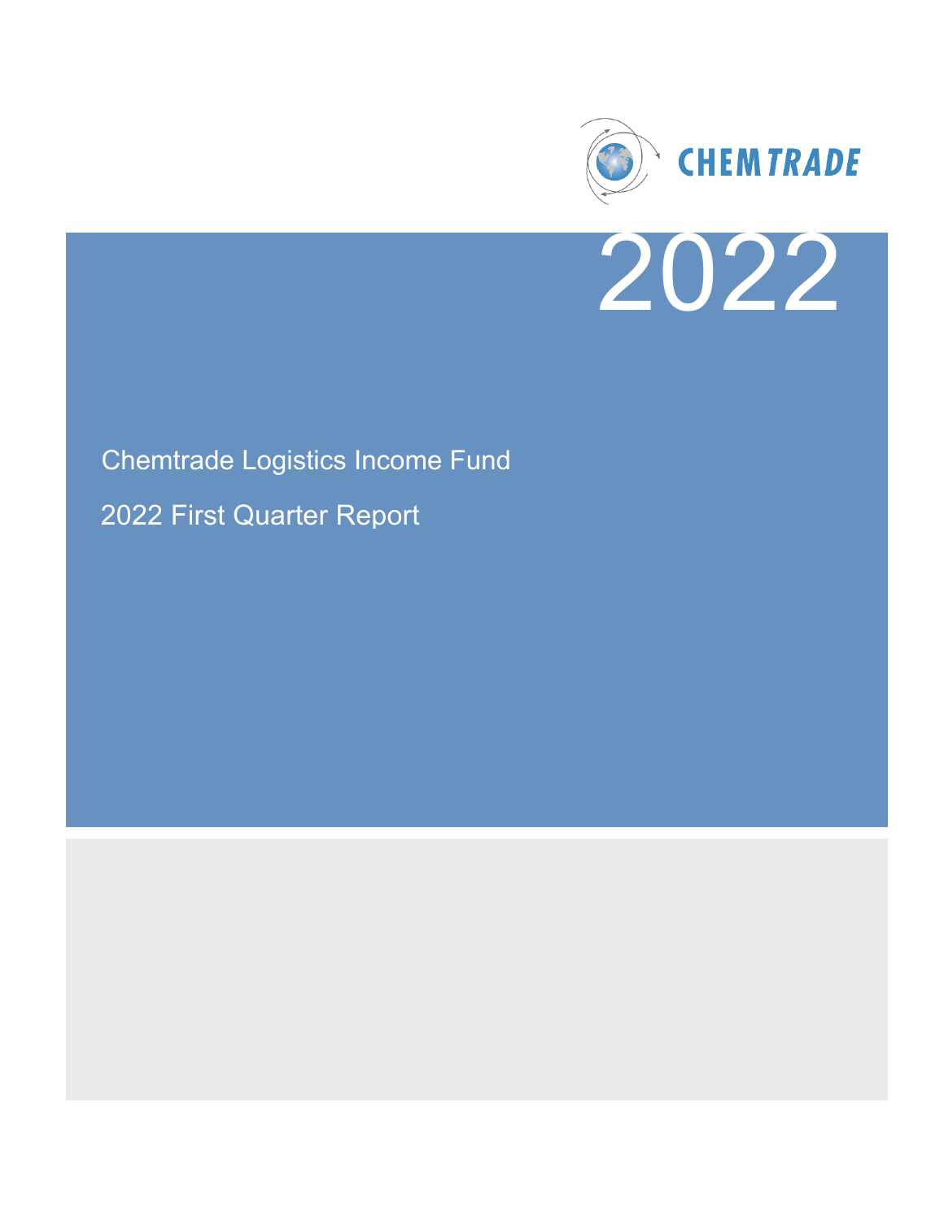CHEMTRADE

2022

# Chemtrade Logistics Income Fund

## 2022 First Quarter Report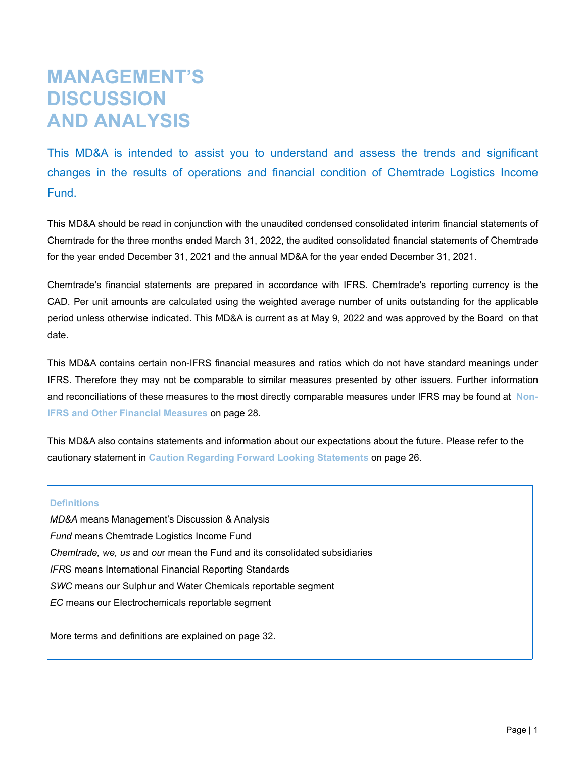# MANAGEMENT'S DISCUSSION AND ANALYSIS

This MD&A is intended to assist you to understand and assess the trends and significant changes in the results of operations and financial condition of Chemtrade Logistics Income Fund.

This MD&A should be read in conjunction with the unaudited condensed consolidated interim financial statements of Chemtrade for the three months ended March 31, 2022, the audited consolidated financial statements of Chemtrade for the year ended December 31, 2021 and the annual MD&A for the year ended December 31, 2021.

Chemtrade's financial statements are prepared in accordance with IFRS. Chemtrade's reporting currency is the CAD. Per unit amounts are calculated using the weighted average number of units outstanding for the applicable period unless otherwise indicated. This MD&A is current as at May 9, 2022 and was approved by the Board on that date.

This MD&A contains certain non-IFRS financial measures and ratios which do not have standard meanings under IFRS. Therefore they may not be comparable to similar measures presented by other issuers. Further information and reconciliations of these measures to the most directly comparable measures under IFRS may be found at **Non-IFRS and Other Financial Measures** on page 28.

This MD&A also contains statements and information about our expectations about the future. Please refer to the cautionary statement in **Caution Regarding Forward Looking Statements** on page 26.

**Definitions**

*MD&A* means Management's Discussion & Analysis

*Fund* means Chemtrade Logistics Income Fund

*Chemtrade, we, us* and *our* mean the Fund and its consolidated subsidiaries

*IFR*S means International Financial Reporting Standards

*SWC* means our Sulphur and Water Chemicals reportable segment

*EC* means our Electrochemicals reportable segment

More terms and definitions are explained on page 32.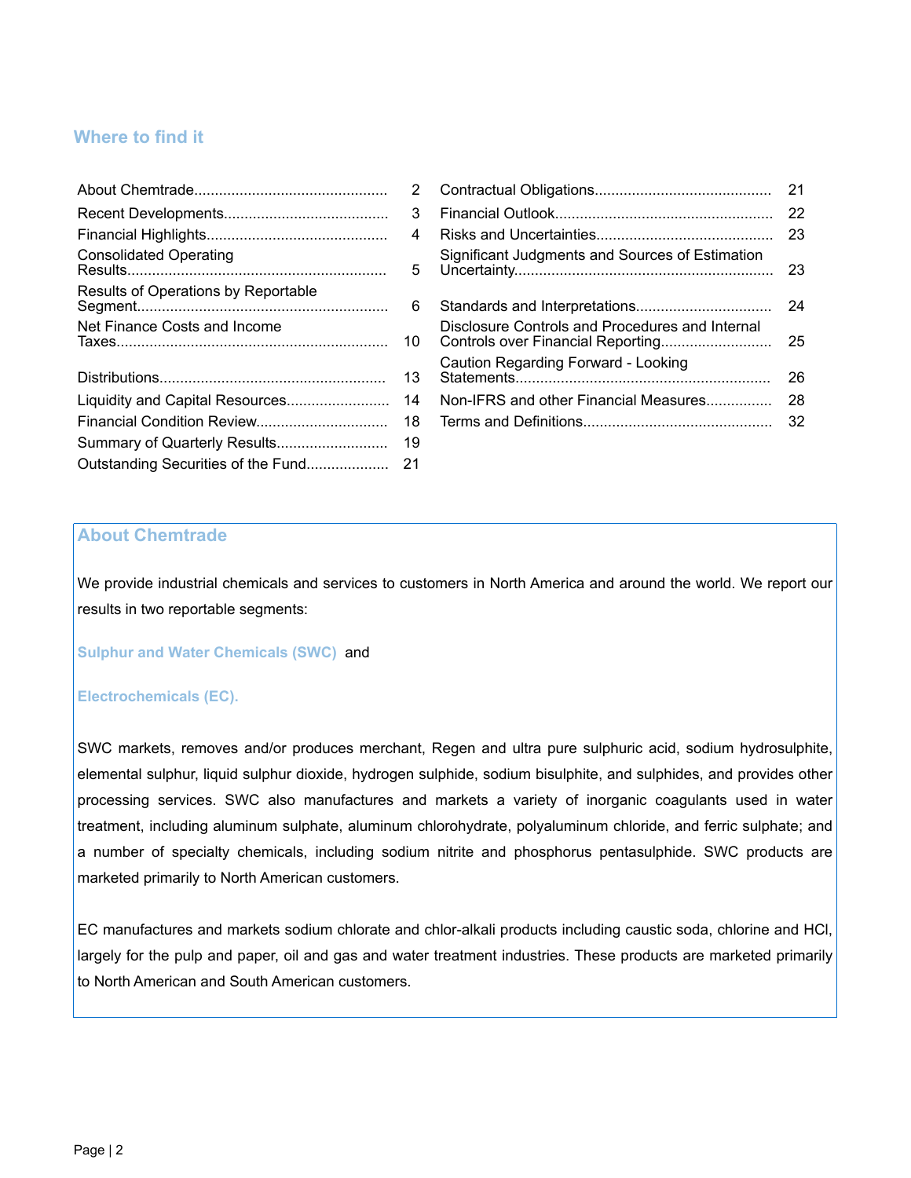## Where to find it

| | | | |
|---|---|---|---|
| About Chemtrade | 2 | Contractual Obligations | 21 |
| Recent Developments | 3 | Financial Outlook | 22 |
| Financial Highlights | 4 | Risks and Uncertainties | 23 |
| Consolidated Operating Results | 5 | Significant Judgments and Sources of Estimation Uncertainty | 23 |
| Results of Operations by Reportable Segment | 6 | Standards and Interpretations | 24 |
| Net Finance Costs and Income Taxes | 10 | Disclosure Controls and Procedures and Internal Controls over Financial Reporting | 25 |
| Distributions | 13 | Caution Regarding Forward - Looking Statements | 26 |
| Liquidity and Capital Resources | 14 | Non-IFRS and other Financial Measures | 28 |
| Financial Condition Review | 18 | Terms and Definitions | 32 |
| Summary of Quarterly Results | 19 | | |
| Outstanding Securities of the Fund | 21 | | |

## About Chemtrade

We provide industrial chemicals and services to customers in North America and around the world. We report our results in two reportable segments:

**Sulphur and Water Chemicals (SWC)** and

**Electrochemicals (EC).**

SWC markets, removes and/or produces merchant, Regen and ultra pure sulphuric acid, sodium hydrosulphite, elemental sulphur, liquid sulphur dioxide, hydrogen sulphide, sodium bisulphite, and sulphides, and provides other processing services. SWC also manufactures and markets a variety of inorganic coagulants used in water treatment, including aluminum sulphate, aluminum chlorohydrate, polyaluminum chloride, and ferric sulphate; and a number of specialty chemicals, including sodium nitrite and phosphorus pentasulphide. SWC products are marketed primarily to North American customers.

EC manufactures and markets sodium chlorate and chlor-alkali products including caustic soda, chlorine and HCl, largely for the pulp and paper, oil and gas and water treatment industries. These products are marketed primarily to North American and South American customers.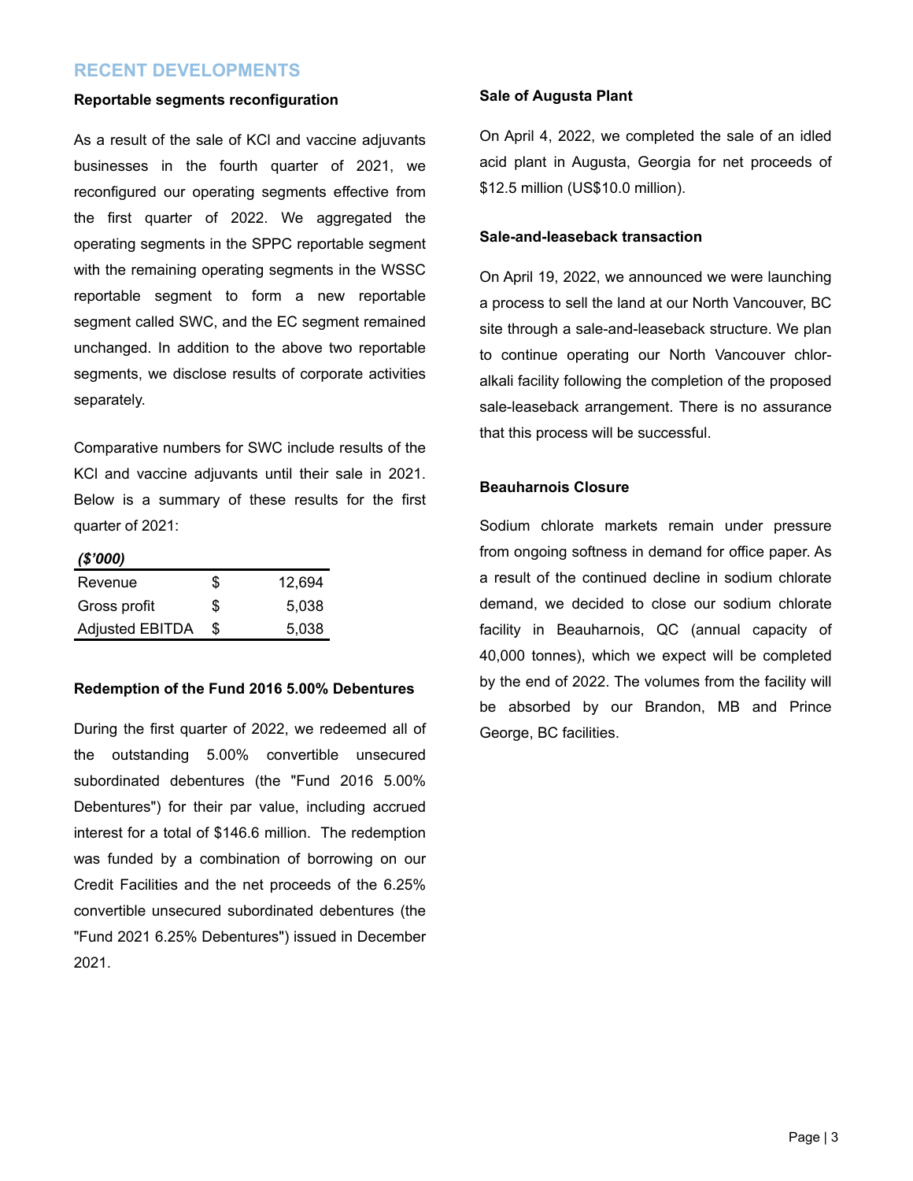## RECENT DEVELOPMENTS

**Reportable segments reconfiguration**

As a result of the sale of KCl and vaccine adjuvants businesses in the fourth quarter of 2021, we reconfigured our operating segments effective from the first quarter of 2022. We aggregated the operating segments in the SPPC reportable segment with the remaining operating segments in the WSSC reportable segment to form a new reportable segment called SWC, and the EC segment remained unchanged. In addition to the above two reportable segments, we disclose results of corporate activities separately.

Comparative numbers for SWC include results of the KCl and vaccine adjuvants until their sale in 2021. Below is a summary of these results for the first quarter of 2021:

| ***($'000)*** | | |
|---|---|---|
| Revenue | $ | 12,694 |
| Gross profit | $ | 5,038 |
| Adjusted EBITDA | $ | 5,038 |

**Redemption of the Fund 2016 5.00% Debentures**

During the first quarter of 2022, we redeemed all of the outstanding 5.00% convertible unsecured subordinated debentures (the "Fund 2016 5.00% Debentures") for their par value, including accrued interest for a total of $146.6 million. The redemption was funded by a combination of borrowing on our Credit Facilities and the net proceeds of the 6.25% convertible unsecured subordinated debentures (the "Fund 2021 6.25% Debentures") issued in December 2021.

**Sale of Augusta Plant**

On April 4, 2022, we completed the sale of an idled acid plant in Augusta, Georgia for net proceeds of $12.5 million (US$10.0 million).

**Sale-and-leaseback transaction**

On April 19, 2022, we announced we were launching a process to sell the land at our North Vancouver, BC site through a sale-and-leaseback structure. We plan to continue operating our North Vancouver chlor-alkali facility following the completion of the proposed sale-leaseback arrangement. There is no assurance that this process will be successful.

**Beauharnois Closure**

Sodium chlorate markets remain under pressure from ongoing softness in demand for office paper. As a result of the continued decline in sodium chlorate demand, we decided to close our sodium chlorate facility in Beauharnois, QC (annual capacity of 40,000 tonnes), which we expect will be completed by the end of 2022. The volumes from the facility will be absorbed by our Brandon, MB and Prince George, BC facilities.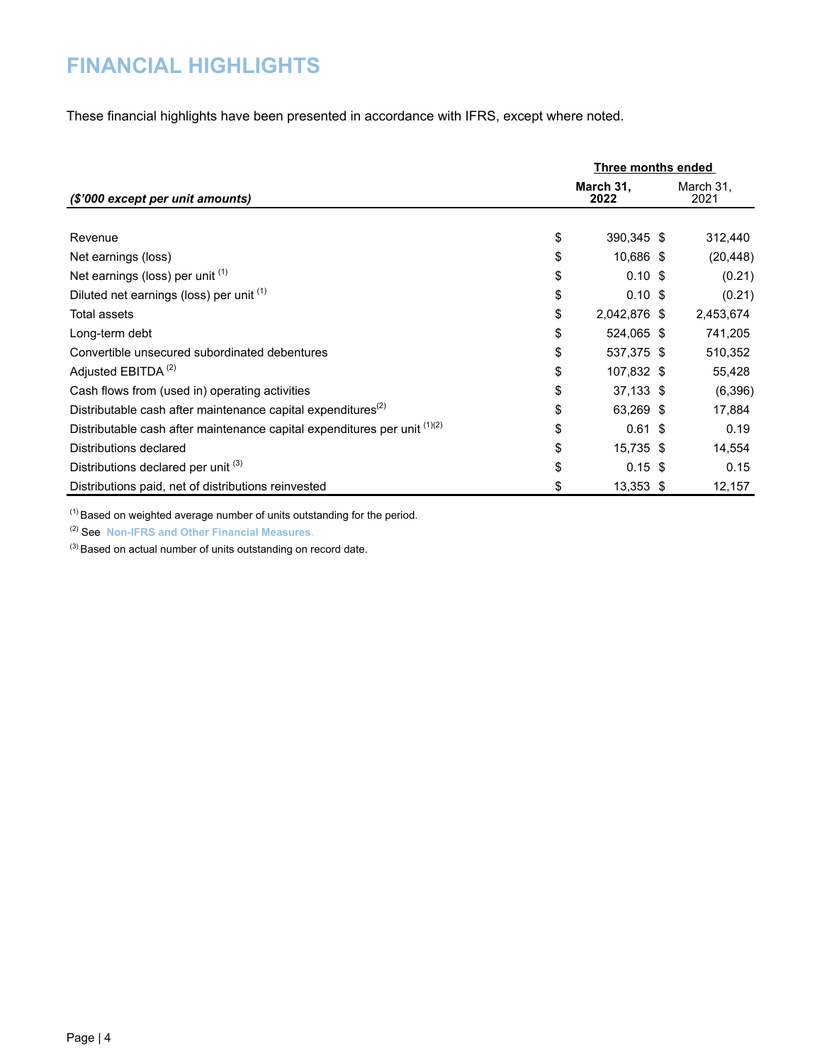# FINANCIAL HIGHLIGHTS

These financial highlights have been presented in accordance with IFRS, except where noted.

| | Three months ended | |
|---|---|---|
| *($'000 except per unit amounts)* | **March 31, 2022** | March 31, 2021 |
| Revenue | $ 390,345 | $ 312,440 |
| Net earnings (loss) | $ 10,686 | $ (20,448) |
| Net earnings (loss) per unit [(1)] | $ 0.10 | $ (0.21) |
| Diluted net earnings (loss) per unit [(1)] | $ 0.10 | $ (0.21) |
| Total assets | $ 2,042,876 | $ 2,453,674 |
| Long-term debt | $ 524,065 | $ 741,205 |
| Convertible unsecured subordinated debentures | $ 537,375 | $ 510,352 |
| Adjusted EBITDA [(2)] | $ 107,832 | $ 55,428 |
| Cash flows from (used in) operating activities | $ 37,133 | $ (6,396) |
| Distributable cash after maintenance capital expenditures[(2)] | $ 63,269 | $ 17,884 |
| Distributable cash after maintenance capital expenditures per unit [(1)(2)] | $ 0.61 | $ 0.19 |
| Distributions declared | $ 15,735 | $ 14,554 |
| Distributions declared per unit [(3)] | $ 0.15 | $ 0.15 |
| Distributions paid, net of distributions reinvested | $ 13,353 | $ 12,157 |

[(1)] Based on weighted average number of units outstanding for the period.

[(2)] See **Non-IFRS and Other Financial Measures**.

[(3)] Based on actual number of units outstanding on record date.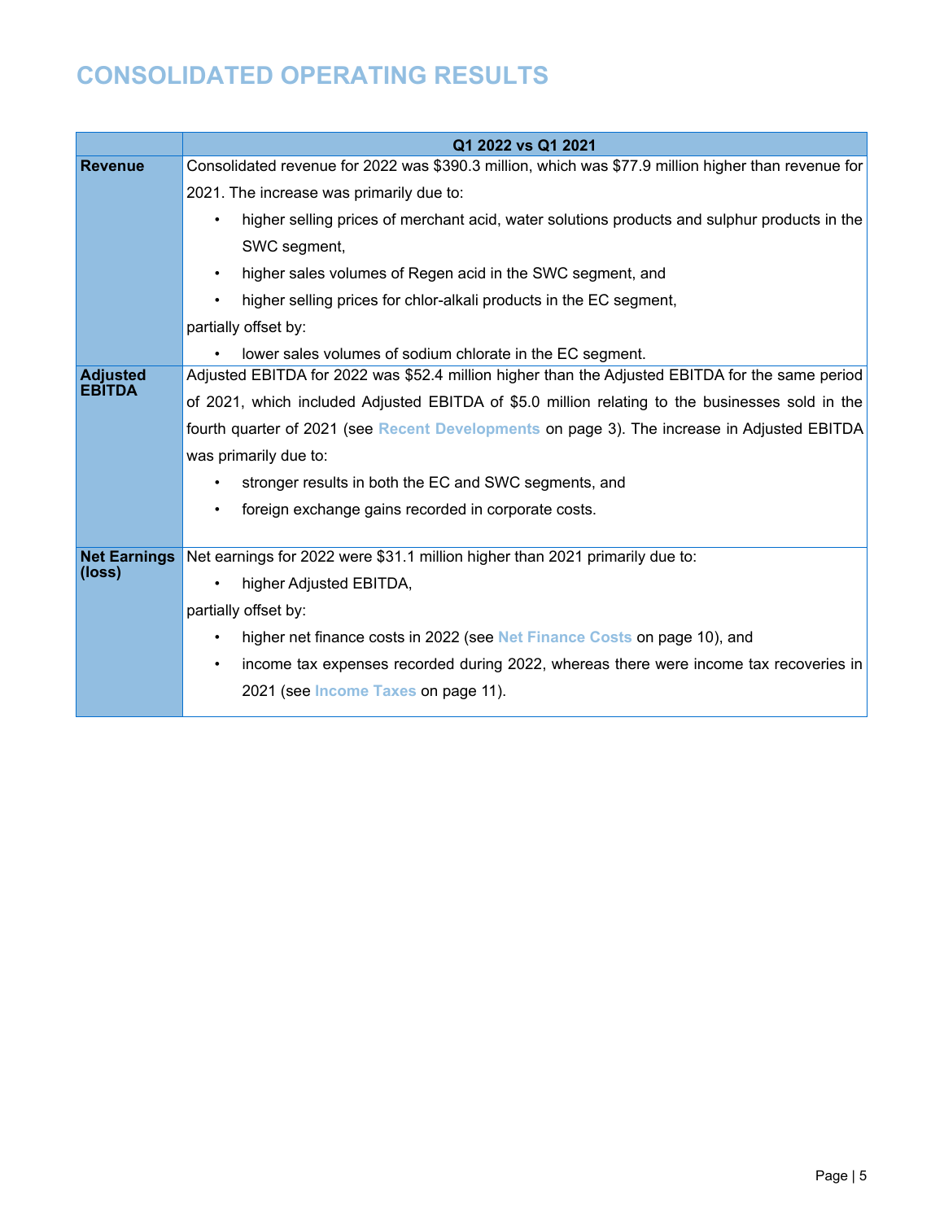# CONSOLIDATED OPERATING RESULTS

| | Q1 2022 vs Q1 2021 |
|---|---|
| **Revenue** | Consolidated revenue for 2022 was $390.3 million, which was $77.9 million higher than revenue for 2021. The increase was primarily due to:<br>• higher selling prices of merchant acid, water solutions products and sulphur products in the SWC segment,<br>• higher sales volumes of Regen acid in the SWC segment, and<br>• higher selling prices for chlor-alkali products in the EC segment,<br>partially offset by:<br>• lower sales volumes of sodium chlorate in the EC segment. |
| **Adjusted EBITDA** | Adjusted EBITDA for 2022 was $52.4 million higher than the Adjusted EBITDA for the same period of 2021, which included Adjusted EBITDA of $5.0 million relating to the businesses sold in the fourth quarter of 2021 (see **Recent Developments** on page 3). The increase in Adjusted EBITDA was primarily due to:<br>• stronger results in both the EC and SWC segments, and<br>• foreign exchange gains recorded in corporate costs. |
| **Net Earnings (loss)** | Net earnings for 2022 were $31.1 million higher than 2021 primarily due to:<br>• higher Adjusted EBITDA,<br>partially offset by:<br>• higher net finance costs in 2022 (see **Net Finance Costs** on page 10), and<br>• income tax expenses recorded during 2022, whereas there were income tax recoveries in 2021 (see **Income Taxes** on page 11). |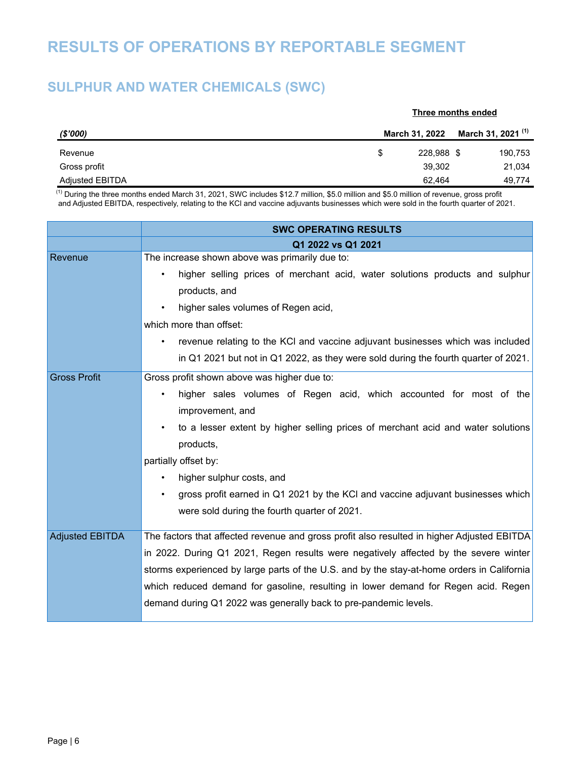# RESULTS OF OPERATIONS BY REPORTABLE SEGMENT

## SULPHUR AND WATER CHEMICALS (SWC)

| *($'000)* | Three months ended March 31, 2022 | Three months ended March 31, 2021 [(1)] |
|---|---|---|
| Revenue | $ 228,988 | $ 190,753 |
| Gross profit | 39,302 | 21,034 |
| Adjusted EBITDA | 62,464 | 49,774 |

[(1)] During the three months ended March 31, 2021, SWC includes $12.7 million, $5.0 million and $5.0 million of revenue, gross profit and Adjusted EBITDA, respectively, relating to the KCl and vaccine adjuvants businesses which were sold in the fourth quarter of 2021.

| | SWC OPERATING RESULTS<br>Q1 2022 vs Q1 2021 |
|---|---|
| Revenue | The increase shown above was primarily due to:<br>• higher selling prices of merchant acid, water solutions products and sulphur products, and<br>• higher sales volumes of Regen acid,<br>which more than offset:<br>• revenue relating to the KCl and vaccine adjuvant businesses which was included in Q1 2021 but not in Q1 2022, as they were sold during the fourth quarter of 2021. |
| Gross Profit | Gross profit shown above was higher due to:<br>• higher sales volumes of Regen acid, which accounted for most of the improvement, and<br>• to a lesser extent by higher selling prices of merchant acid and water solutions products,<br>partially offset by:<br>• higher sulphur costs, and<br>• gross profit earned in Q1 2021 by the KCl and vaccine adjuvant businesses which were sold during the fourth quarter of 2021. |
| Adjusted EBITDA | The factors that affected revenue and gross profit also resulted in higher Adjusted EBITDA in 2022. During Q1 2021, Regen results were negatively affected by the severe winter storms experienced by large parts of the U.S. and by the stay-at-home orders in California which reduced demand for gasoline, resulting in lower demand for Regen acid. Regen demand during Q1 2022 was generally back to pre-pandemic levels. |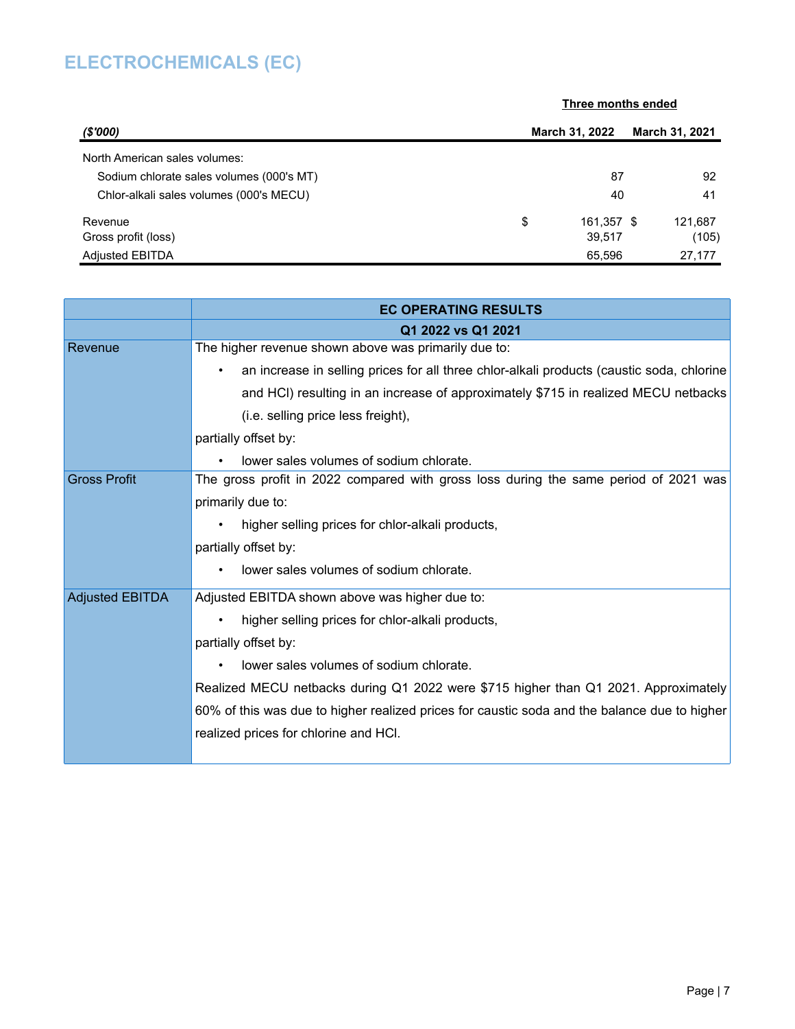# ELECTROCHEMICALS (EC)

| ($'000) | Three months ended March 31, 2022 | Three months ended March 31, 2021 |
|---|---|---|
| North American sales volumes: | | |
| Sodium chlorate sales volumes (000's MT) | 87 | 92 |
| Chlor-alkali sales volumes (000's MECU) | 40 | 41 |
| Revenue | $ 161,357 | $ 121,687 |
| Gross profit (loss) | 39,517 | (105) |
| Adjusted EBITDA | 65,596 | 27,177 |

| | EC OPERATING RESULTS<br>Q1 2022 vs Q1 2021 |
|---|---|
| Revenue | The higher revenue shown above was primarily due to:<br>• an increase in selling prices for all three chlor-alkali products (caustic soda, chlorine and HCl) resulting in an increase of approximately $715 in realized MECU netbacks (i.e. selling price less freight),<br>partially offset by:<br>• lower sales volumes of sodium chlorate. |
| Gross Profit | The gross profit in 2022 compared with gross loss during the same period of 2021 was primarily due to:<br>• higher selling prices for chlor-alkali products,<br>partially offset by:<br>• lower sales volumes of sodium chlorate. |
| Adjusted EBITDA | Adjusted EBITDA shown above was higher due to:<br>• higher selling prices for chlor-alkali products,<br>partially offset by:<br>• lower sales volumes of sodium chlorate.<br>Realized MECU netbacks during Q1 2022 were $715 higher than Q1 2021. Approximately 60% of this was due to higher realized prices for caustic soda and the balance due to higher realized prices for chlorine and HCl. |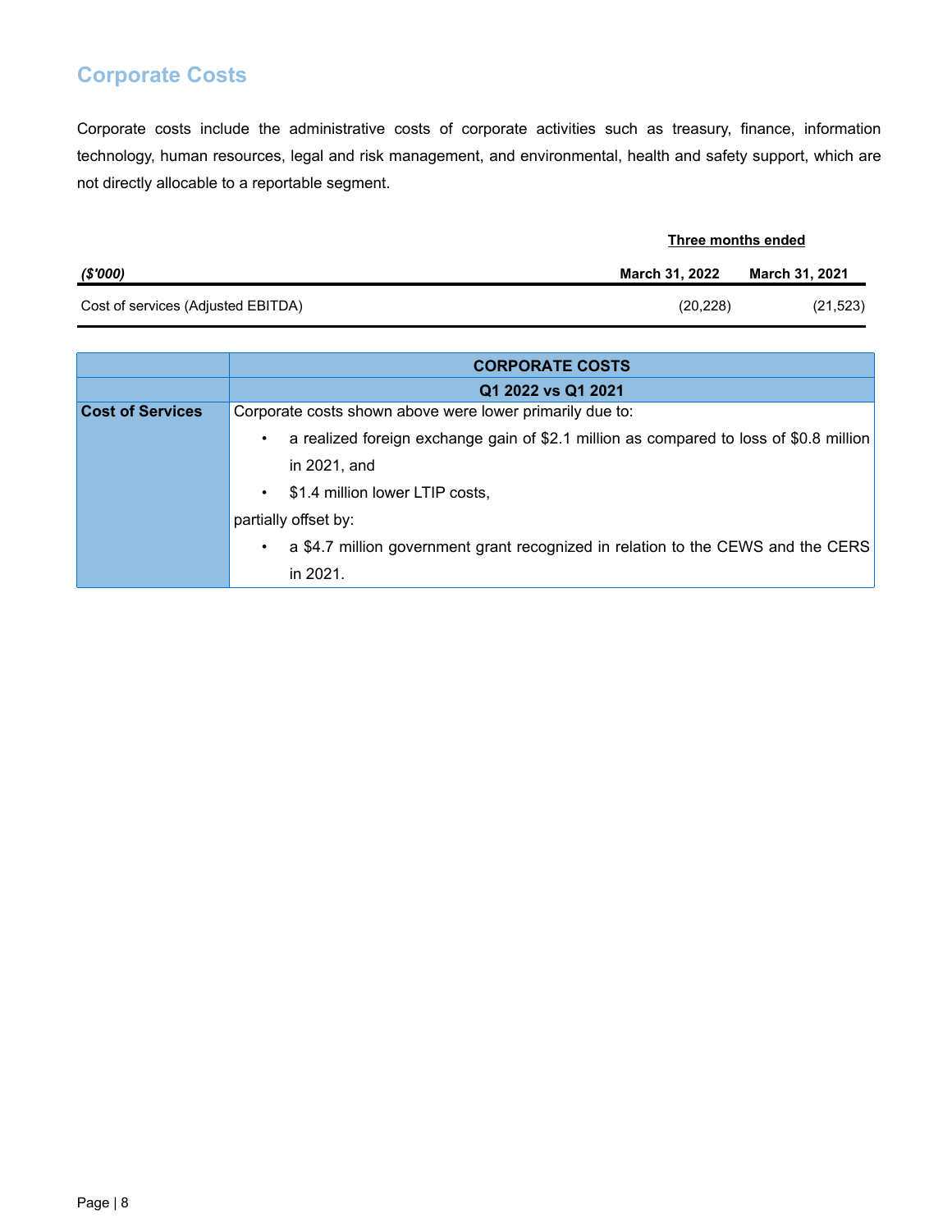## Corporate Costs

Corporate costs include the administrative costs of corporate activities such as treasury, finance, information technology, human resources, legal and risk management, and environmental, health and safety support, which are not directly allocable to a reportable segment.

| | Three months ended | |
|---|---|---|
| ***($'000)*** | **March 31, 2022** | **March 31, 2021** |
| Cost of services (Adjusted EBITDA) | (20,228) | (21,523) |

| | CORPORATE COSTS |
|---|---|
| | **Q1 2022 vs Q1 2021** |
| **Cost of Services** | Corporate costs shown above were lower primarily due to:<br>• a realized foreign exchange gain of $2.1 million as compared to loss of $0.8 million in 2021, and<br>• $1.4 million lower LTIP costs,<br>partially offset by:<br>• a $4.7 million government grant recognized in relation to the CEWS and the CERS in 2021. |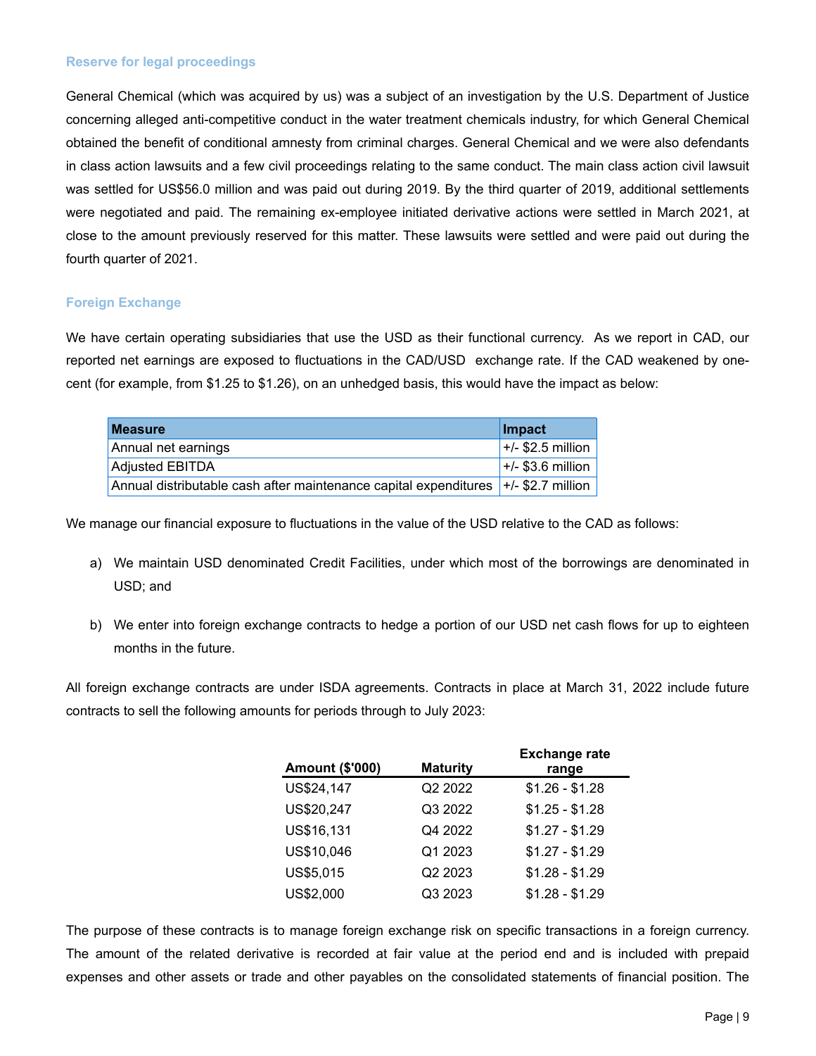### Reserve for legal proceedings

General Chemical (which was acquired by us) was a subject of an investigation by the U.S. Department of Justice concerning alleged anti-competitive conduct in the water treatment chemicals industry, for which General Chemical obtained the benefit of conditional amnesty from criminal charges. General Chemical and we were also defendants in class action lawsuits and a few civil proceedings relating to the same conduct. The main class action civil lawsuit was settled for US$56.0 million and was paid out during 2019. By the third quarter of 2019, additional settlements were negotiated and paid. The remaining ex-employee initiated derivative actions were settled in March 2021, at close to the amount previously reserved for this matter. These lawsuits were settled and were paid out during the fourth quarter of 2021.

### Foreign Exchange

We have certain operating subsidiaries that use the USD as their functional currency. As we report in CAD, our reported net earnings are exposed to fluctuations in the CAD/USD exchange rate. If the CAD weakened by one-cent (for example, from $1.25 to $1.26), on an unhedged basis, this would have the impact as below:

| Measure | Impact |
|---|---|
| Annual net earnings | +/- $2.5 million |
| Adjusted EBITDA | +/- $3.6 million |
| Annual distributable cash after maintenance capital expenditures | +/- $2.7 million |

We manage our financial exposure to fluctuations in the value of the USD relative to the CAD as follows:

a) We maintain USD denominated Credit Facilities, under which most of the borrowings are denominated in USD; and

b) We enter into foreign exchange contracts to hedge a portion of our USD net cash flows for up to eighteen months in the future.

All foreign exchange contracts are under ISDA agreements. Contracts in place at March 31, 2022 include future contracts to sell the following amounts for periods through to July 2023:

| Amount ($'000) | Maturity | Exchange rate range |
|---|---|---|
| US$24,147 | Q2 2022 | $1.26 - $1.28 |
| US$20,247 | Q3 2022 | $1.25 - $1.28 |
| US$16,131 | Q4 2022 | $1.27 - $1.29 |
| US$10,046 | Q1 2023 | $1.27 - $1.29 |
| US$5,015 | Q2 2023 | $1.28 - $1.29 |
| US$2,000 | Q3 2023 | $1.28 - $1.29 |

The purpose of these contracts is to manage foreign exchange risk on specific transactions in a foreign currency. The amount of the related derivative is recorded at fair value at the period end and is included with prepaid expenses and other assets or trade and other payables on the consolidated statements of financial position. The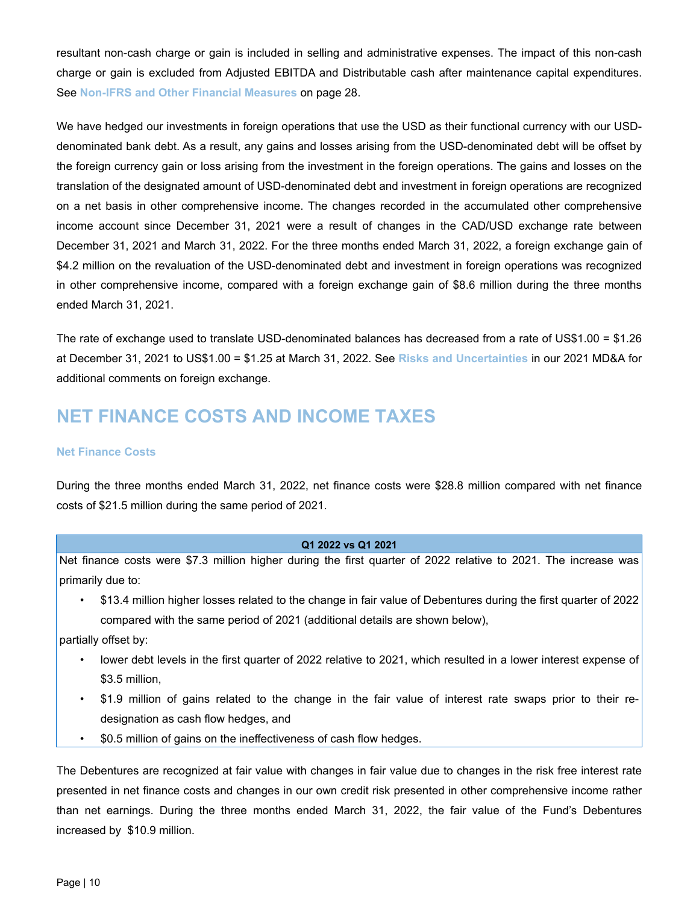resultant non-cash charge or gain is included in selling and administrative expenses. The impact of this non-cash charge or gain is excluded from Adjusted EBITDA and Distributable cash after maintenance capital expenditures. See **Non-IFRS and Other Financial Measures** on page 28.

We have hedged our investments in foreign operations that use the USD as their functional currency with our USD-denominated bank debt. As a result, any gains and losses arising from the USD-denominated debt will be offset by the foreign currency gain or loss arising from the investment in the foreign operations. The gains and losses on the translation of the designated amount of USD-denominated debt and investment in foreign operations are recognized on a net basis in other comprehensive income. The changes recorded in the accumulated other comprehensive income account since December 31, 2021 were a result of changes in the CAD/USD exchange rate between December 31, 2021 and March 31, 2022. For the three months ended March 31, 2022, a foreign exchange gain of $4.2 million on the revaluation of the USD-denominated debt and investment in foreign operations was recognized in other comprehensive income, compared with a foreign exchange gain of $8.6 million during the three months ended March 31, 2021.

The rate of exchange used to translate USD-denominated balances has decreased from a rate of US$1.00 = $1.26 at December 31, 2021 to US$1.00 = $1.25 at March 31, 2022. See **Risks and Uncertainties** in our 2021 MD&A for additional comments on foreign exchange.

# NET FINANCE COSTS AND INCOME TAXES

### Net Finance Costs

During the three months ended March 31, 2022, net finance costs were $28.8 million compared with net finance costs of $21.5 million during the same period of 2021.

| Q1 2022 vs Q1 2021 |
| --- |
| Net finance costs were $7.3 million higher during the first quarter of 2022 relative to 2021. The increase was primarily due to:<br>• $13.4 million higher losses related to the change in fair value of Debentures during the first quarter of 2022 compared with the same period of 2021 (additional details are shown below),<br>partially offset by:<br>• lower debt levels in the first quarter of 2022 relative to 2021, which resulted in a lower interest expense of $3.5 million,<br>• $1.9 million of gains related to the change in the fair value of interest rate swaps prior to their re-designation as cash flow hedges, and<br>• $0.5 million of gains on the ineffectiveness of cash flow hedges. |

The Debentures are recognized at fair value with changes in fair value due to changes in the risk free interest rate presented in net finance costs and changes in our own credit risk presented in other comprehensive income rather than net earnings. During the three months ended March 31, 2022, the fair value of the Fund's Debentures increased by $10.9 million.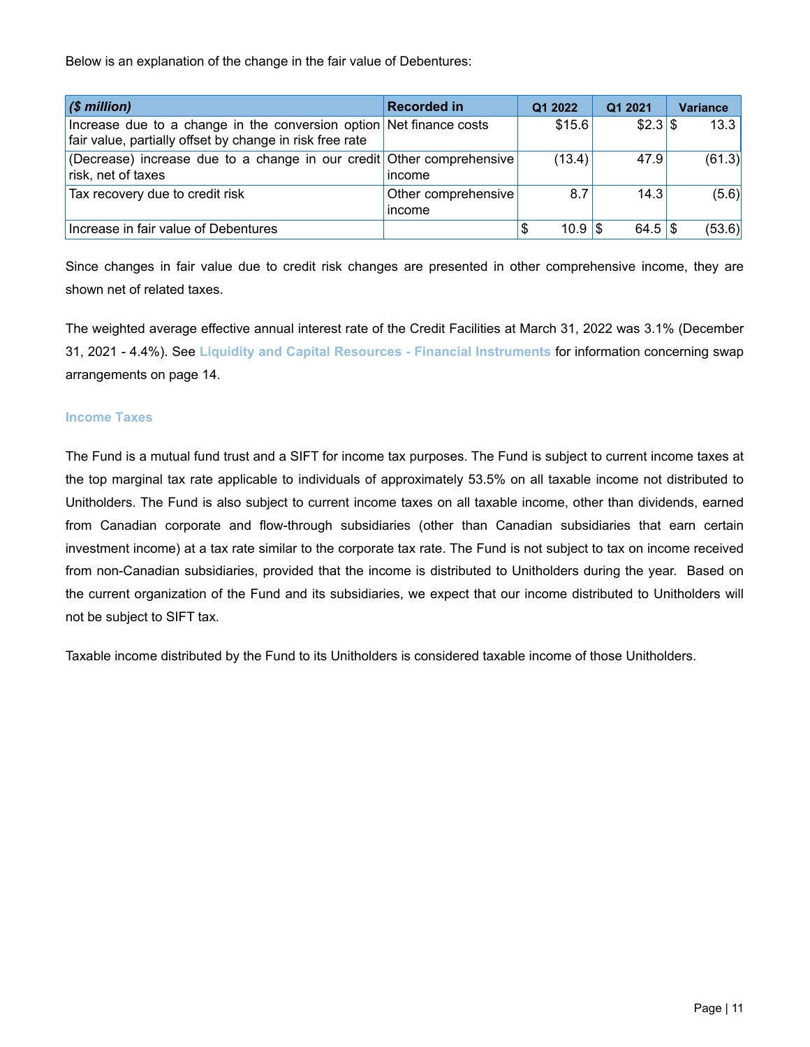Below is an explanation of the change in the fair value of Debentures:

| *($ million)* | Recorded in | Q1 2022 | Q1 2021 | Variance |
|---|---|---|---|---|
| Increase due to a change in the conversion option fair value, partially offset by change in risk free rate | Net finance costs | $15.6 | $2.3 | $ 13.3 |
| (Decrease) increase due to a change in our credit risk, net of taxes | Other comprehensive income | (13.4) | 47.9 | (61.3) |
| Tax recovery due to credit risk | Other comprehensive income | 8.7 | 14.3 | (5.6) |
| Increase in fair value of Debentures | | $ 10.9 | $ 64.5 | $ (53.6) |

Since changes in fair value due to credit risk changes are presented in other comprehensive income, they are shown net of related taxes.

The weighted average effective annual interest rate of the Credit Facilities at March 31, 2022 was 3.1% (December 31, 2021 - 4.4%). See **Liquidity and Capital Resources - Financial Instruments** for information concerning swap arrangements on page 14.

### Income Taxes

The Fund is a mutual fund trust and a SIFT for income tax purposes. The Fund is subject to current income taxes at the top marginal tax rate applicable to individuals of approximately 53.5% on all taxable income not distributed to Unitholders. The Fund is also subject to current income taxes on all taxable income, other than dividends, earned from Canadian corporate and flow-through subsidiaries (other than Canadian subsidiaries that earn certain investment income) at a tax rate similar to the corporate tax rate. The Fund is not subject to tax on income received from non-Canadian subsidiaries, provided that the income is distributed to Unitholders during the year. Based on the current organization of the Fund and its subsidiaries, we expect that our income distributed to Unitholders will not be subject to SIFT tax.

Taxable income distributed by the Fund to its Unitholders is considered taxable income of those Unitholders.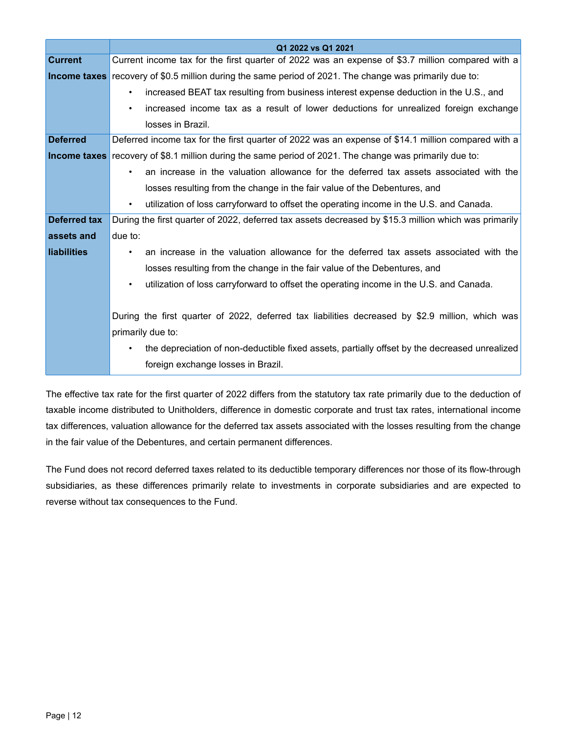| | Q1 2022 vs Q1 2021 |
|---|---|
| **Current Income taxes** | Current income tax for the first quarter of 2022 was an expense of $3.7 million compared with a recovery of $0.5 million during the same period of 2021. The change was primarily due to:<br>• increased BEAT tax resulting from business interest expense deduction in the U.S., and<br>• increased income tax as a result of lower deductions for unrealized foreign exchange losses in Brazil. |
| **Deferred Income taxes** | Deferred income tax for the first quarter of 2022 was an expense of $14.1 million compared with a recovery of $8.1 million during the same period of 2021. The change was primarily due to:<br>• an increase in the valuation allowance for the deferred tax assets associated with the losses resulting from the change in the fair value of the Debentures, and<br>• utilization of loss carryforward to offset the operating income in the U.S. and Canada. |
| **Deferred tax assets and liabilities** | During the first quarter of 2022, deferred tax assets decreased by $15.3 million which was primarily due to:<br>• an increase in the valuation allowance for the deferred tax assets associated with the losses resulting from the change in the fair value of the Debentures, and<br>• utilization of loss carryforward to offset the operating income in the U.S. and Canada.<br><br>During the first quarter of 2022, deferred tax liabilities decreased by $2.9 million, which was primarily due to:<br>• the depreciation of non-deductible fixed assets, partially offset by the decreased unrealized foreign exchange losses in Brazil. |

The effective tax rate for the first quarter of 2022 differs from the statutory tax rate primarily due to the deduction of taxable income distributed to Unitholders, difference in domestic corporate and trust tax rates, international income tax differences, valuation allowance for the deferred tax assets associated with the losses resulting from the change in the fair value of the Debentures, and certain permanent differences.

The Fund does not record deferred taxes related to its deductible temporary differences nor those of its flow-through subsidiaries, as these differences primarily relate to investments in corporate subsidiaries and are expected to reverse without tax consequences to the Fund.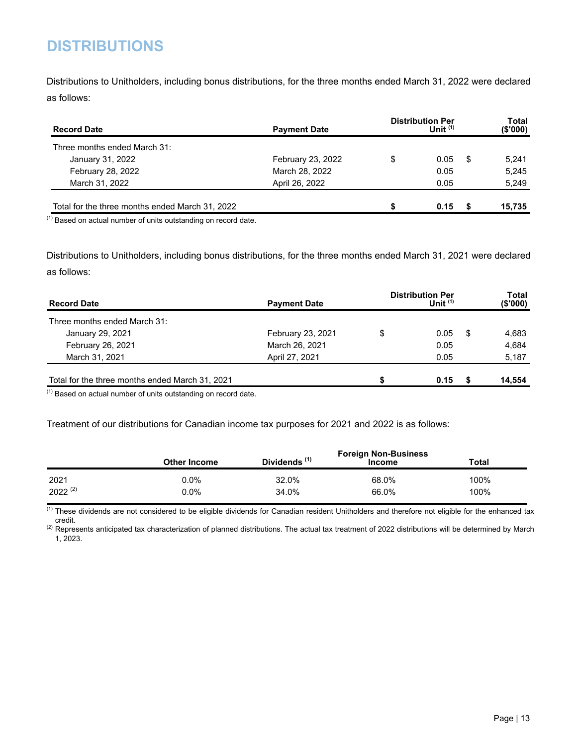# DISTRIBUTIONS

Distributions to Unitholders, including bonus distributions, for the three months ended March 31, 2022 were declared as follows:

| Record Date | Payment Date | Distribution Per Unit [1] | Total ($'000) |
|---|---|---|---|
| Three months ended March 31: | | | |
| January 31, 2022 | February 23, 2022 | $ 0.05 | $ 5,241 |
| February 28, 2022 | March 28, 2022 | 0.05 | 5,245 |
| March 31, 2022 | April 26, 2022 | 0.05 | 5,249 |
| **Total for the three months ended March 31, 2022** | | **$ 0.15** | **$ 15,735** |

[1] Based on actual number of units outstanding on record date.

Distributions to Unitholders, including bonus distributions, for the three months ended March 31, 2021 were declared as follows:

| Record Date | Payment Date | Distribution Per Unit [1] | Total ($'000) |
|---|---|---|---|
| Three months ended March 31: | | | |
| January 29, 2021 | February 23, 2021 | $ 0.05 | $ 4,683 |
| February 26, 2021 | March 26, 2021 | 0.05 | 4,684 |
| March 31, 2021 | April 27, 2021 | 0.05 | 5,187 |
| **Total for the three months ended March 31, 2021** | | **$ 0.15** | **$ 14,554** |

[1] Based on actual number of units outstanding on record date.

Treatment of our distributions for Canadian income tax purposes for 2021 and 2022 is as follows:

| | Other Income | Dividends [1] | Foreign Non-Business Income | Total |
|---|---|---|---|---|
| 2021 | 0.0% | 32.0% | 68.0% | 100% |
| 2022 [2] | 0.0% | 34.0% | 66.0% | 100% |

[1] These dividends are not considered to be eligible dividends for Canadian resident Unitholders and therefore not eligible for the enhanced tax credit.

[2] Represents anticipated tax characterization of planned distributions. The actual tax treatment of 2022 distributions will be determined by March 1, 2023.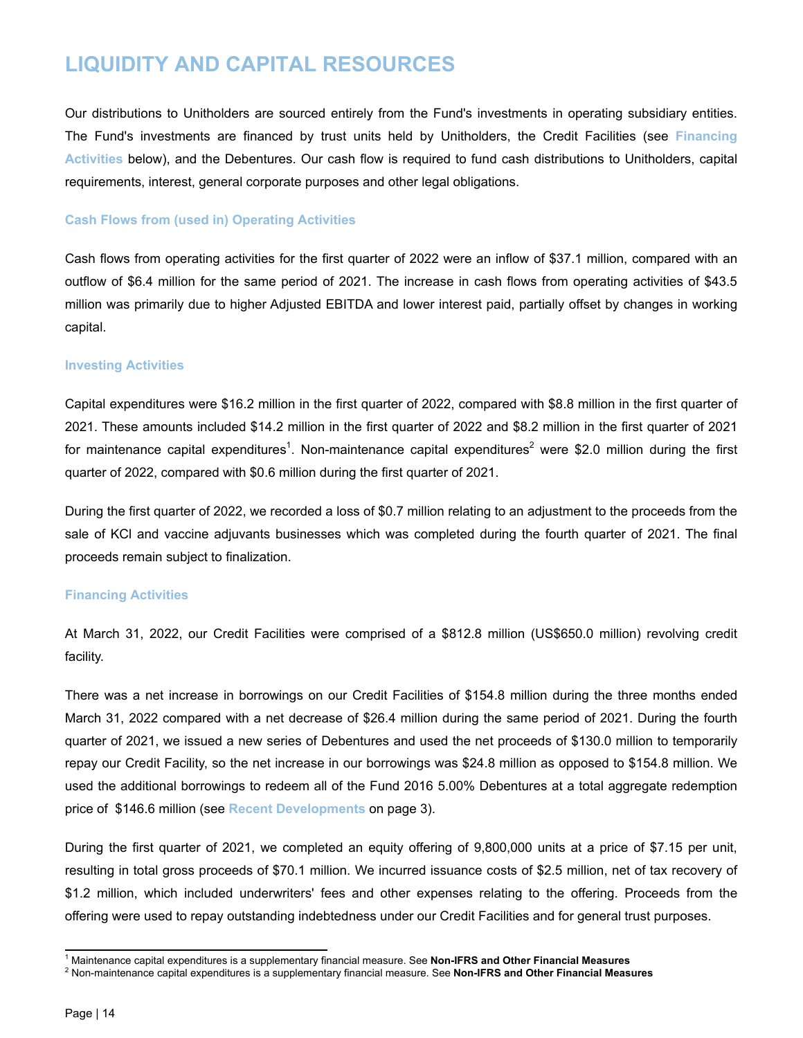# LIQUIDITY AND CAPITAL RESOURCES

Our distributions to Unitholders are sourced entirely from the Fund's investments in operating subsidiary entities. The Fund's investments are financed by trust units held by Unitholders, the Credit Facilities (see **Financing Activities** below), and the Debentures. Our cash flow is required to fund cash distributions to Unitholders, capital requirements, interest, general corporate purposes and other legal obligations.

### Cash Flows from (used in) Operating Activities

Cash flows from operating activities for the first quarter of 2022 were an inflow of $37.1 million, compared with an outflow of $6.4 million for the same period of 2021. The increase in cash flows from operating activities of $43.5 million was primarily due to higher Adjusted EBITDA and lower interest paid, partially offset by changes in working capital.

### Investing Activities

Capital expenditures were $16.2 million in the first quarter of 2022, compared with $8.8 million in the first quarter of 2021. These amounts included $14.2 million in the first quarter of 2022 and $8.2 million in the first quarter of 2021 for maintenance capital expenditures[1]. Non-maintenance capital expenditures[2] were $2.0 million during the first quarter of 2022, compared with $0.6 million during the first quarter of 2021.

During the first quarter of 2022, we recorded a loss of $0.7 million relating to an adjustment to the proceeds from the sale of KCl and vaccine adjuvants businesses which was completed during the fourth quarter of 2021. The final proceeds remain subject to finalization.

### Financing Activities

At March 31, 2022, our Credit Facilities were comprised of a $812.8 million (US$650.0 million) revolving credit facility.

There was a net increase in borrowings on our Credit Facilities of $154.8 million during the three months ended March 31, 2022 compared with a net decrease of $26.4 million during the same period of 2021. During the fourth quarter of 2021, we issued a new series of Debentures and used the net proceeds of $130.0 million to temporarily repay our Credit Facility, so the net increase in our borrowings was $24.8 million as opposed to $154.8 million. We used the additional borrowings to redeem all of the Fund 2016 5.00% Debentures at a total aggregate redemption price of $146.6 million (see **Recent Developments** on page 3).

During the first quarter of 2021, we completed an equity offering of 9,800,000 units at a price of $7.15 per unit, resulting in total gross proceeds of $70.1 million. We incurred issuance costs of $2.5 million, net of tax recovery of $1.2 million, which included underwriters' fees and other expenses relating to the offering. Proceeds from the offering were used to repay outstanding indebtedness under our Credit Facilities and for general trust purposes.

---

[1] Maintenance capital expenditures is a supplementary financial measure. See **Non-IFRS and Other Financial Measures**

[2] Non-maintenance capital expenditures is a supplementary financial measure. See **Non-IFRS and Other Financial Measures**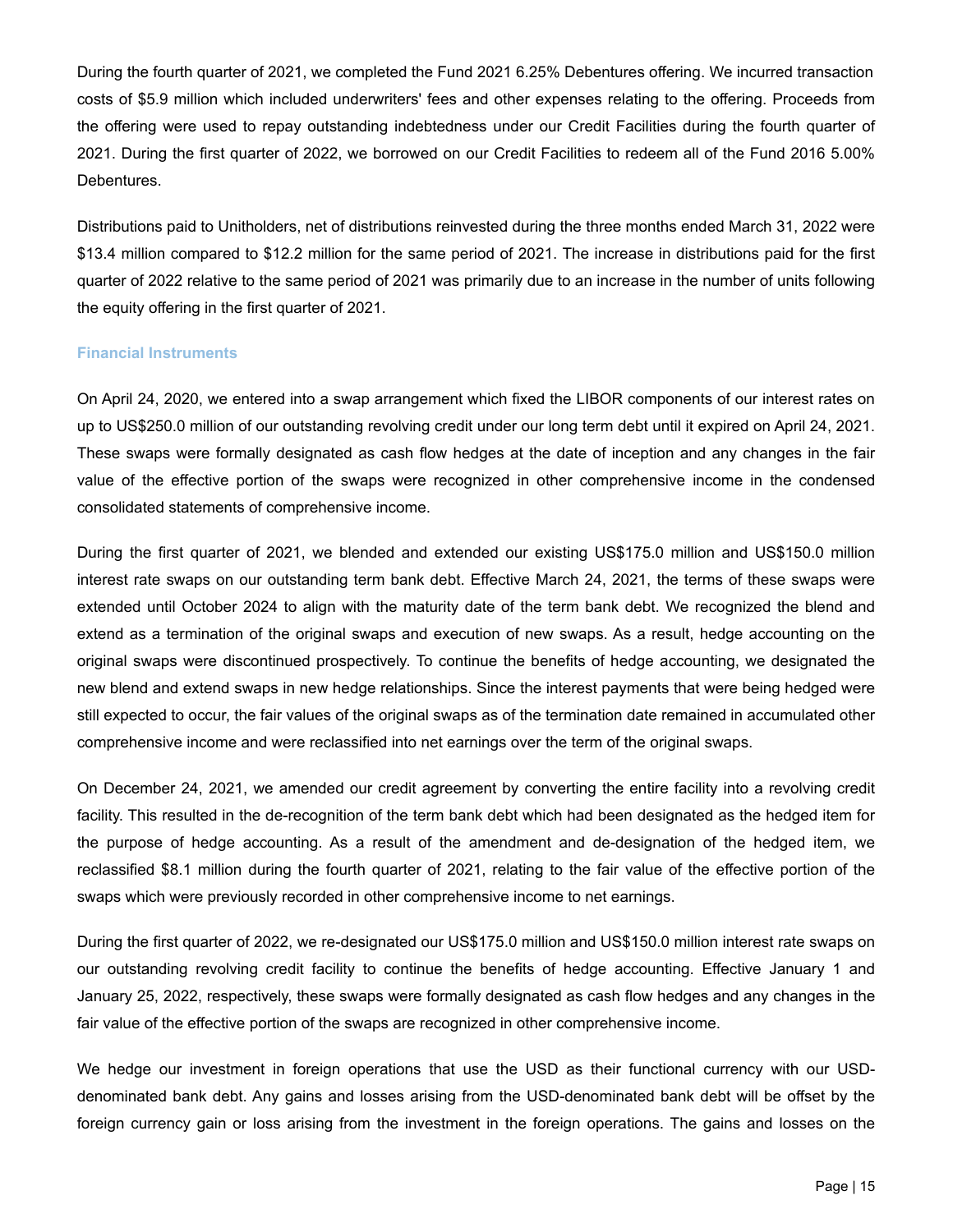During the fourth quarter of 2021, we completed the Fund 2021 6.25% Debentures offering. We incurred transaction costs of $5.9 million which included underwriters' fees and other expenses relating to the offering. Proceeds from the offering were used to repay outstanding indebtedness under our Credit Facilities during the fourth quarter of 2021. During the first quarter of 2022, we borrowed on our Credit Facilities to redeem all of the Fund 2016 5.00% Debentures.

Distributions paid to Unitholders, net of distributions reinvested during the three months ended March 31, 2022 were $13.4 million compared to $12.2 million for the same period of 2021. The increase in distributions paid for the first quarter of 2022 relative to the same period of 2021 was primarily due to an increase in the number of units following the equity offering in the first quarter of 2021.

### Financial Instruments

On April 24, 2020, we entered into a swap arrangement which fixed the LIBOR components of our interest rates on up to US$250.0 million of our outstanding revolving credit under our long term debt until it expired on April 24, 2021. These swaps were formally designated as cash flow hedges at the date of inception and any changes in the fair value of the effective portion of the swaps were recognized in other comprehensive income in the condensed consolidated statements of comprehensive income.

During the first quarter of 2021, we blended and extended our existing US$175.0 million and US$150.0 million interest rate swaps on our outstanding term bank debt. Effective March 24, 2021, the terms of these swaps were extended until October 2024 to align with the maturity date of the term bank debt. We recognized the blend and extend as a termination of the original swaps and execution of new swaps. As a result, hedge accounting on the original swaps were discontinued prospectively. To continue the benefits of hedge accounting, we designated the new blend and extend swaps in new hedge relationships. Since the interest payments that were being hedged were still expected to occur, the fair values of the original swaps as of the termination date remained in accumulated other comprehensive income and were reclassified into net earnings over the term of the original swaps.

On December 24, 2021, we amended our credit agreement by converting the entire facility into a revolving credit facility. This resulted in the de-recognition of the term bank debt which had been designated as the hedged item for the purpose of hedge accounting. As a result of the amendment and de-designation of the hedged item, we reclassified $8.1 million during the fourth quarter of 2021, relating to the fair value of the effective portion of the swaps which were previously recorded in other comprehensive income to net earnings.

During the first quarter of 2022, we re-designated our US$175.0 million and US$150.0 million interest rate swaps on our outstanding revolving credit facility to continue the benefits of hedge accounting. Effective January 1 and January 25, 2022, respectively, these swaps were formally designated as cash flow hedges and any changes in the fair value of the effective portion of the swaps are recognized in other comprehensive income.

We hedge our investment in foreign operations that use the USD as their functional currency with our USD-denominated bank debt. Any gains and losses arising from the USD-denominated bank debt will be offset by the foreign currency gain or loss arising from the investment in the foreign operations. The gains and losses on the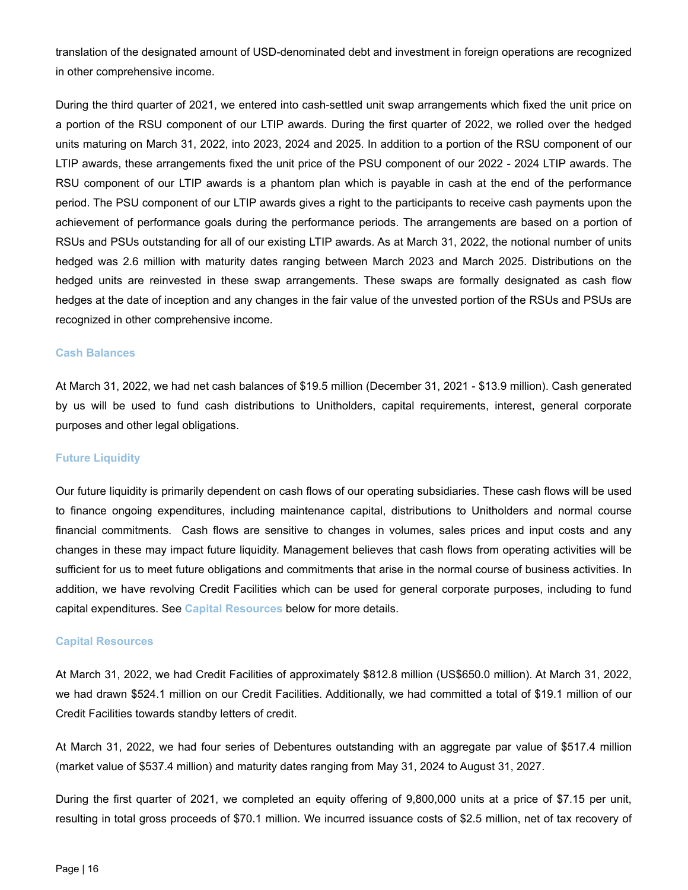translation of the designated amount of USD-denominated debt and investment in foreign operations are recognized in other comprehensive income.

During the third quarter of 2021, we entered into cash-settled unit swap arrangements which fixed the unit price on a portion of the RSU component of our LTIP awards. During the first quarter of 2022, we rolled over the hedged units maturing on March 31, 2022, into 2023, 2024 and 2025. In addition to a portion of the RSU component of our LTIP awards, these arrangements fixed the unit price of the PSU component of our 2022 - 2024 LTIP awards. The RSU component of our LTIP awards is a phantom plan which is payable in cash at the end of the performance period. The PSU component of our LTIP awards gives a right to the participants to receive cash payments upon the achievement of performance goals during the performance periods. The arrangements are based on a portion of RSUs and PSUs outstanding for all of our existing LTIP awards. As at March 31, 2022, the notional number of units hedged was 2.6 million with maturity dates ranging between March 2023 and March 2025. Distributions on the hedged units are reinvested in these swap arrangements. These swaps are formally designated as cash flow hedges at the date of inception and any changes in the fair value of the unvested portion of the RSUs and PSUs are recognized in other comprehensive income.

### Cash Balances

At March 31, 2022, we had net cash balances of $19.5 million (December 31, 2021 - $13.9 million). Cash generated by us will be used to fund cash distributions to Unitholders, capital requirements, interest, general corporate purposes and other legal obligations.

### Future Liquidity

Our future liquidity is primarily dependent on cash flows of our operating subsidiaries. These cash flows will be used to finance ongoing expenditures, including maintenance capital, distributions to Unitholders and normal course financial commitments. Cash flows are sensitive to changes in volumes, sales prices and input costs and any changes in these may impact future liquidity. Management believes that cash flows from operating activities will be sufficient for us to meet future obligations and commitments that arise in the normal course of business activities. In addition, we have revolving Credit Facilities which can be used for general corporate purposes, including to fund capital expenditures. See **Capital Resources** below for more details.

### Capital Resources

At March 31, 2022, we had Credit Facilities of approximately $812.8 million (US$650.0 million). At March 31, 2022, we had drawn $524.1 million on our Credit Facilities. Additionally, we had committed a total of $19.1 million of our Credit Facilities towards standby letters of credit.

At March 31, 2022, we had four series of Debentures outstanding with an aggregate par value of $517.4 million (market value of $537.4 million) and maturity dates ranging from May 31, 2024 to August 31, 2027.

During the first quarter of 2021, we completed an equity offering of 9,800,000 units at a price of $7.15 per unit, resulting in total gross proceeds of $70.1 million. We incurred issuance costs of $2.5 million, net of tax recovery of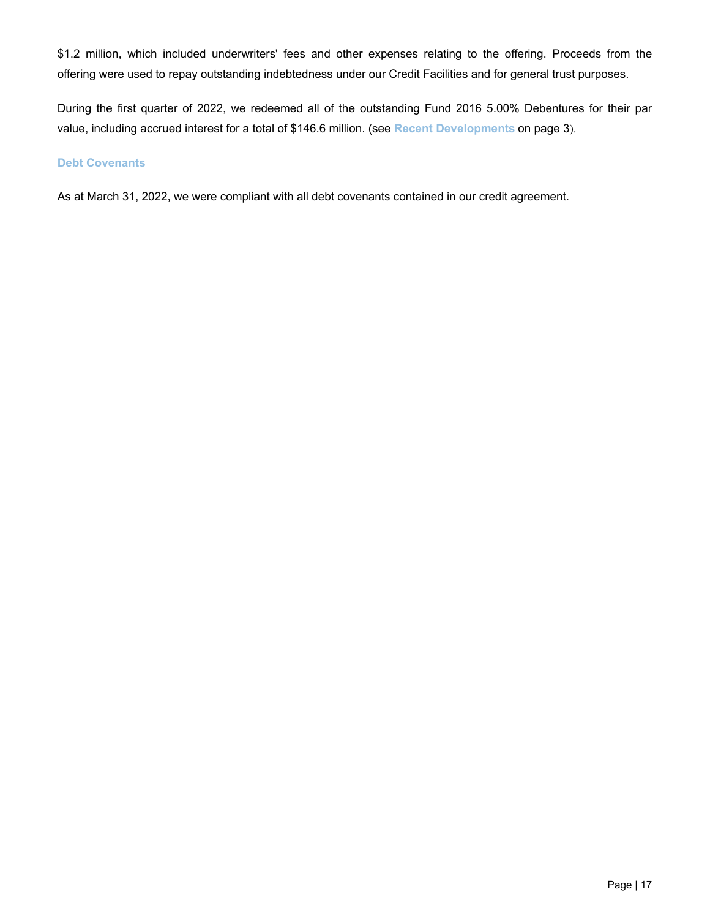$1.2 million, which included underwriters' fees and other expenses relating to the offering. Proceeds from the offering were used to repay outstanding indebtedness under our Credit Facilities and for general trust purposes.

During the first quarter of 2022, we redeemed all of the outstanding Fund 2016 5.00% Debentures for their par value, including accrued interest for a total of $146.6 million. (see **Recent Developments** on page 3).

### Debt Covenants

As at March 31, 2022, we were compliant with all debt covenants contained in our credit agreement.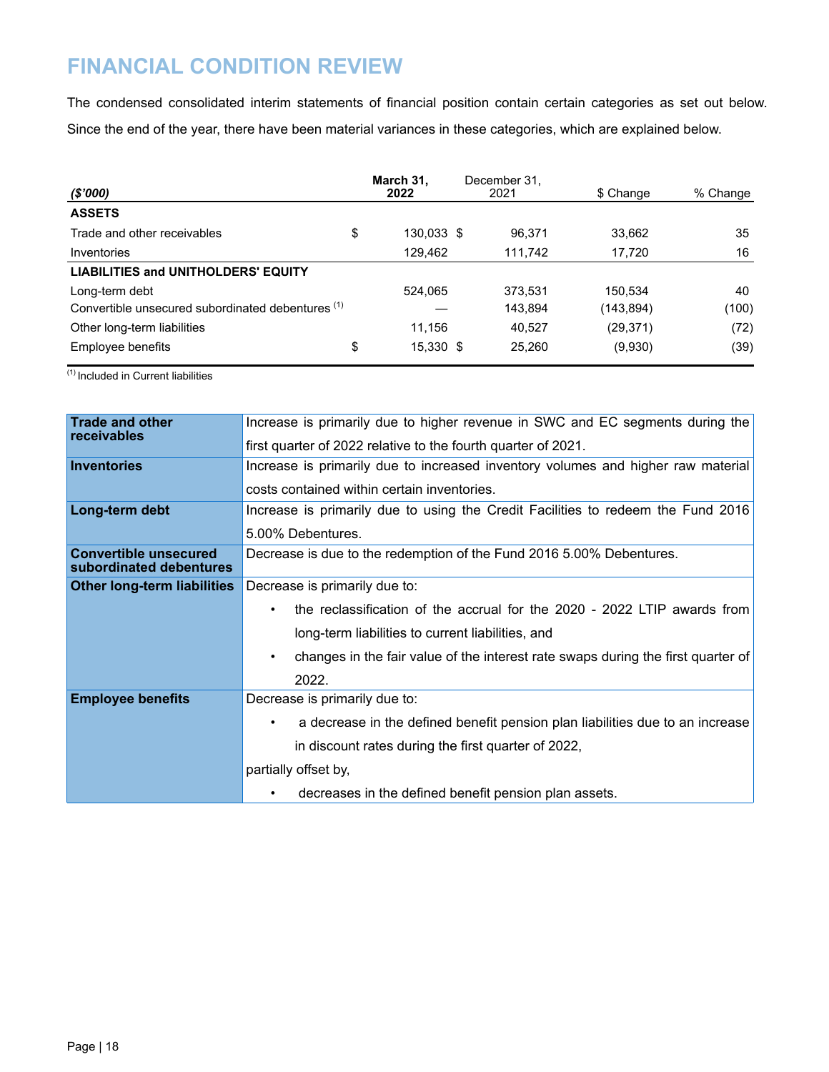# FINANCIAL CONDITION REVIEW

The condensed consolidated interim statements of financial position contain certain categories as set out below. Since the end of the year, there have been material variances in these categories, which are explained below.

| *($'000)* | **March 31, 2022** | December 31, 2021 | $ Change | % Change |
|---|---|---|---|---|
| **ASSETS** | | | | |
| Trade and other receivables | $ 130,033 | $ 96,371 | 33,662 | 35 |
| Inventories | 129,462 | 111,742 | 17,720 | 16 |
| **LIABILITIES and UNITHOLDERS' EQUITY** | | | | |
| Long-term debt | 524,065 | 373,531 | 150,534 | 40 |
| Convertible unsecured subordinated debentures [(1)] | — | 143,894 | (143,894) | (100) |
| Other long-term liabilities | 11,156 | 40,527 | (29,371) | (72) |
| Employee benefits | $ 15,330 | $ 25,260 | (9,930) | (39) |

[(1)] Included in Current liabilities

| | |
|---|---|
| **Trade and other receivables** | Increase is primarily due to higher revenue in SWC and EC segments during the first quarter of 2022 relative to the fourth quarter of 2021. |
| **Inventories** | Increase is primarily due to increased inventory volumes and higher raw material costs contained within certain inventories. |
| **Long-term debt** | Increase is primarily due to using the Credit Facilities to redeem the Fund 2016 5.00% Debentures. |
| **Convertible unsecured subordinated debentures** | Decrease is due to the redemption of the Fund 2016 5.00% Debentures. |
| **Other long-term liabilities** | Decrease is primarily due to: • the reclassification of the accrual for the 2020 - 2022 LTIP awards from long-term liabilities to current liabilities, and • changes in the fair value of the interest rate swaps during the first quarter of 2022. |
| **Employee benefits** | Decrease is primarily due to: • a decrease in the defined benefit pension plan liabilities due to an increase in discount rates during the first quarter of 2022, partially offset by, • decreases in the defined benefit pension plan assets. |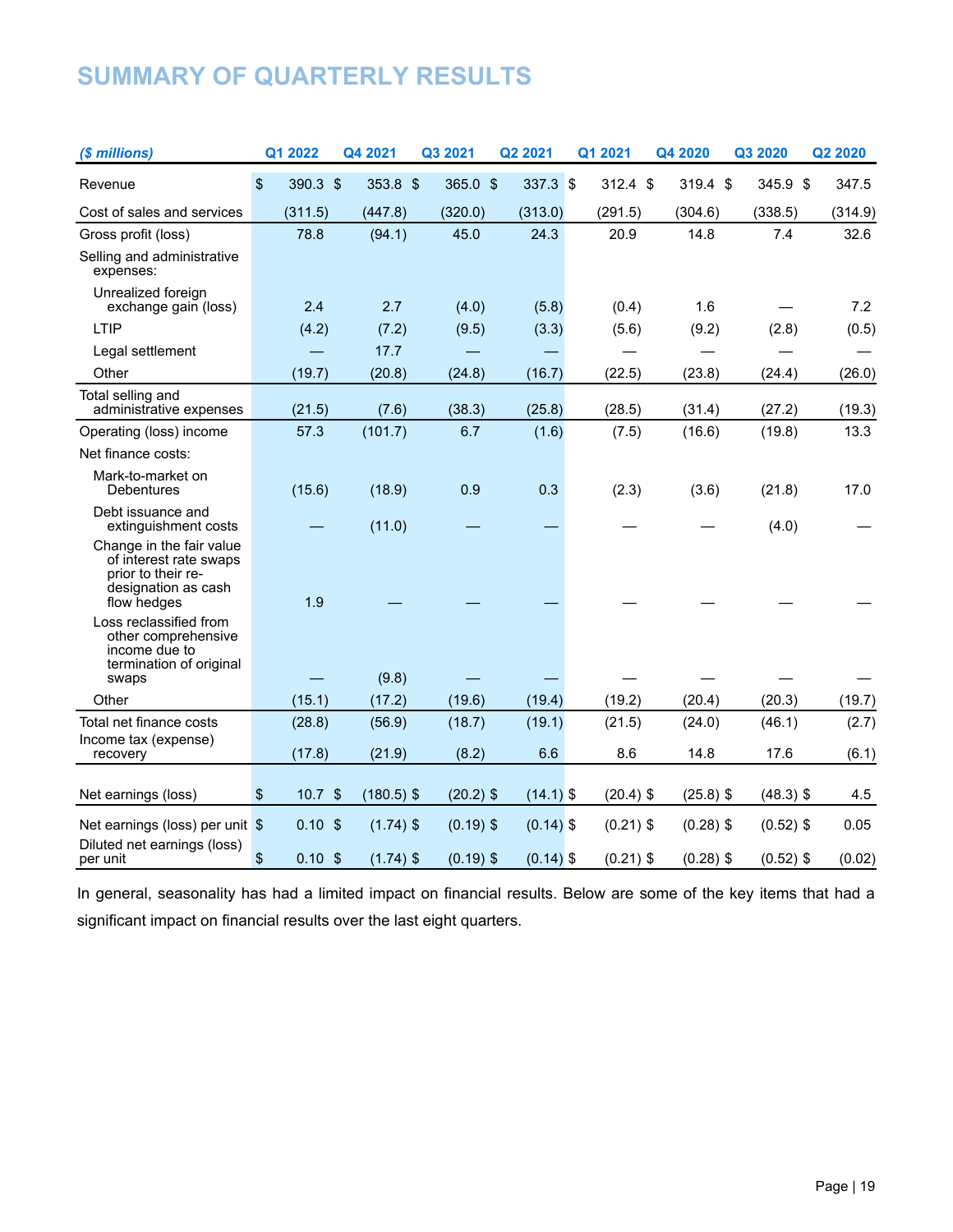# SUMMARY OF QUARTERLY RESULTS

| *($ millions)* | Q1 2022 | Q4 2021 | Q3 2021 | Q2 2021 | Q1 2021 | Q4 2020 | Q3 2020 | Q2 2020 |
|---|---|---|---|---|---|---|---|---|
| Revenue | $ 390.3 | $ 353.8 | $ 365.0 | $ 337.3 | $ 312.4 | $ 319.4 | $ 345.9 | $ 347.5 |
| Cost of sales and services | (311.5) | (447.8) | (320.0) | (313.0) | (291.5) | (304.6) | (338.5) | (314.9) |
| Gross profit (loss) | 78.8 | (94.1) | 45.0 | 24.3 | 20.9 | 14.8 | 7.4 | 32.6 |
| Selling and administrative expenses: | | | | | | | | |
| Unrealized foreign exchange gain (loss) | 2.4 | 2.7 | (4.0) | (5.8) | (0.4) | 1.6 | — | 7.2 |
| LTIP | (4.2) | (7.2) | (9.5) | (3.3) | (5.6) | (9.2) | (2.8) | (0.5) |
| Legal settlement | — | 17.7 | — | — | — | — | — | — |
| Other | (19.7) | (20.8) | (24.8) | (16.7) | (22.5) | (23.8) | (24.4) | (26.0) |
| Total selling and administrative expenses | (21.5) | (7.6) | (38.3) | (25.8) | (28.5) | (31.4) | (27.2) | (19.3) |
| Operating (loss) income | 57.3 | (101.7) | 6.7 | (1.6) | (7.5) | (16.6) | (19.8) | 13.3 |
| Net finance costs: | | | | | | | | |
| Mark-to-market on Debentures | (15.6) | (18.9) | 0.9 | 0.3 | (2.3) | (3.6) | (21.8) | 17.0 |
| Debt issuance and extinguishment costs | — | (11.0) | — | — | — | — | (4.0) | — |
| Change in the fair value of interest rate swaps prior to their re-designation as cash flow hedges | 1.9 | — | — | — | — | — | — | — |
| Loss reclassified from other comprehensive income due to termination of original swaps | — | (9.8) | — | — | — | — | — | — |
| Other | (15.1) | (17.2) | (19.6) | (19.4) | (19.2) | (20.4) | (20.3) | (19.7) |
| Total net finance costs | (28.8) | (56.9) | (18.7) | (19.1) | (21.5) | (24.0) | (46.1) | (2.7) |
| Income tax (expense) recovery | (17.8) | (21.9) | (8.2) | 6.6 | 8.6 | 14.8 | 17.6 | (6.1) |
| Net earnings (loss) | $ 10.7 | $ (180.5) | $ (20.2) | $ (14.1) | $ (20.4) | $ (25.8) | $ (48.3) | $ 4.5 |
| Net earnings (loss) per unit | $ 0.10 | $ (1.74) | $ (0.19) | $ (0.14) | $ (0.21) | $ (0.28) | $ (0.52) | $ 0.05 |
| Diluted net earnings (loss) per unit | $ 0.10 | $ (1.74) | $ (0.19) | $ (0.14) | $ (0.21) | $ (0.28) | $ (0.52) | $ (0.02) |

In general, seasonality has had a limited impact on financial results. Below are some of the key items that had a significant impact on financial results over the last eight quarters.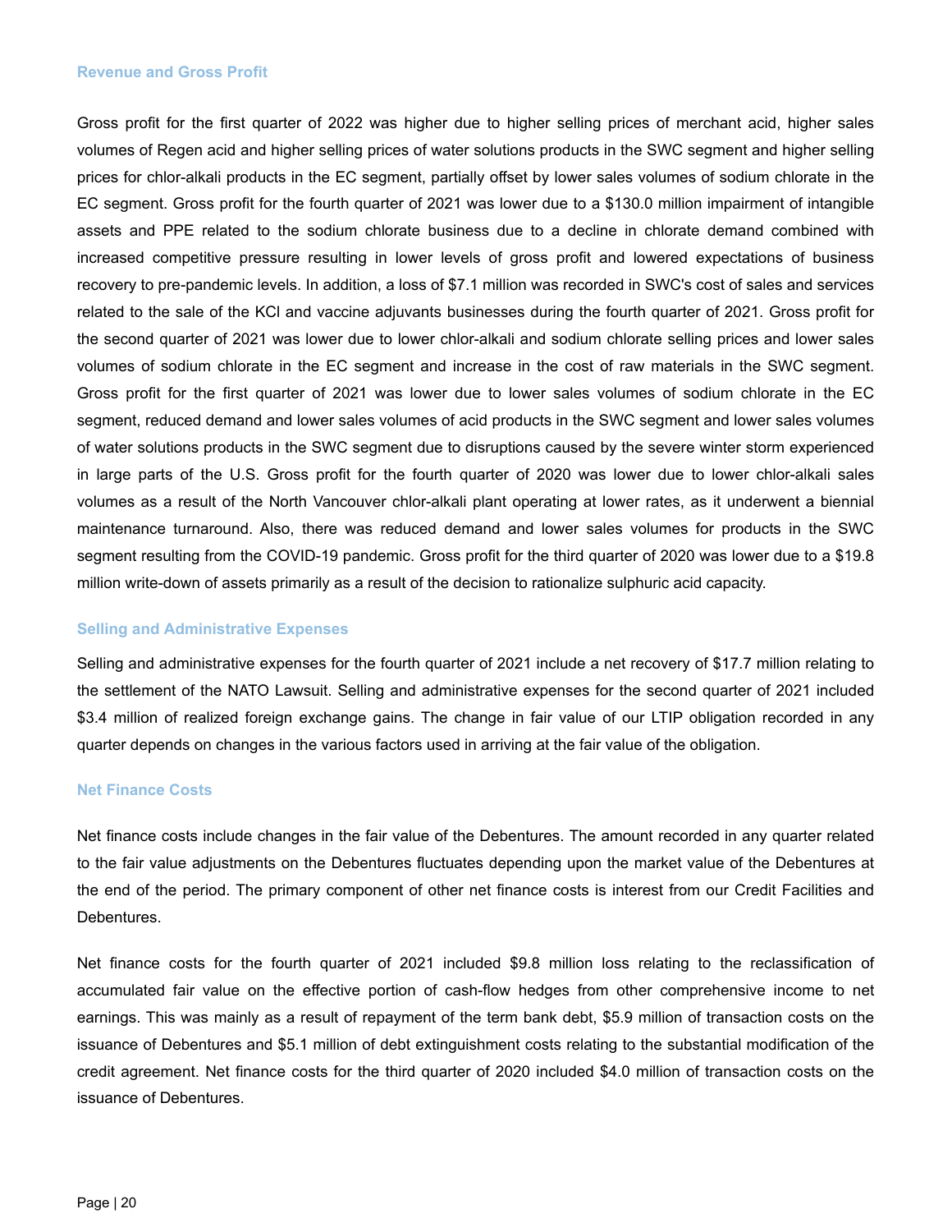### Revenue and Gross Profit

Gross profit for the first quarter of 2022 was higher due to higher selling prices of merchant acid, higher sales volumes of Regen acid and higher selling prices of water solutions products in the SWC segment and higher selling prices for chlor-alkali products in the EC segment, partially offset by lower sales volumes of sodium chlorate in the EC segment. Gross profit for the fourth quarter of 2021 was lower due to a $130.0 million impairment of intangible assets and PPE related to the sodium chlorate business due to a decline in chlorate demand combined with increased competitive pressure resulting in lower levels of gross profit and lowered expectations of business recovery to pre-pandemic levels. In addition, a loss of $7.1 million was recorded in SWC's cost of sales and services related to the sale of the KCl and vaccine adjuvants businesses during the fourth quarter of 2021. Gross profit for the second quarter of 2021 was lower due to lower chlor-alkali and sodium chlorate selling prices and lower sales volumes of sodium chlorate in the EC segment and increase in the cost of raw materials in the SWC segment. Gross profit for the first quarter of 2021 was lower due to lower sales volumes of sodium chlorate in the EC segment, reduced demand and lower sales volumes of acid products in the SWC segment and lower sales volumes of water solutions products in the SWC segment due to disruptions caused by the severe winter storm experienced in large parts of the U.S. Gross profit for the fourth quarter of 2020 was lower due to lower chlor-alkali sales volumes as a result of the North Vancouver chlor-alkali plant operating at lower rates, as it underwent a biennial maintenance turnaround. Also, there was reduced demand and lower sales volumes for products in the SWC segment resulting from the COVID-19 pandemic. Gross profit for the third quarter of 2020 was lower due to a $19.8 million write-down of assets primarily as a result of the decision to rationalize sulphuric acid capacity.

### Selling and Administrative Expenses

Selling and administrative expenses for the fourth quarter of 2021 include a net recovery of $17.7 million relating to the settlement of the NATO Lawsuit. Selling and administrative expenses for the second quarter of 2021 included $3.4 million of realized foreign exchange gains. The change in fair value of our LTIP obligation recorded in any quarter depends on changes in the various factors used in arriving at the fair value of the obligation.

### Net Finance Costs

Net finance costs include changes in the fair value of the Debentures. The amount recorded in any quarter related to the fair value adjustments on the Debentures fluctuates depending upon the market value of the Debentures at the end of the period. The primary component of other net finance costs is interest from our Credit Facilities and Debentures.

Net finance costs for the fourth quarter of 2021 included $9.8 million loss relating to the reclassification of accumulated fair value on the effective portion of cash-flow hedges from other comprehensive income to net earnings. This was mainly as a result of repayment of the term bank debt, $5.9 million of transaction costs on the issuance of Debentures and $5.1 million of debt extinguishment costs relating to the substantial modification of the credit agreement. Net finance costs for the third quarter of 2020 included $4.0 million of transaction costs on the issuance of Debentures.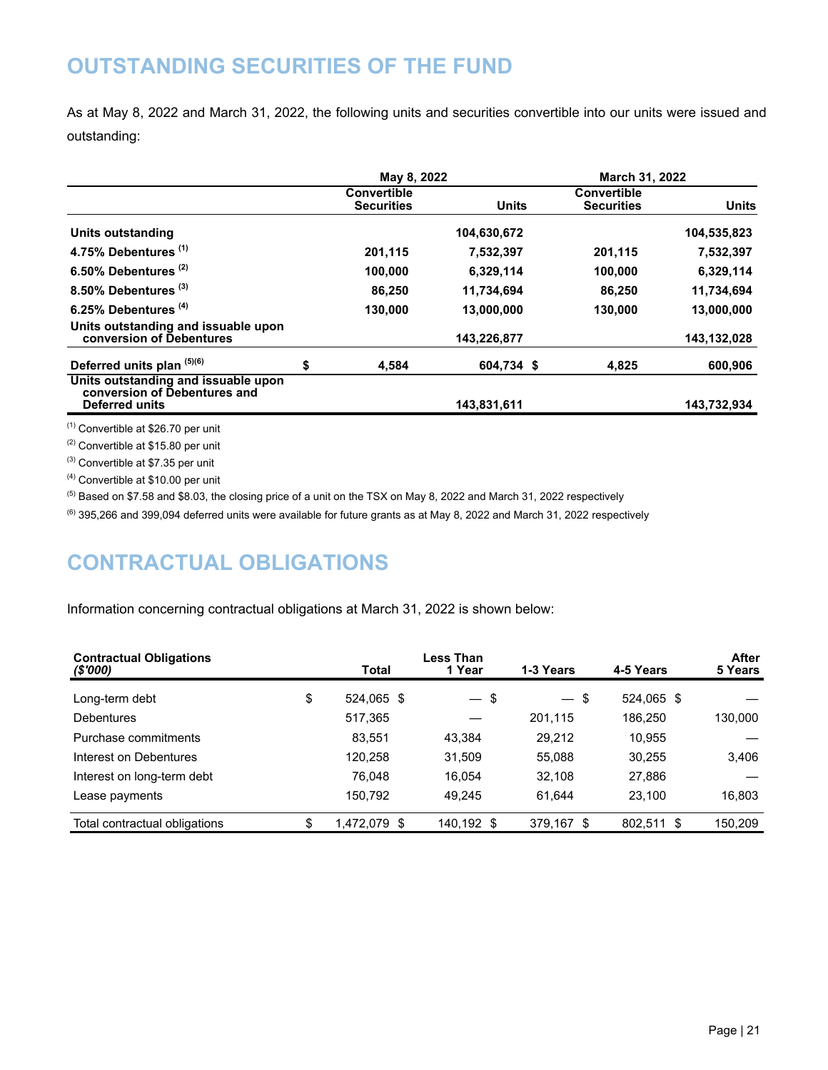# OUTSTANDING SECURITIES OF THE FUND

As at May 8, 2022 and March 31, 2022, the following units and securities convertible into our units were issued and outstanding:

| | May 8, 2022 | | March 31, 2022 | |
|---|---|---|---|---|
| | **Convertible Securities** | **Units** | **Convertible Securities** | **Units** |
| **Units outstanding** | | **104,630,672** | | **104,535,823** |
| **4.75% Debentures [(1)]** | **201,115** | **7,532,397** | **201,115** | **7,532,397** |
| **6.50% Debentures [(2)]** | **100,000** | **6,329,114** | **100,000** | **6,329,114** |
| **8.50% Debentures [(3)]** | **86,250** | **11,734,694** | **86,250** | **11,734,694** |
| **6.25% Debentures [(4)]** | **130,000** | **13,000,000** | **130,000** | **13,000,000** |
| **Units outstanding and issuable upon conversion of Debentures** | | **143,226,877** | | **143,132,028** |
| **Deferred units plan [(5)(6)]** | **$ 4,584** | **604,734** | **$ 4,825** | **600,906** |
| **Units outstanding and issuable upon conversion of Debentures and Deferred units** | | **143,831,611** | | **143,732,934** |

(1) Convertible at $26.70 per unit

(2) Convertible at $15.80 per unit

(3) Convertible at $7.35 per unit

(4) Convertible at $10.00 per unit

(5) Based on $7.58 and $8.03, the closing price of a unit on the TSX on May 8, 2022 and March 31, 2022 respectively

(6) 395,266 and 399,094 deferred units were available for future grants as at May 8, 2022 and March 31, 2022 respectively

# CONTRACTUAL OBLIGATIONS

Information concerning contractual obligations at March 31, 2022 is shown below:

| **Contractual Obligations** ***($'000)*** | **Total** | **Less Than 1 Year** | **1-3 Years** | **4-5 Years** | **After 5 Years** |
|---|---|---|---|---|---|
| Long-term debt | $ 524,065 | $ — | $ — | $ 524,065 | $ — |
| Debentures | 517,365 | — | 201,115 | 186,250 | 130,000 |
| Purchase commitments | 83,551 | 43,384 | 29,212 | 10,955 | — |
| Interest on Debentures | 120,258 | 31,509 | 55,088 | 30,255 | 3,406 |
| Interest on long-term debt | 76,048 | 16,054 | 32,108 | 27,886 | — |
| Lease payments | 150,792 | 49,245 | 61,644 | 23,100 | 16,803 |
| Total contractual obligations | $ 1,472,079 | $ 140,192 | $ 379,167 | $ 802,511 | $ 150,209 |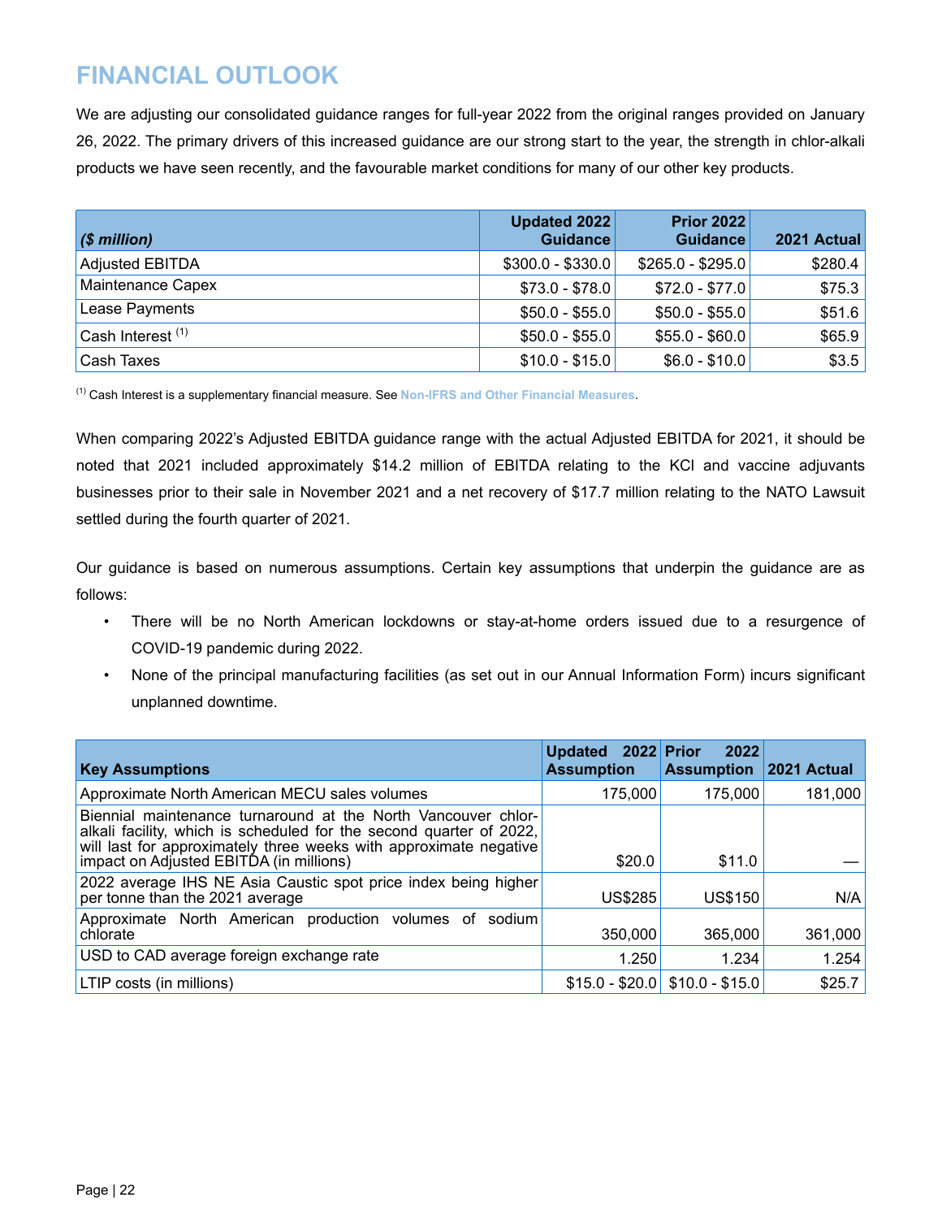# FINANCIAL OUTLOOK

We are adjusting our consolidated guidance ranges for full-year 2022 from the original ranges provided on January 26, 2022. The primary drivers of this increased guidance are our strong start to the year, the strength in chlor-alkali products we have seen recently, and the favourable market conditions for many of our other key products.

| *($ million)* | Updated 2022 Guidance | Prior 2022 Guidance | 2021 Actual |
|---|---|---|---|
| Adjusted EBITDA | $300.0 - $330.0 | $265.0 - $295.0 | $280.4 |
| Maintenance Capex | $73.0 - $78.0 | $72.0 - $77.0 | $75.3 |
| Lease Payments | $50.0 - $55.0 | $50.0 - $55.0 | $51.6 |
| Cash Interest [1] | $50.0 - $55.0 | $55.0 - $60.0 | $65.9 |
| Cash Taxes | $10.0 - $15.0 | $6.0 - $10.0 | $3.5 |

[1] Cash Interest is a supplementary financial measure. See **Non-IFRS and Other Financial Measures**.

When comparing 2022's Adjusted EBITDA guidance range with the actual Adjusted EBITDA for 2021, it should be noted that 2021 included approximately $14.2 million of EBITDA relating to the KCl and vaccine adjuvants businesses prior to their sale in November 2021 and a net recovery of $17.7 million relating to the NATO Lawsuit settled during the fourth quarter of 2021.

Our guidance is based on numerous assumptions. Certain key assumptions that underpin the guidance are as follows:

- There will be no North American lockdowns or stay-at-home orders issued due to a resurgence of COVID-19 pandemic during 2022.
- None of the principal manufacturing facilities (as set out in our Annual Information Form) incurs significant unplanned downtime.

| Key Assumptions | Updated 2022 Assumption | Prior 2022 Assumption | 2021 Actual |
|---|---|---|---|
| Approximate North American MECU sales volumes | 175,000 | 175,000 | 181,000 |
| Biennial maintenance turnaround at the North Vancouver chlor-alkali facility, which is scheduled for the second quarter of 2022, will last for approximately three weeks with approximate negative impact on Adjusted EBITDA (in millions) | $20.0 | $11.0 | — |
| 2022 average IHS NE Asia Caustic spot price index being higher per tonne than the 2021 average | US$285 | US$150 | N/A |
| Approximate North American production volumes of sodium chlorate | 350,000 | 365,000 | 361,000 |
| USD to CAD average foreign exchange rate | 1.250 | 1.234 | 1.254 |
| LTIP costs (in millions) | $15.0 - $20.0 | $10.0 - $15.0 | $25.7 |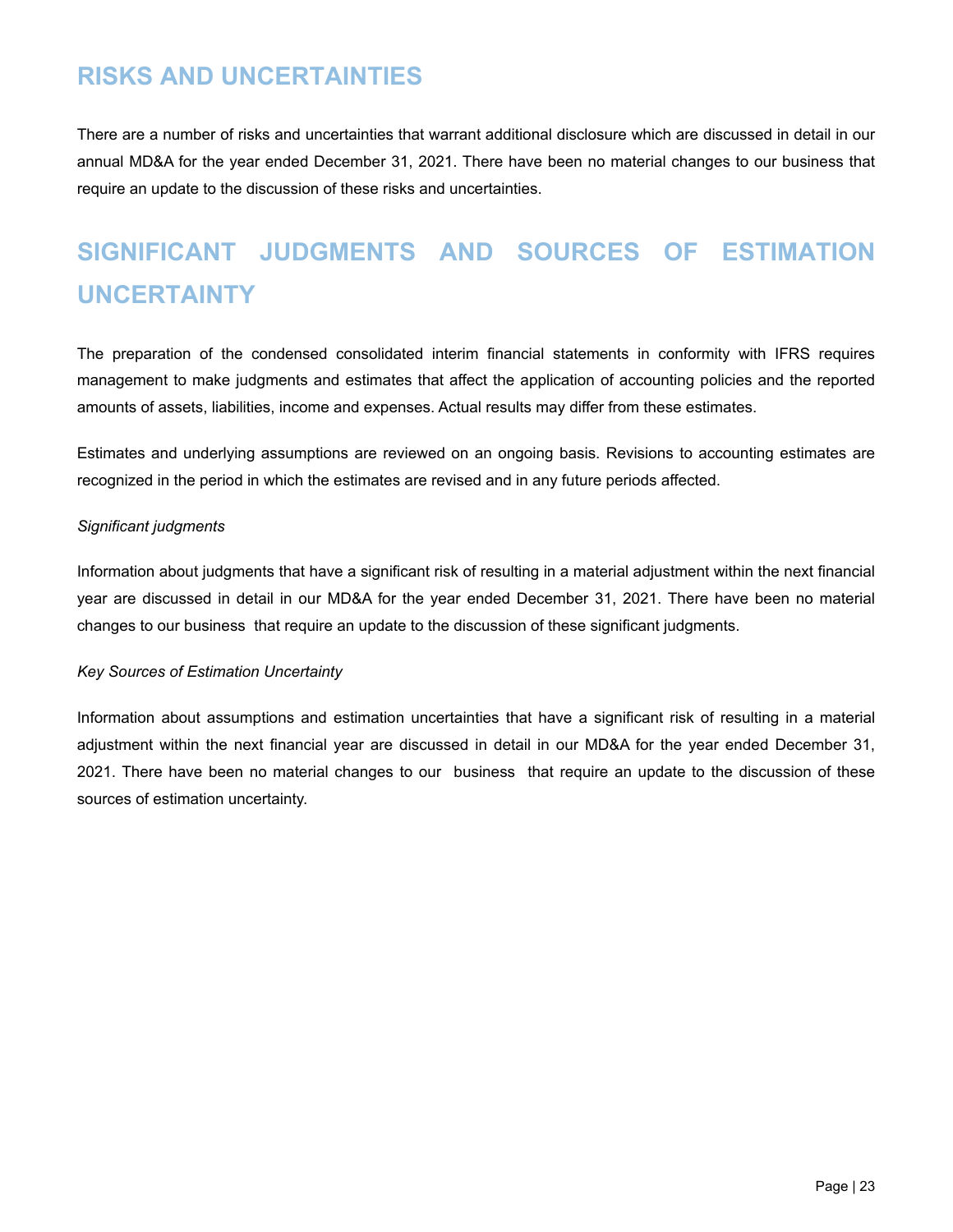## RISKS AND UNCERTAINTIES

There are a number of risks and uncertainties that warrant additional disclosure which are discussed in detail in our annual MD&A for the year ended December 31, 2021. There have been no material changes to our business that require an update to the discussion of these risks and uncertainties.

## SIGNIFICANT JUDGMENTS AND SOURCES OF ESTIMATION UNCERTAINTY

The preparation of the condensed consolidated interim financial statements in conformity with IFRS requires management to make judgments and estimates that affect the application of accounting policies and the reported amounts of assets, liabilities, income and expenses. Actual results may differ from these estimates.

Estimates and underlying assumptions are reviewed on an ongoing basis. Revisions to accounting estimates are recognized in the period in which the estimates are revised and in any future periods affected.

*Significant judgments*

Information about judgments that have a significant risk of resulting in a material adjustment within the next financial year are discussed in detail in our MD&A for the year ended December 31, 2021. There have been no material changes to our business that require an update to the discussion of these significant judgments.

*Key Sources of Estimation Uncertainty*

Information about assumptions and estimation uncertainties that have a significant risk of resulting in a material adjustment within the next financial year are discussed in detail in our MD&A for the year ended December 31, 2021. There have been no material changes to our business that require an update to the discussion of these sources of estimation uncertainty.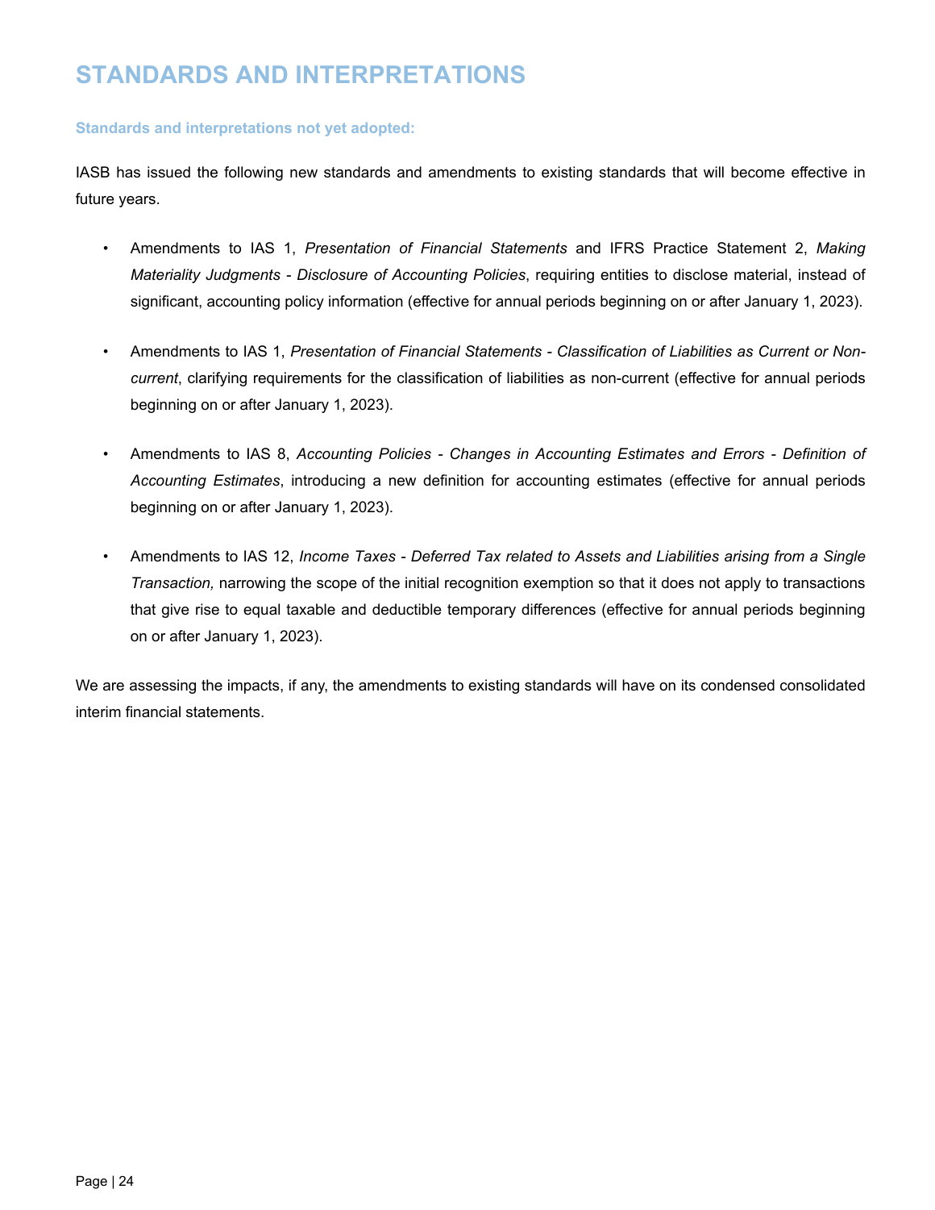# STANDARDS AND INTERPRETATIONS

### Standards and interpretations not yet adopted:

IASB has issued the following new standards and amendments to existing standards that will become effective in future years.

- Amendments to IAS 1, *Presentation of Financial Statements* and IFRS Practice Statement 2, *Making Materiality Judgments - Disclosure of Accounting Policies*, requiring entities to disclose material, instead of significant, accounting policy information (effective for annual periods beginning on or after January 1, 2023).

- Amendments to IAS 1, *Presentation of Financial Statements - Classification of Liabilities as Current or Non-current*, clarifying requirements for the classification of liabilities as non-current (effective for annual periods beginning on or after January 1, 2023).

- Amendments to IAS 8, *Accounting Policies - Changes in Accounting Estimates and Errors - Definition of Accounting Estimates*, introducing a new definition for accounting estimates (effective for annual periods beginning on or after January 1, 2023).

- Amendments to IAS 12, *Income Taxes - Deferred Tax related to Assets and Liabilities arising from a Single Transaction,* narrowing the scope of the initial recognition exemption so that it does not apply to transactions that give rise to equal taxable and deductible temporary differences (effective for annual periods beginning on or after January 1, 2023).

We are assessing the impacts, if any, the amendments to existing standards will have on its condensed consolidated interim financial statements.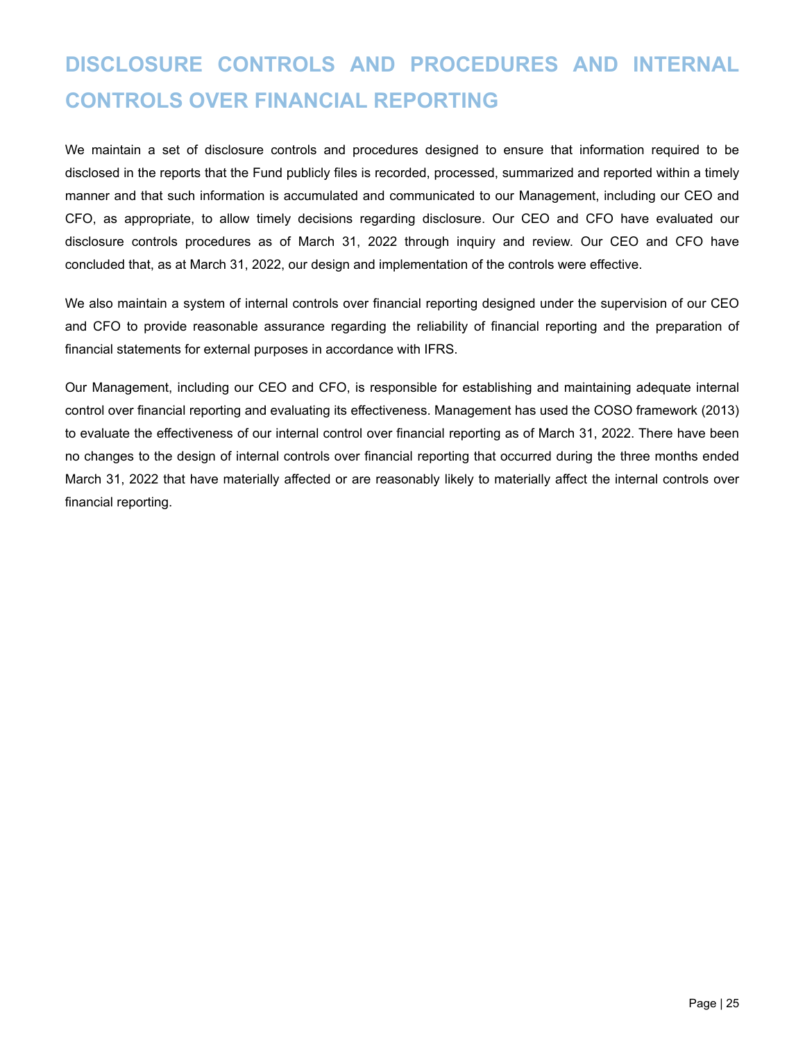# DISCLOSURE CONTROLS AND PROCEDURES AND INTERNAL CONTROLS OVER FINANCIAL REPORTING

We maintain a set of disclosure controls and procedures designed to ensure that information required to be disclosed in the reports that the Fund publicly files is recorded, processed, summarized and reported within a timely manner and that such information is accumulated and communicated to our Management, including our CEO and CFO, as appropriate, to allow timely decisions regarding disclosure. Our CEO and CFO have evaluated our disclosure controls procedures as of March 31, 2022 through inquiry and review. Our CEO and CFO have concluded that, as at March 31, 2022, our design and implementation of the controls were effective.

We also maintain a system of internal controls over financial reporting designed under the supervision of our CEO and CFO to provide reasonable assurance regarding the reliability of financial reporting and the preparation of financial statements for external purposes in accordance with IFRS.

Our Management, including our CEO and CFO, is responsible for establishing and maintaining adequate internal control over financial reporting and evaluating its effectiveness. Management has used the COSO framework (2013) to evaluate the effectiveness of our internal control over financial reporting as of March 31, 2022. There have been no changes to the design of internal controls over financial reporting that occurred during the three months ended March 31, 2022 that have materially affected or are reasonably likely to materially affect the internal controls over financial reporting.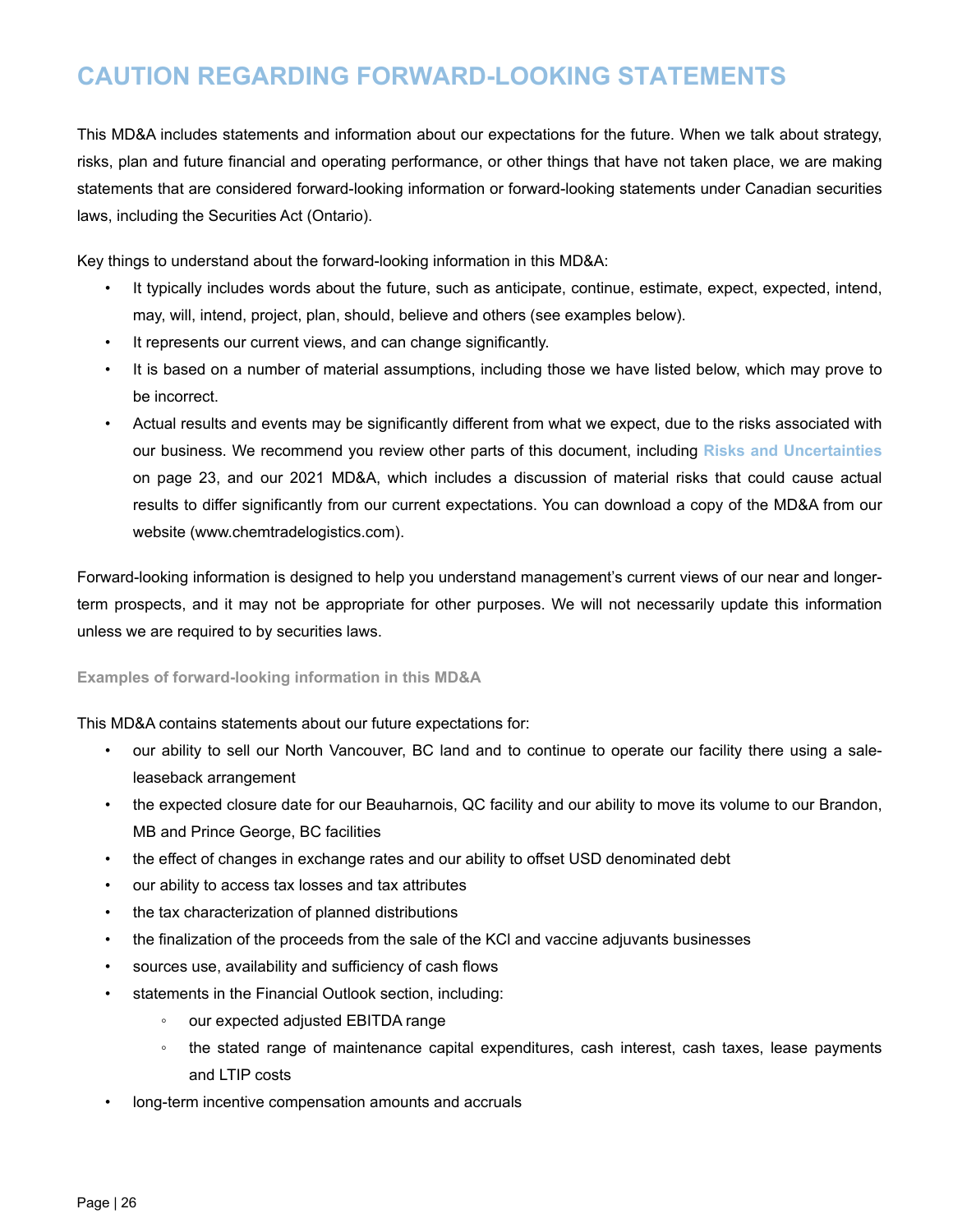# CAUTION REGARDING FORWARD-LOOKING STATEMENTS

This MD&A includes statements and information about our expectations for the future. When we talk about strategy, risks, plan and future financial and operating performance, or other things that have not taken place, we are making statements that are considered forward-looking information or forward-looking statements under Canadian securities laws, including the Securities Act (Ontario).

Key things to understand about the forward-looking information in this MD&A:

- It typically includes words about the future, such as anticipate, continue, estimate, expect, expected, intend, may, will, intend, project, plan, should, believe and others (see examples below).
- It represents our current views, and can change significantly.
- It is based on a number of material assumptions, including those we have listed below, which may prove to be incorrect.
- Actual results and events may be significantly different from what we expect, due to the risks associated with our business. We recommend you review other parts of this document, including **Risks and Uncertainties** on page 23, and our 2021 MD&A, which includes a discussion of material risks that could cause actual results to differ significantly from our current expectations. You can download a copy of the MD&A from our website (www.chemtradelogistics.com).

Forward-looking information is designed to help you understand management's current views of our near and longer-term prospects, and it may not be appropriate for other purposes. We will not necessarily update this information unless we are required to by securities laws.

### Examples of forward-looking information in this MD&A

This MD&A contains statements about our future expectations for:

- our ability to sell our North Vancouver, BC land and to continue to operate our facility there using a sale-leaseback arrangement
- the expected closure date for our Beauharnois, QC facility and our ability to move its volume to our Brandon, MB and Prince George, BC facilities
- the effect of changes in exchange rates and our ability to offset USD denominated debt
- our ability to access tax losses and tax attributes
- the tax characterization of planned distributions
- the finalization of the proceeds from the sale of the KCl and vaccine adjuvants businesses
- sources use, availability and sufficiency of cash flows
- statements in the Financial Outlook section, including:
  - our expected adjusted EBITDA range
  - the stated range of maintenance capital expenditures, cash interest, cash taxes, lease payments and LTIP costs
- long-term incentive compensation amounts and accruals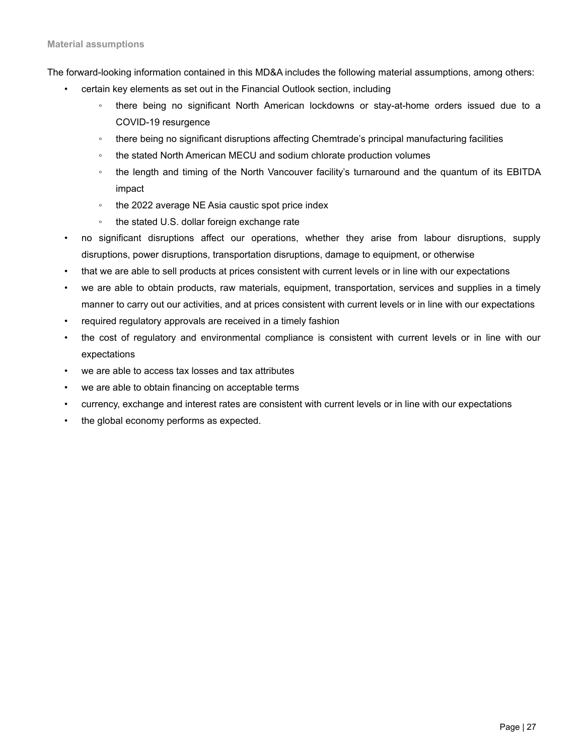### Material assumptions

The forward-looking information contained in this MD&A includes the following material assumptions, among others:

- certain key elements as set out in the Financial Outlook section, including
  - there being no significant North American lockdowns or stay-at-home orders issued due to a COVID-19 resurgence
  - there being no significant disruptions affecting Chemtrade's principal manufacturing facilities
  - the stated North American MECU and sodium chlorate production volumes
  - the length and timing of the North Vancouver facility's turnaround and the quantum of its EBITDA impact
  - the 2022 average NE Asia caustic spot price index
  - the stated U.S. dollar foreign exchange rate
- no significant disruptions affect our operations, whether they arise from labour disruptions, supply disruptions, power disruptions, transportation disruptions, damage to equipment, or otherwise
- that we are able to sell products at prices consistent with current levels or in line with our expectations
- we are able to obtain products, raw materials, equipment, transportation, services and supplies in a timely manner to carry out our activities, and at prices consistent with current levels or in line with our expectations
- required regulatory approvals are received in a timely fashion
- the cost of regulatory and environmental compliance is consistent with current levels or in line with our expectations
- we are able to access tax losses and tax attributes
- we are able to obtain financing on acceptable terms
- currency, exchange and interest rates are consistent with current levels or in line with our expectations
- the global economy performs as expected.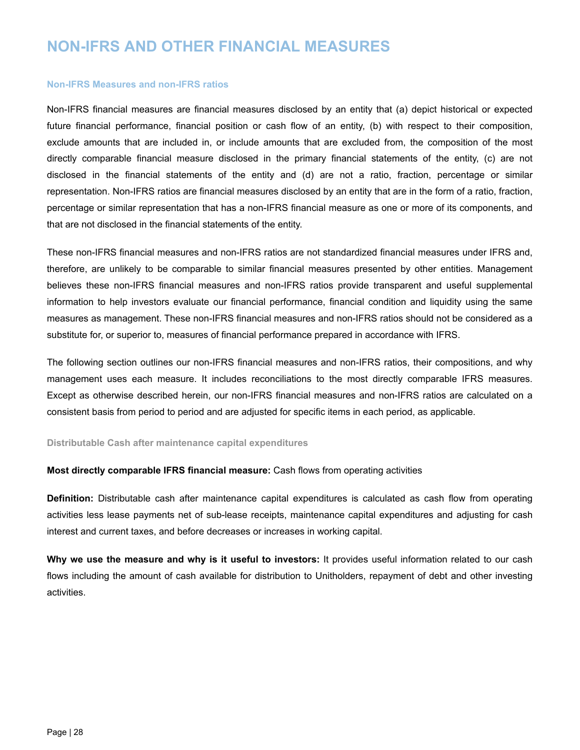# NON-IFRS AND OTHER FINANCIAL MEASURES

## Non-IFRS Measures and non-IFRS ratios

Non-IFRS financial measures are financial measures disclosed by an entity that (a) depict historical or expected future financial performance, financial position or cash flow of an entity, (b) with respect to their composition, exclude amounts that are included in, or include amounts that are excluded from, the composition of the most directly comparable financial measure disclosed in the primary financial statements of the entity, (c) are not disclosed in the financial statements of the entity and (d) are not a ratio, fraction, percentage or similar representation. Non-IFRS ratios are financial measures disclosed by an entity that are in the form of a ratio, fraction, percentage or similar representation that has a non-IFRS financial measure as one or more of its components, and that are not disclosed in the financial statements of the entity.

These non-IFRS financial measures and non-IFRS ratios are not standardized financial measures under IFRS and, therefore, are unlikely to be comparable to similar financial measures presented by other entities. Management believes these non-IFRS financial measures and non-IFRS ratios provide transparent and useful supplemental information to help investors evaluate our financial performance, financial condition and liquidity using the same measures as management. These non-IFRS financial measures and non-IFRS ratios should not be considered as a substitute for, or superior to, measures of financial performance prepared in accordance with IFRS.

The following section outlines our non-IFRS financial measures and non-IFRS ratios, their compositions, and why management uses each measure. It includes reconciliations to the most directly comparable IFRS measures. Except as otherwise described herein, our non-IFRS financial measures and non-IFRS ratios are calculated on a consistent basis from period to period and are adjusted for specific items in each period, as applicable.

### Distributable Cash after maintenance capital expenditures

**Most directly comparable IFRS financial measure:** Cash flows from operating activities

**Definition:** Distributable cash after maintenance capital expenditures is calculated as cash flow from operating activities less lease payments net of sub-lease receipts, maintenance capital expenditures and adjusting for cash interest and current taxes, and before decreases or increases in working capital.

**Why we use the measure and why is it useful to investors:** It provides useful information related to our cash flows including the amount of cash available for distribution to Unitholders, repayment of debt and other investing activities.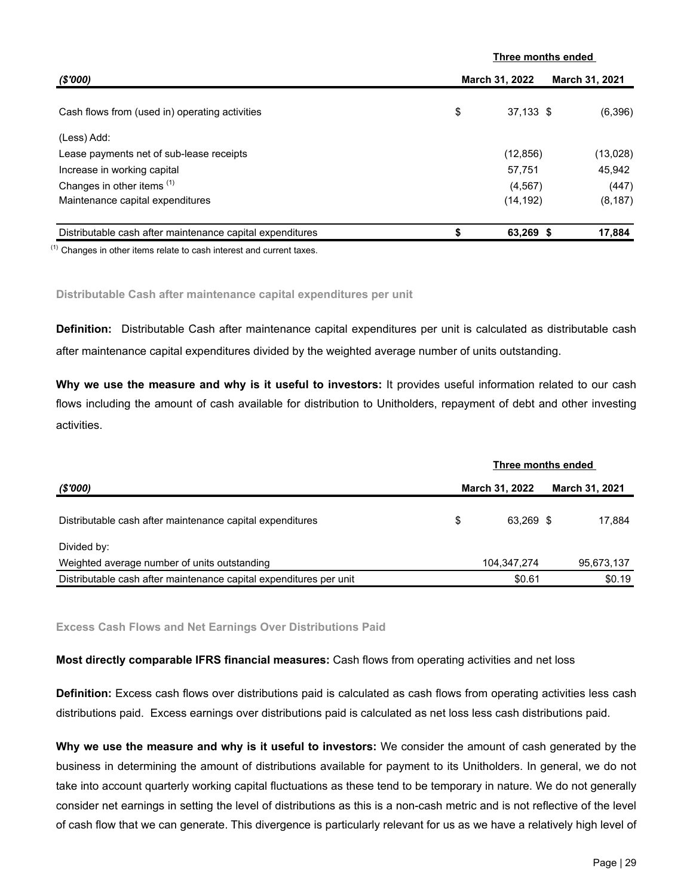| ($'000) | Three months ended March 31, 2022 | Three months ended March 31, 2021 |
|---|---|---|
| Cash flows from (used in) operating activities | $ 37,133 | $ (6,396) |
| (Less) Add: | | |
| Lease payments net of sub-lease receipts | (12,856) | (13,028) |
| Increase in working capital | 57,751 | 45,942 |
| Changes in other items [1] | (4,567) | (447) |
| Maintenance capital expenditures | (14,192) | (8,187) |
| **Distributable cash after maintenance capital expenditures** | **$ 63,269** | **$ 17,884** |

[1] Changes in other items relate to cash interest and current taxes.

### Distributable Cash after maintenance capital expenditures per unit

**Definition:** Distributable Cash after maintenance capital expenditures per unit is calculated as distributable cash after maintenance capital expenditures divided by the weighted average number of units outstanding.

**Why we use the measure and why is it useful to investors:** It provides useful information related to our cash flows including the amount of cash available for distribution to Unitholders, repayment of debt and other investing activities.

| ($'000) | Three months ended March 31, 2022 | Three months ended March 31, 2021 |
|---|---|---|
| Distributable cash after maintenance capital expenditures | $ 63,269 | $ 17,884 |
| Divided by: | | |
| Weighted average number of units outstanding | 104,347,274 | 95,673,137 |
| Distributable cash after maintenance capital expenditures per unit | $0.61 | $0.19 |

### Excess Cash Flows and Net Earnings Over Distributions Paid

**Most directly comparable IFRS financial measures:** Cash flows from operating activities and net loss

**Definition:** Excess cash flows over distributions paid is calculated as cash flows from operating activities less cash distributions paid. Excess earnings over distributions paid is calculated as net loss less cash distributions paid.

**Why we use the measure and why is it useful to investors:** We consider the amount of cash generated by the business in determining the amount of distributions available for payment to its Unitholders. In general, we do not take into account quarterly working capital fluctuations as these tend to be temporary in nature. We do not generally consider net earnings in setting the level of distributions as this is a non-cash metric and is not reflective of the level of cash flow that we can generate. This divergence is particularly relevant for us as we have a relatively high level of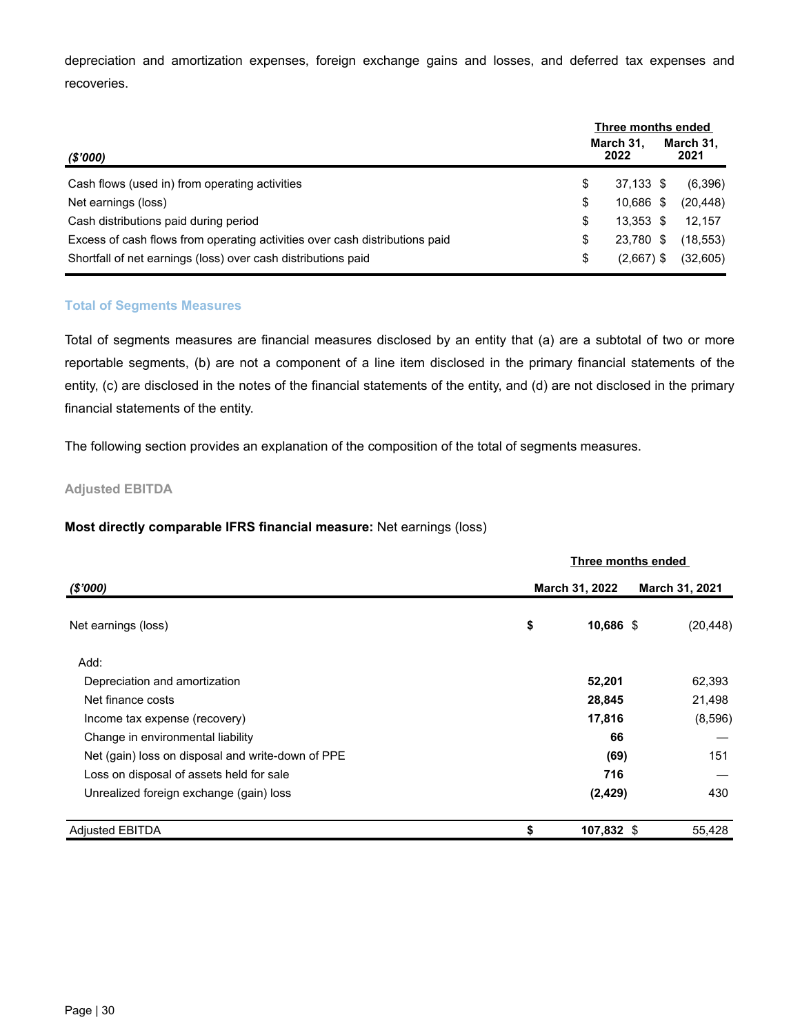depreciation and amortization expenses, foreign exchange gains and losses, and deferred tax expenses and recoveries.

| *($'000)* | Three months ended March 31, 2022 | Three months ended March 31, 2021 |
|---|---|---|
| Cash flows (used in) from operating activities | $ 37,133 | $ (6,396) |
| Net earnings (loss) | $ 10,686 | $ (20,448) |
| Cash distributions paid during period | $ 13,353 | $ 12,157 |
| Excess of cash flows from operating activities over cash distributions paid | $ 23,780 | $ (18,553) |
| Shortfall of net earnings (loss) over cash distributions paid | $ (2,667) | $ (32,605) |

### Total of Segments Measures

Total of segments measures are financial measures disclosed by an entity that (a) are a subtotal of two or more reportable segments, (b) are not a component of a line item disclosed in the primary financial statements of the entity, (c) are disclosed in the notes of the financial statements of the entity, and (d) are not disclosed in the primary financial statements of the entity.

The following section provides an explanation of the composition of the total of segments measures.

#### Adjusted EBITDA

**Most directly comparable IFRS financial measure:** Net earnings (loss)

| *($'000)* | Three months ended March 31, 2022 | Three months ended March 31, 2021 |
|---|---|---|
| Net earnings (loss) | **$ 10,686** | $ (20,448) |
| Add: | | |
| Depreciation and amortization | **52,201** | 62,393 |
| Net finance costs | **28,845** | 21,498 |
| Income tax expense (recovery) | **17,816** | (8,596) |
| Change in environmental liability | **66** | — |
| Net (gain) loss on disposal and write-down of PPE | **(69)** | 151 |
| Loss on disposal of assets held for sale | **716** | — |
| Unrealized foreign exchange (gain) loss | **(2,429)** | 430 |
| Adjusted EBITDA | **$ 107,832** | $ 55,428 |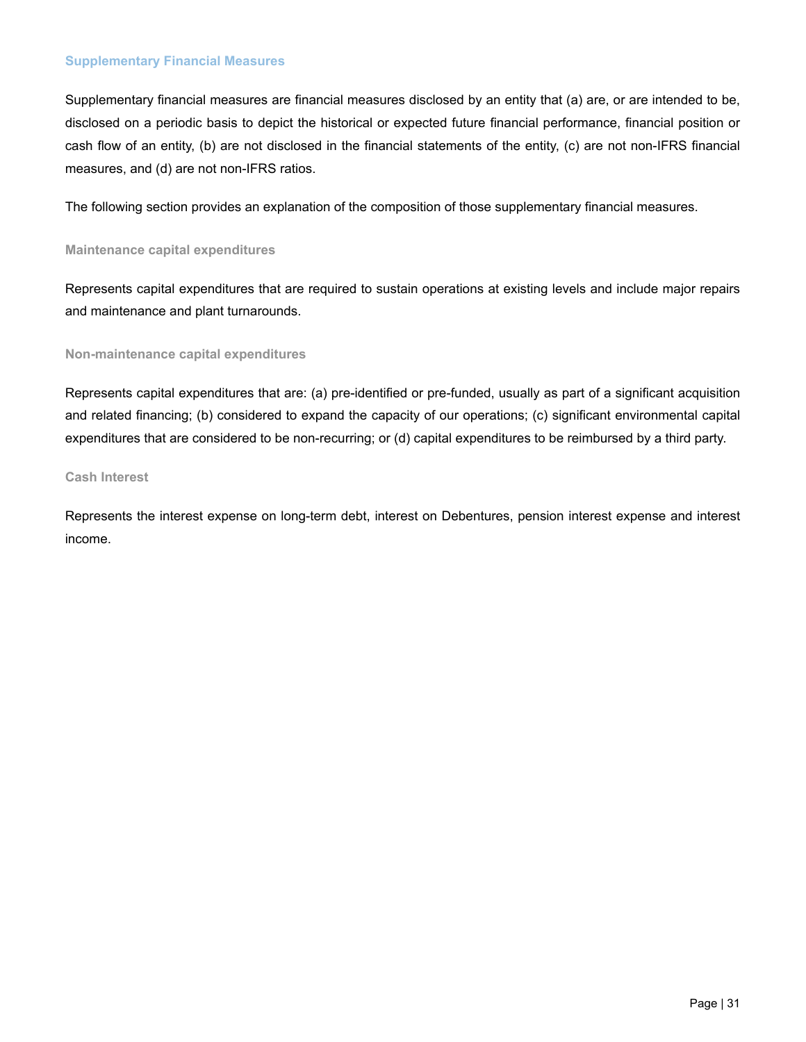## Supplementary Financial Measures

Supplementary financial measures are financial measures disclosed by an entity that (a) are, or are intended to be, disclosed on a periodic basis to depict the historical or expected future financial performance, financial position or cash flow of an entity, (b) are not disclosed in the financial statements of the entity, (c) are not non-IFRS financial measures, and (d) are not non-IFRS ratios.

The following section provides an explanation of the composition of those supplementary financial measures.

### Maintenance capital expenditures

Represents capital expenditures that are required to sustain operations at existing levels and include major repairs and maintenance and plant turnarounds.

### Non-maintenance capital expenditures

Represents capital expenditures that are: (a) pre-identified or pre-funded, usually as part of a significant acquisition and related financing; (b) considered to expand the capacity of our operations; (c) significant environmental capital expenditures that are considered to be non-recurring; or (d) capital expenditures to be reimbursed by a third party.

### Cash Interest

Represents the interest expense on long-term debt, interest on Debentures, pension interest expense and interest income.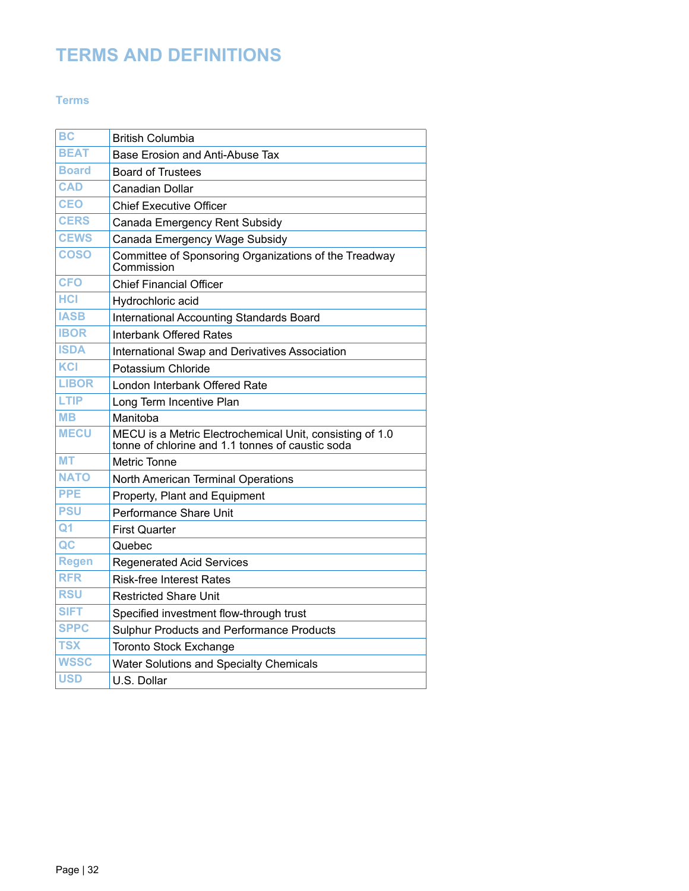# TERMS AND DEFINITIONS

### Terms

| | |
|---|---|
| BC | British Columbia |
| BEAT | Base Erosion and Anti-Abuse Tax |
| Board | Board of Trustees |
| CAD | Canadian Dollar |
| CEO | Chief Executive Officer |
| CERS | Canada Emergency Rent Subsidy |
| CEWS | Canada Emergency Wage Subsidy |
| COSO | Committee of Sponsoring Organizations of the Treadway Commission |
| CFO | Chief Financial Officer |
| HCl | Hydrochloric acid |
| IASB | International Accounting Standards Board |
| IBOR | Interbank Offered Rates |
| ISDA | International Swap and Derivatives Association |
| KCl | Potassium Chloride |
| LIBOR | London Interbank Offered Rate |
| LTIP | Long Term Incentive Plan |
| MB | Manitoba |
| MECU | MECU is a Metric Electrochemical Unit, consisting of 1.0 tonne of chlorine and 1.1 tonnes of caustic soda |
| MT | Metric Tonne |
| NATO | North American Terminal Operations |
| PPE | Property, Plant and Equipment |
| PSU | Performance Share Unit |
| Q1 | First Quarter |
| QC | Quebec |
| Regen | Regenerated Acid Services |
| RFR | Risk-free Interest Rates |
| RSU | Restricted Share Unit |
| SIFT | Specified investment flow-through trust |
| SPPC | Sulphur Products and Performance Products |
| TSX | Toronto Stock Exchange |
| WSSC | Water Solutions and Specialty Chemicals |
| USD | U.S. Dollar |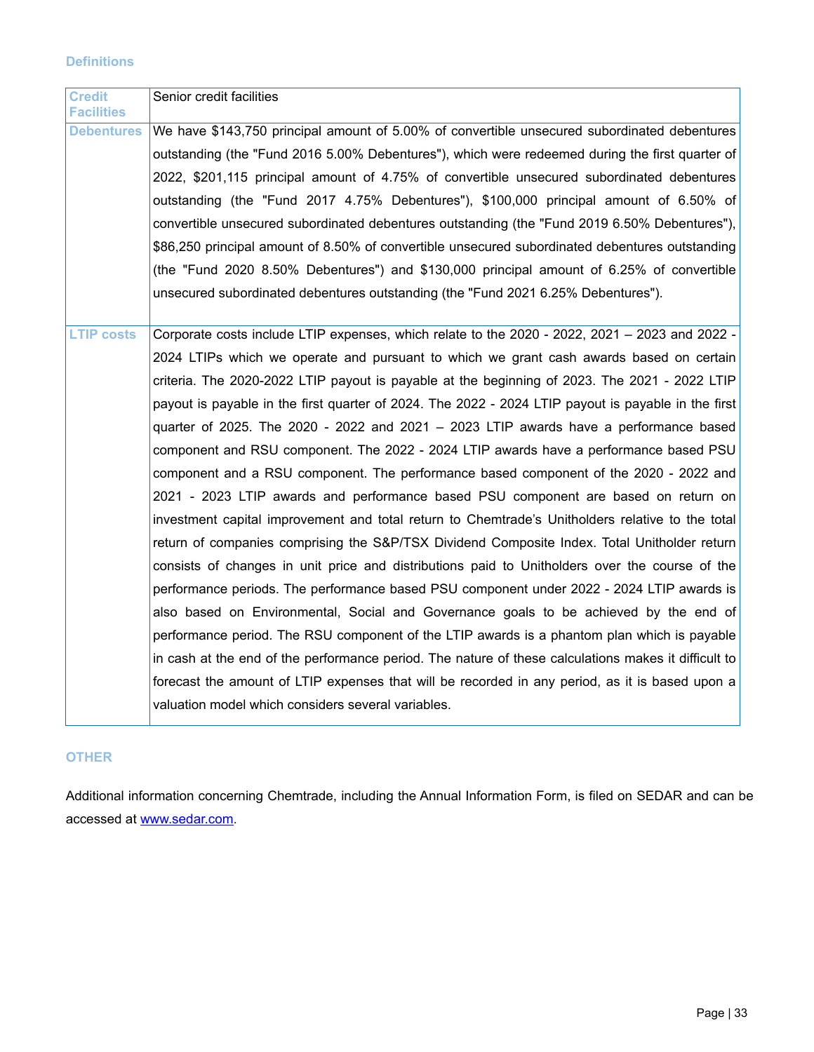### Definitions

| | |
|---|---|
| **Credit Facilities** | Senior credit facilities |
| **Debentures** | We have $143,750 principal amount of 5.00% of convertible unsecured subordinated debentures outstanding (the "Fund 2016 5.00% Debentures"), which were redeemed during the first quarter of 2022, $201,115 principal amount of 4.75% of convertible unsecured subordinated debentures outstanding (the "Fund 2017 4.75% Debentures"), $100,000 principal amount of 6.50% of convertible unsecured subordinated debentures outstanding (the "Fund 2019 6.50% Debentures"), $86,250 principal amount of 8.50% of convertible unsecured subordinated debentures outstanding (the "Fund 2020 8.50% Debentures") and $130,000 principal amount of 6.25% of convertible unsecured subordinated debentures outstanding (the "Fund 2021 6.25% Debentures"). |
| **LTIP costs** | Corporate costs include LTIP expenses, which relate to the 2020 - 2022, 2021 – 2023 and 2022 - 2024 LTIPs which we operate and pursuant to which we grant cash awards based on certain criteria. The 2020-2022 LTIP payout is payable at the beginning of 2023. The 2021 - 2022 LTIP payout is payable in the first quarter of 2024. The 2022 - 2024 LTIP payout is payable in the first quarter of 2025. The 2020 - 2022 and 2021 – 2023 LTIP awards have a performance based component and RSU component. The 2022 - 2024 LTIP awards have a performance based PSU component and a RSU component. The performance based component of the 2020 - 2022 and 2021 - 2023 LTIP awards and performance based PSU component are based on return on investment capital improvement and total return to Chemtrade's Unitholders relative to the total return of companies comprising the S&P/TSX Dividend Composite Index. Total Unitholder return consists of changes in unit price and distributions paid to Unitholders over the course of the performance periods. The performance based PSU component under 2022 - 2024 LTIP awards is also based on Environmental, Social and Governance goals to be achieved by the end of performance period. The RSU component of the LTIP awards is a phantom plan which is payable in cash at the end of the performance period. The nature of these calculations makes it difficult to forecast the amount of LTIP expenses that will be recorded in any period, as it is based upon a valuation model which considers several variables. |

### OTHER

Additional information concerning Chemtrade, including the Annual Information Form, is filed on SEDAR and can be accessed at www.sedar.com.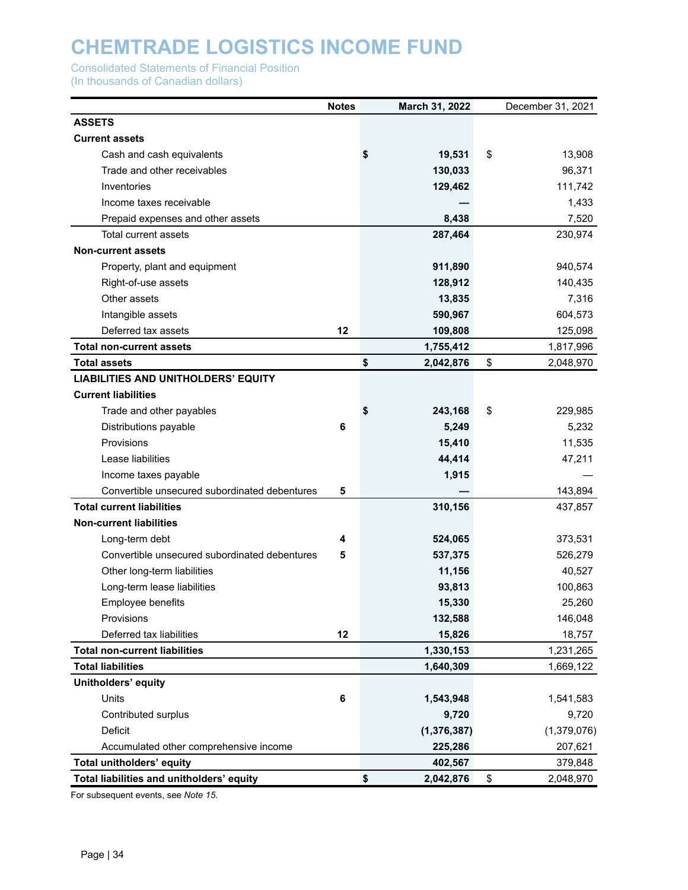# CHEMTRADE LOGISTICS INCOME FUND

Consolidated Statements of Financial Position
(In thousands of Canadian dollars)

| | Notes | March 31, 2022 | December 31, 2021 |
|---|---|---|---|
| **ASSETS** | | | |
| **Current assets** | | | |
| Cash and cash equivalents | | **$ 19,531** | $ 13,908 |
| Trade and other receivables | | **130,033** | 96,371 |
| Inventories | | **129,462** | 111,742 |
| Income taxes receivable | | **—** | 1,433 |
| Prepaid expenses and other assets | | **8,438** | 7,520 |
| Total current assets | | **287,464** | 230,974 |
| **Non-current assets** | | | |
| Property, plant and equipment | | **911,890** | 940,574 |
| Right-of-use assets | | **128,912** | 140,435 |
| Other assets | | **13,835** | 7,316 |
| Intangible assets | | **590,967** | 604,573 |
| Deferred tax assets | 12 | **109,808** | 125,098 |
| **Total non-current assets** | | **1,755,412** | 1,817,996 |
| **Total assets** | | **$ 2,042,876** | $ 2,048,970 |
| **LIABILITIES AND UNITHOLDERS' EQUITY** | | | |
| **Current liabilities** | | | |
| Trade and other payables | | **$ 243,168** | $ 229,985 |
| Distributions payable | 6 | **5,249** | 5,232 |
| Provisions | | **15,410** | 11,535 |
| Lease liabilities | | **44,414** | 47,211 |
| Income taxes payable | | **1,915** | — |
| Convertible unsecured subordinated debentures | 5 | **—** | 143,894 |
| **Total current liabilities** | | **310,156** | 437,857 |
| **Non-current liabilities** | | | |
| Long-term debt | 4 | **524,065** | 373,531 |
| Convertible unsecured subordinated debentures | 5 | **537,375** | 526,279 |
| Other long-term liabilities | | **11,156** | 40,527 |
| Long-term lease liabilities | | **93,813** | 100,863 |
| Employee benefits | | **15,330** | 25,260 |
| Provisions | | **132,588** | 146,048 |
| Deferred tax liabilities | 12 | **15,826** | 18,757 |
| **Total non-current liabilities** | | **1,330,153** | 1,231,265 |
| **Total liabilities** | | **1,640,309** | 1,669,122 |
| **Unitholders' equity** | | | |
| Units | 6 | **1,543,948** | 1,541,583 |
| Contributed surplus | | **9,720** | 9,720 |
| Deficit | | **(1,376,387)** | (1,379,076) |
| Accumulated other comprehensive income | | **225,286** | 207,621 |
| **Total unitholders' equity** | | **402,567** | 379,848 |
| **Total liabilities and unitholders' equity** | | **$ 2,042,876** | $ 2,048,970 |

For subsequent events, see *Note 15.*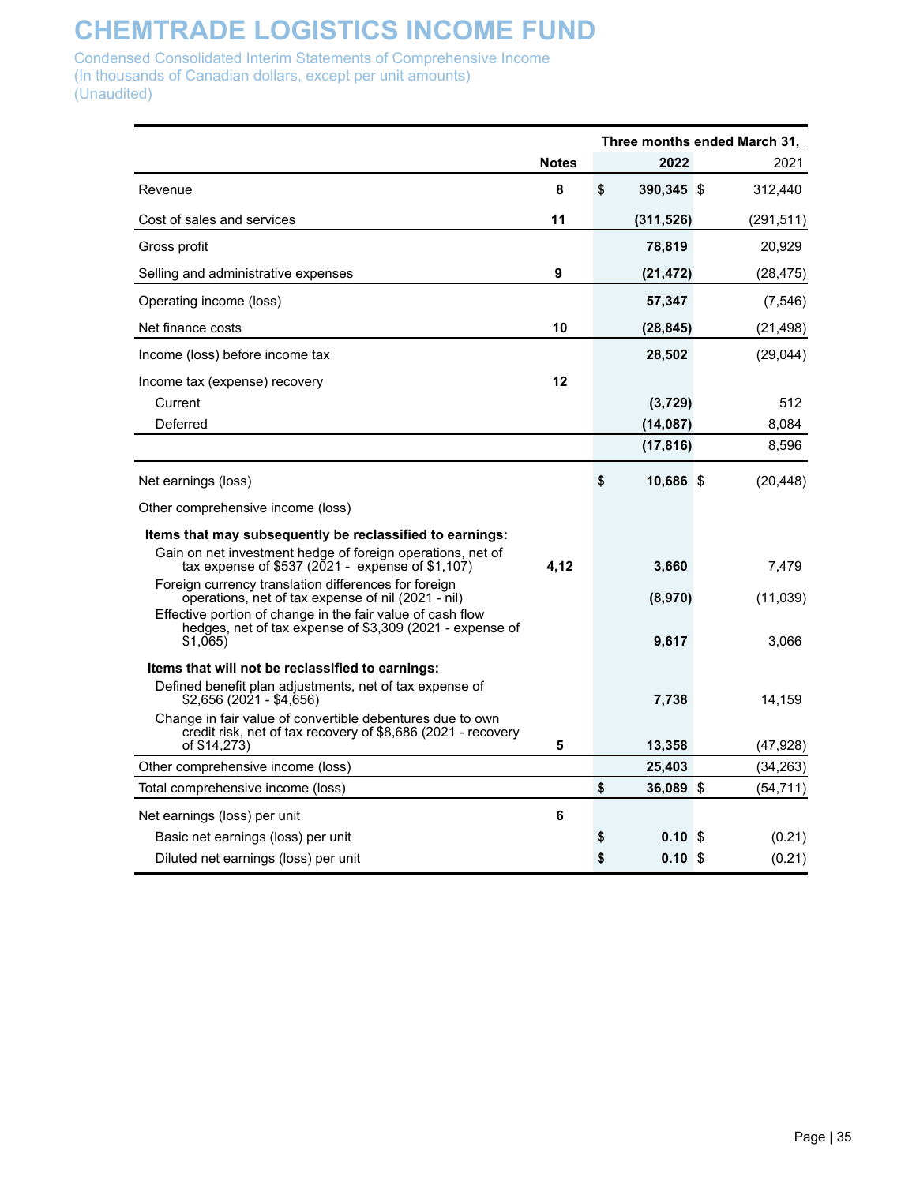# CHEMTRADE LOGISTICS INCOME FUND

Condensed Consolidated Interim Statements of Comprehensive Income
(In thousands of Canadian dollars, except per unit amounts)
(Unaudited)

| | Notes | Three months ended March 31, 2022 | 2021 |
|---|---|---|---|
| Revenue | 8 | **$ 390,345** | $ 312,440 |
| Cost of sales and services | 11 | **(311,526)** | (291,511) |
| Gross profit | | **78,819** | 20,929 |
| Selling and administrative expenses | 9 | **(21,472)** | (28,475) |
| Operating income (loss) | | **57,347** | (7,546) |
| Net finance costs | 10 | **(28,845)** | (21,498) |
| Income (loss) before income tax | | **28,502** | (29,044) |
| Income tax (expense) recovery | 12 | | |
| Current | | **(3,729)** | 512 |
| Deferred | | **(14,087)** | 8,084 |
| | | **(17,816)** | 8,596 |
| Net earnings (loss) | | **$ 10,686** | $ (20,448) |
| Other comprehensive income (loss) | | | |
| **Items that may subsequently be reclassified to earnings:** | | | |
| Gain on net investment hedge of foreign operations, net of tax expense of $537 (2021 - expense of $1,107) | 4,12 | **3,660** | 7,479 |
| Foreign currency translation differences for foreign operations, net of tax expense of nil (2021 - nil) | | **(8,970)** | (11,039) |
| Effective portion of change in the fair value of cash flow hedges, net of tax expense of $3,309 (2021 - expense of $1,065) | | **9,617** | 3,066 |
| **Items that will not be reclassified to earnings:** | | | |
| Defined benefit plan adjustments, net of tax expense of $2,656 (2021 - $4,656) | | **7,738** | 14,159 |
| Change in fair value of convertible debentures due to own credit risk, net of tax recovery of $8,686 (2021 - recovery of $14,273) | 5 | **13,358** | (47,928) |
| Other comprehensive income (loss) | | **25,403** | (34,263) |
| Total comprehensive income (loss) | | **$ 36,089** | $ (54,711) |
| Net earnings (loss) per unit | 6 | | |
| Basic net earnings (loss) per unit | | **$ 0.10** | $ (0.21) |
| Diluted net earnings (loss) per unit | | **$ 0.10** | $ (0.21) |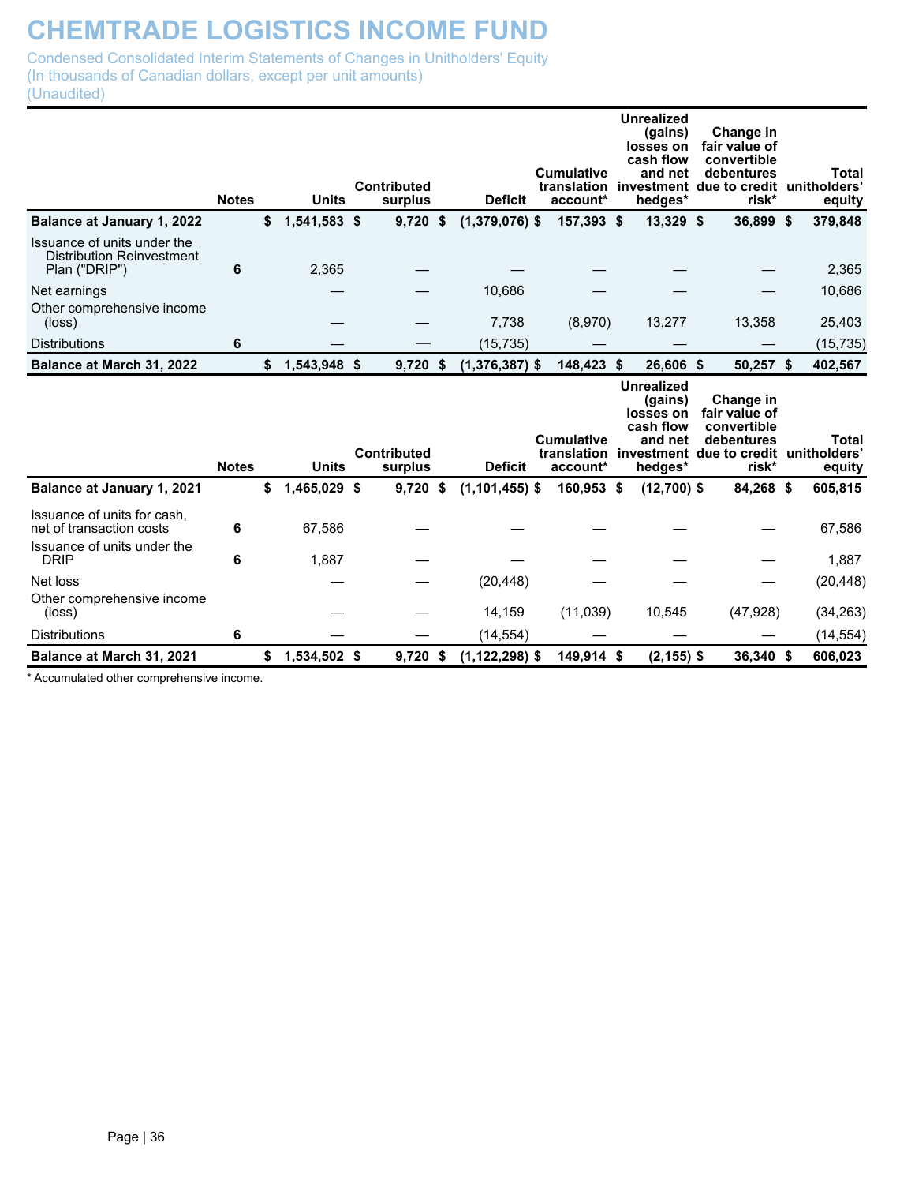# CHEMTRADE LOGISTICS INCOME FUND

Condensed Consolidated Interim Statements of Changes in Unitholders' Equity
(In thousands of Canadian dollars, except per unit amounts)
(Unaudited)

| | Notes | Units | Contributed surplus | Deficit | Cumulative translation account* | Unrealized (gains) losses on cash flow and net investment hedges* | Change in fair value of convertible debentures due to credit risk* | Total unitholders' equity |
|---|---|---|---|---|---|---|---|---|
| **Balance at January 1, 2022** | | **$ 1,541,583** | **$ 9,720** | **$ (1,379,076)** | **$ 157,393** | **$ 13,329** | **$ 36,899** | **$ 379,848** |
| Issuance of units under the Distribution Reinvestment Plan ("DRIP") | 6 | 2,365 | — | — | — | — | — | 2,365 |
| Net earnings | | — | — | 10,686 | — | — | — | 10,686 |
| Other comprehensive income (loss) | | — | — | 7,738 | (8,970) | 13,277 | 13,358 | 25,403 |
| Distributions | 6 | — | — | (15,735) | — | — | — | (15,735) |
| **Balance at March 31, 2022** | | **$ 1,543,948** | **$ 9,720** | **$ (1,376,387)** | **$ 148,423** | **$ 26,606** | **$ 50,257** | **$ 402,567** |

| | Notes | Units | Contributed surplus | Deficit | Cumulative translation account* | Unrealized (gains) losses on cash flow and net investment hedges* | Change in fair value of convertible debentures due to credit risk* | Total unitholders' equity |
|---|---|---|---|---|---|---|---|---|
| **Balance at January 1, 2021** | | **$ 1,465,029** | **$ 9,720** | **$ (1,101,455)** | **$ 160,953** | **$ (12,700)** | **$ 84,268** | **$ 605,815** |
| Issuance of units for cash, net of transaction costs | 6 | 67,586 | — | — | — | — | — | 67,586 |
| Issuance of units under the DRIP | 6 | 1,887 | — | — | — | — | — | 1,887 |
| Net loss | | — | — | (20,448) | — | — | — | (20,448) |
| Other comprehensive income (loss) | | — | — | 14,159 | (11,039) | 10,545 | (47,928) | (34,263) |
| Distributions | 6 | — | — | (14,554) | — | — | — | (14,554) |
| **Balance at March 31, 2021** | | **$ 1,534,502** | **$ 9,720** | **$ (1,122,298)** | **$ 149,914** | **$ (2,155)** | **$ 36,340** | **$ 606,023** |

* Accumulated other comprehensive income.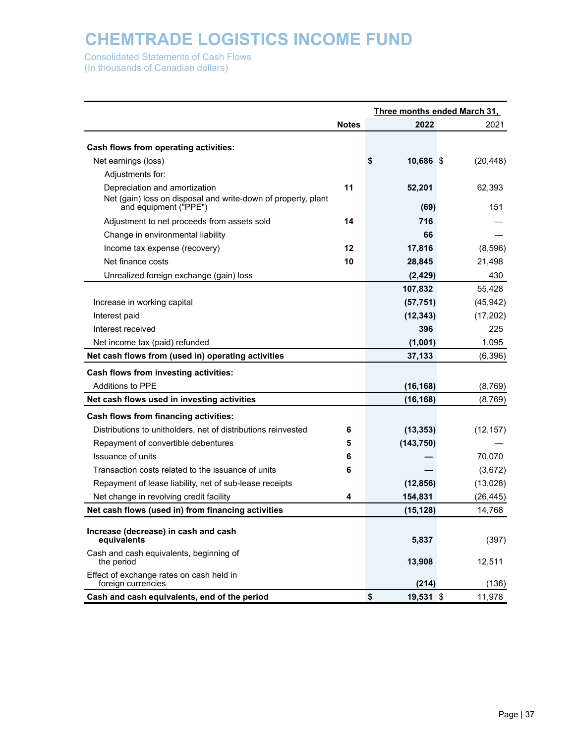# CHEMTRADE LOGISTICS INCOME FUND

Consolidated Statements of Cash Flows
(In thousands of Canadian dollars)

| | Notes | Three months ended March 31, 2022 | 2021 |
|---|---|---|---|
| **Cash flows from operating activities:** | | | |
| Net earnings (loss) | | **$ 10,686** | $ (20,448) |
| Adjustments for: | | | |
| Depreciation and amortization | **11** | **52,201** | 62,393 |
| Net (gain) loss on disposal and write-down of property, plant and equipment ("PPE") | | **(69)** | 151 |
| Adjustment to net proceeds from assets sold | **14** | **716** | — |
| Change in environmental liability | | **66** | — |
| Income tax expense (recovery) | **12** | **17,816** | (8,596) |
| Net finance costs | **10** | **28,845** | 21,498 |
| Unrealized foreign exchange (gain) loss | | **(2,429)** | 430 |
| | | **107,832** | 55,428 |
| Increase in working capital | | **(57,751)** | (45,942) |
| Interest paid | | **(12,343)** | (17,202) |
| Interest received | | **396** | 225 |
| Net income tax (paid) refunded | | **(1,001)** | 1,095 |
| **Net cash flows from (used in) operating activities** | | **37,133** | (6,396) |
| **Cash flows from investing activities:** | | | |
| Additions to PPE | | **(16,168)** | (8,769) |
| **Net cash flows used in investing activities** | | **(16,168)** | (8,769) |
| **Cash flows from financing activities:** | | | |
| Distributions to unitholders, net of distributions reinvested | **6** | **(13,353)** | (12,157) |
| Repayment of convertible debentures | **5** | **(143,750)** | — |
| Issuance of units | **6** | **—** | 70,070 |
| Transaction costs related to the issuance of units | **6** | **—** | (3,672) |
| Repayment of lease liability, net of sub-lease receipts | | **(12,856)** | (13,028) |
| Net change in revolving credit facility | **4** | **154,831** | (26,445) |
| **Net cash flows (used in) from financing activities** | | **(15,128)** | 14,768 |
| **Increase (decrease) in cash and cash equivalents** | | **5,837** | (397) |
| Cash and cash equivalents, beginning of the period | | **13,908** | 12,511 |
| Effect of exchange rates on cash held in foreign currencies | | **(214)** | (136) |
| **Cash and cash equivalents, end of the period** | | **$ 19,531** | $ 11,978 |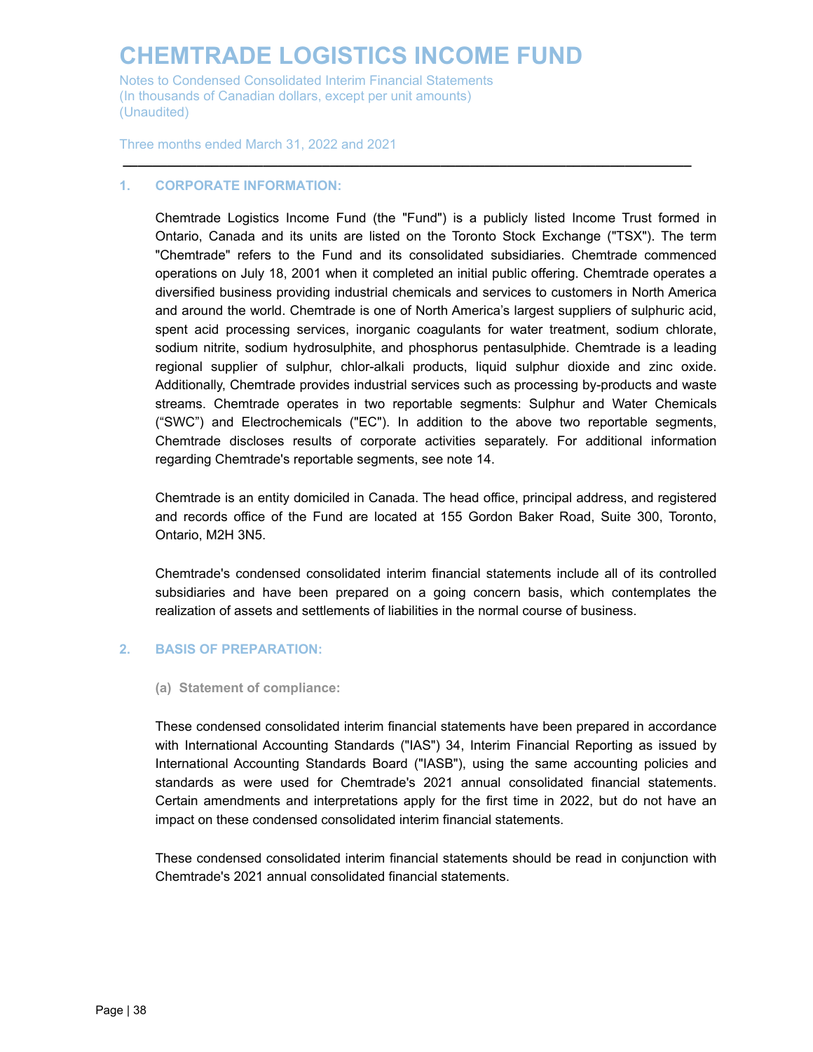# CHEMTRADE LOGISTICS INCOME FUND

Notes to Condensed Consolidated Interim Financial Statements
(In thousands of Canadian dollars, except per unit amounts)
(Unaudited)

Three months ended March 31, 2022 and 2021

## 1. CORPORATE INFORMATION:

Chemtrade Logistics Income Fund (the "Fund") is a publicly listed Income Trust formed in Ontario, Canada and its units are listed on the Toronto Stock Exchange ("TSX"). The term "Chemtrade" refers to the Fund and its consolidated subsidiaries. Chemtrade commenced operations on July 18, 2001 when it completed an initial public offering. Chemtrade operates a diversified business providing industrial chemicals and services to customers in North America and around the world. Chemtrade is one of North America's largest suppliers of sulphuric acid, spent acid processing services, inorganic coagulants for water treatment, sodium chlorate, sodium nitrite, sodium hydrosulphite, and phosphorus pentasulphide. Chemtrade is a leading regional supplier of sulphur, chlor-alkali products, liquid sulphur dioxide and zinc oxide. Additionally, Chemtrade provides industrial services such as processing by-products and waste streams. Chemtrade operates in two reportable segments: Sulphur and Water Chemicals ("SWC") and Electrochemicals ("EC"). In addition to the above two reportable segments, Chemtrade discloses results of corporate activities separately. For additional information regarding Chemtrade's reportable segments, see note 14.

Chemtrade is an entity domiciled in Canada. The head office, principal address, and registered and records office of the Fund are located at 155 Gordon Baker Road, Suite 300, Toronto, Ontario, M2H 3N5.

Chemtrade's condensed consolidated interim financial statements include all of its controlled subsidiaries and have been prepared on a going concern basis, which contemplates the realization of assets and settlements of liabilities in the normal course of business.

## 2. BASIS OF PREPARATION:

### (a) Statement of compliance:

These condensed consolidated interim financial statements have been prepared in accordance with International Accounting Standards ("IAS") 34, Interim Financial Reporting as issued by International Accounting Standards Board ("IASB"), using the same accounting policies and standards as were used for Chemtrade's 2021 annual consolidated financial statements. Certain amendments and interpretations apply for the first time in 2022, but do not have an impact on these condensed consolidated interim financial statements.

These condensed consolidated interim financial statements should be read in conjunction with Chemtrade's 2021 annual consolidated financial statements.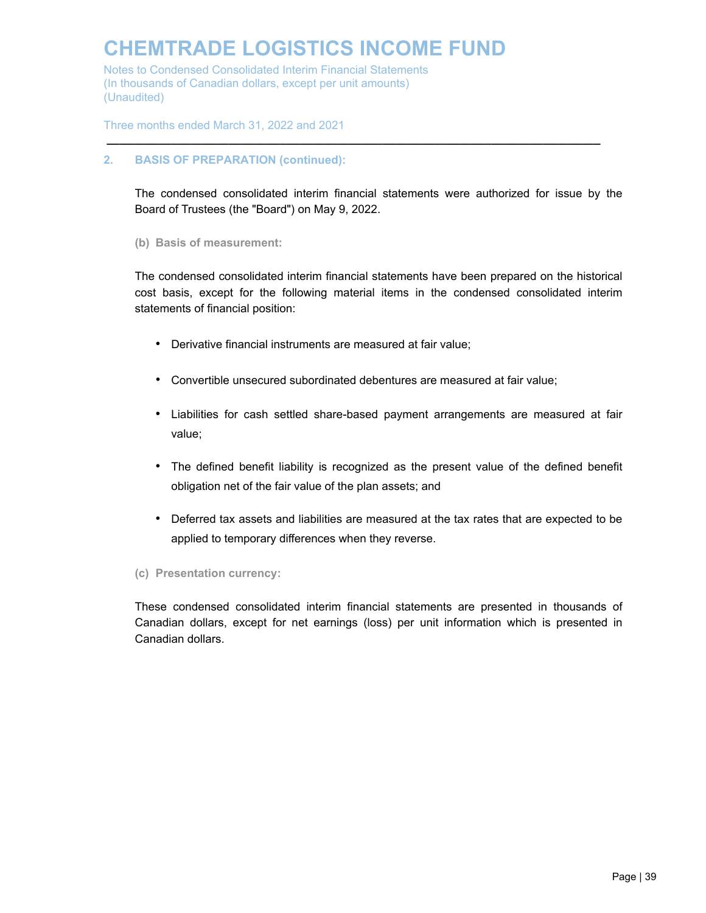## 2. BASIS OF PREPARATION (continued):

The condensed consolidated interim financial statements were authorized for issue by the Board of Trustees (the "Board") on May 9, 2022.

### (b) Basis of measurement:

The condensed consolidated interim financial statements have been prepared on the historical cost basis, except for the following material items in the condensed consolidated interim statements of financial position:

- Derivative financial instruments are measured at fair value;
- Convertible unsecured subordinated debentures are measured at fair value;
- Liabilities for cash settled share-based payment arrangements are measured at fair value;
- The defined benefit liability is recognized as the present value of the defined benefit obligation net of the fair value of the plan assets; and
- Deferred tax assets and liabilities are measured at the tax rates that are expected to be applied to temporary differences when they reverse.

### (c) Presentation currency:

These condensed consolidated interim financial statements are presented in thousands of Canadian dollars, except for net earnings (loss) per unit information which is presented in Canadian dollars.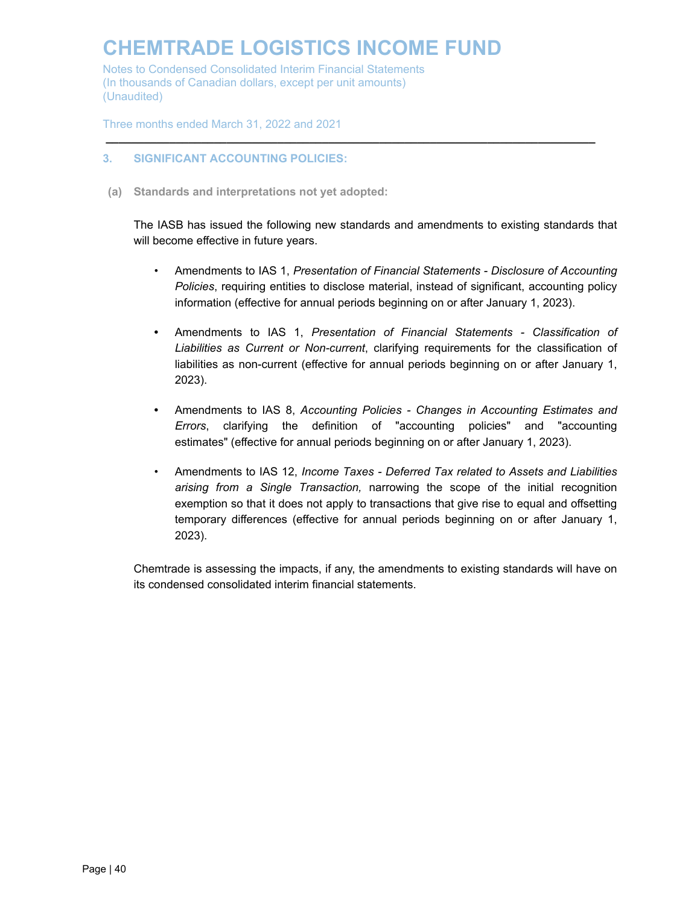## 3. SIGNIFICANT ACCOUNTING POLICIES:

### (a) Standards and interpretations not yet adopted:

The IASB has issued the following new standards and amendments to existing standards that will become effective in future years.

- Amendments to IAS 1, *Presentation of Financial Statements - Disclosure of Accounting Policies*, requiring entities to disclose material, instead of significant, accounting policy information (effective for annual periods beginning on or after January 1, 2023).

- Amendments to IAS 1, *Presentation of Financial Statements - Classification of Liabilities as Current or Non-current*, clarifying requirements for the classification of liabilities as non-current (effective for annual periods beginning on or after January 1, 2023).

- Amendments to IAS 8, *Accounting Policies - Changes in Accounting Estimates and Errors*, clarifying the definition of "accounting policies" and "accounting estimates" (effective for annual periods beginning on or after January 1, 2023).

- Amendments to IAS 12, *Income Taxes - Deferred Tax related to Assets and Liabilities arising from a Single Transaction,* narrowing the scope of the initial recognition exemption so that it does not apply to transactions that give rise to equal and offsetting temporary differences (effective for annual periods beginning on or after January 1, 2023).

Chemtrade is assessing the impacts, if any, the amendments to existing standards will have on its condensed consolidated interim financial statements.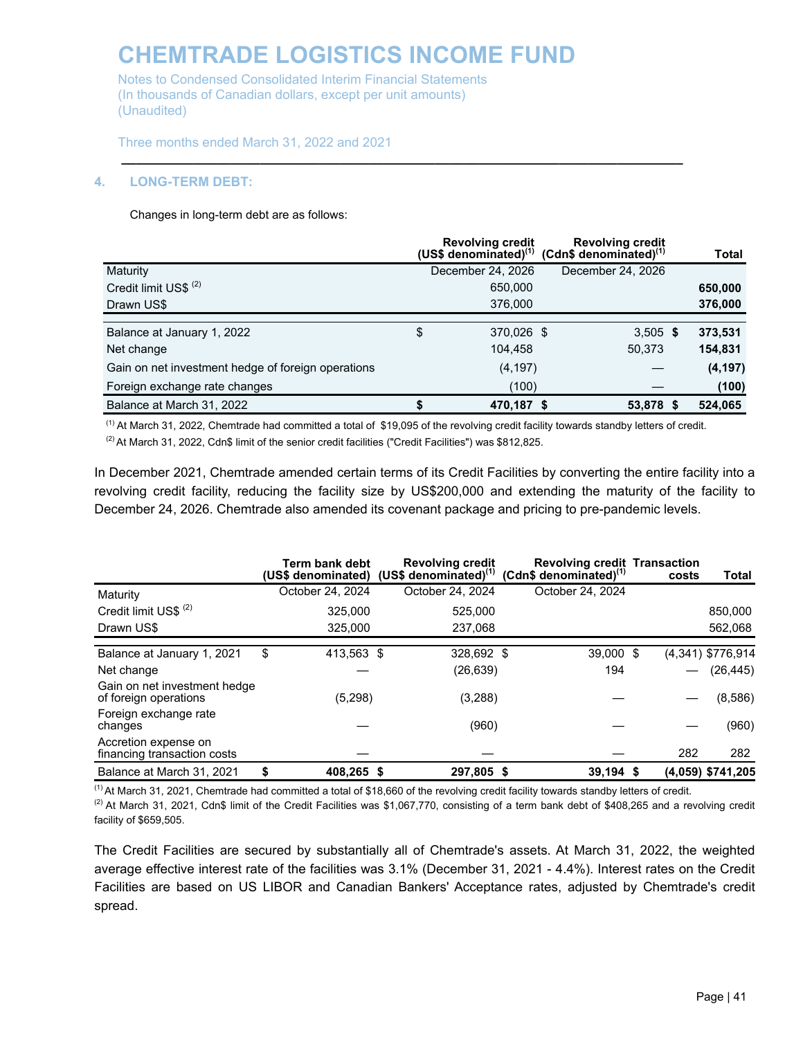# CHEMTRADE LOGISTICS INCOME FUND

Notes to Condensed Consolidated Interim Financial Statements
(In thousands of Canadian dollars, except per unit amounts)
(Unaudited)

Three months ended March 31, 2022 and 2021

## 4. LONG-TERM DEBT:

Changes in long-term debt are as follows:

| | Revolving credit (US$ denominated)[1] | Revolving credit (Cdn$ denominated)[1] | Total |
|---|---|---|---|
| Maturity | December 24, 2026 | December 24, 2026 | |
| Credit limit US$ [2] | 650,000 | | **650,000** |
| Drawn US$ | 376,000 | | **376,000** |
| Balance at January 1, 2022 | $ 370,026 | $ 3,505 | **$ 373,531** |
| Net change | 104,458 | 50,373 | **154,831** |
| Gain on net investment hedge of foreign operations | (4,197) | — | **(4,197)** |
| Foreign exchange rate changes | (100) | — | **(100)** |
| Balance at March 31, 2022 | **$ 470,187** | **$ 53,878** | **$ 524,065** |

[1] At March 31, 2022, Chemtrade had committed a total of $19,095 of the revolving credit facility towards standby letters of credit.

[2] At March 31, 2022, Cdn$ limit of the senior credit facilities ("Credit Facilities") was $812,825.

In December 2021, Chemtrade amended certain terms of its Credit Facilities by converting the entire facility into a revolving credit facility, reducing the facility size by US$200,000 and extending the maturity of the facility to December 24, 2026. Chemtrade also amended its covenant package and pricing to pre-pandemic levels.

| | Term bank debt (US$ denominated) | Revolving credit (US$ denominated)[1] | Revolving credit (Cdn$ denominated)[1] | Transaction costs | Total |
|---|---|---|---|---|---|
| Maturity | October 24, 2024 | October 24, 2024 | October 24, 2024 | | |
| Credit limit US$ [2] | 325,000 | 525,000 | | | 850,000 |
| Drawn US$ | 325,000 | 237,068 | | | 562,068 |
| Balance at January 1, 2021 | $ 413,563 | $ 328,692 | $ 39,000 | $ (4,341) | $776,914 |
| Net change | — | (26,639) | 194 | — | (26,445) |
| Gain on net investment hedge of foreign operations | (5,298) | (3,288) | — | — | (8,586) |
| Foreign exchange rate changes | — | (960) | — | — | (960) |
| Accretion expense on financing transaction costs | — | — | — | 282 | 282 |
| Balance at March 31, 2021 | **$ 408,265** | **$ 297,805** | **$ 39,194** | **$ (4,059)** | **$741,205** |

[1] At March 31, 2021, Chemtrade had committed a total of $18,660 of the revolving credit facility towards standby letters of credit.

[2] At March 31, 2021, Cdn$ limit of the Credit Facilities was $1,067,770, consisting of a term bank debt of $408,265 and a revolving credit facility of $659,505.

The Credit Facilities are secured by substantially all of Chemtrade's assets. At March 31, 2022, the weighted average effective interest rate of the facilities was 3.1% (December 31, 2021 - 4.4%). Interest rates on the Credit Facilities are based on US LIBOR and Canadian Bankers' Acceptance rates, adjusted by Chemtrade's credit spread.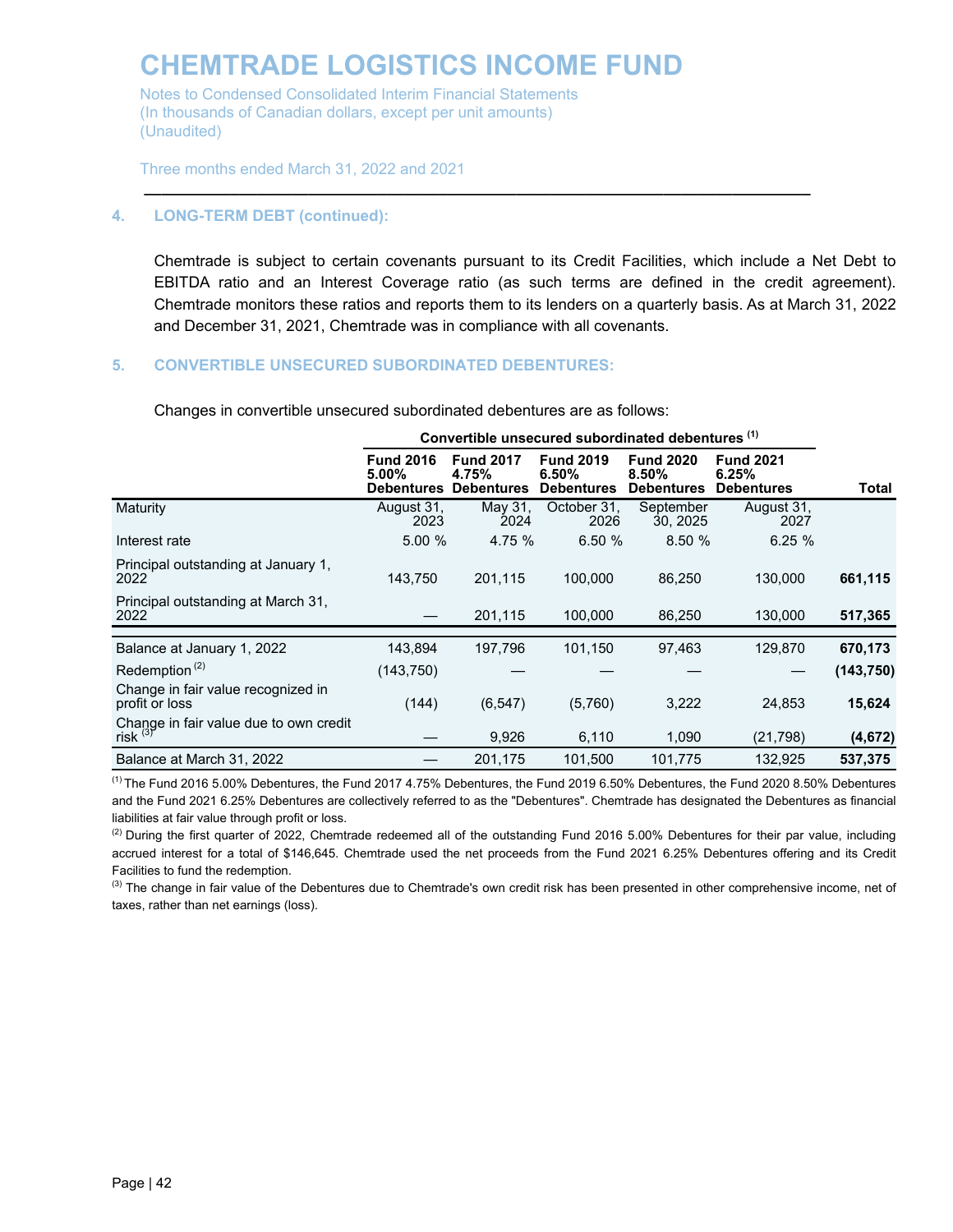## 4. LONG-TERM DEBT (continued):

Chemtrade is subject to certain covenants pursuant to its Credit Facilities, which include a Net Debt to EBITDA ratio and an Interest Coverage ratio (as such terms are defined in the credit agreement). Chemtrade monitors these ratios and reports them to its lenders on a quarterly basis. As at March 31, 2022 and December 31, 2021, Chemtrade was in compliance with all covenants.

## 5. CONVERTIBLE UNSECURED SUBORDINATED DEBENTURES:

Changes in convertible unsecured subordinated debentures are as follows:

| | Convertible unsecured subordinated debentures [1] | | | | | |
|---|---|---|---|---|---|---|
| | **Fund 2016 5.00% Debentures** | **Fund 2017 4.75% Debentures** | **Fund 2019 6.50% Debentures** | **Fund 2020 8.50% Debentures** | **Fund 2021 6.25% Debentures** | **Total** |
| Maturity | August 31, 2023 | May 31, 2024 | October 31, 2026 | September 30, 2025 | August 31, 2027 | |
| Interest rate | 5.00 % | 4.75 % | 6.50 % | 8.50 % | 6.25 % | |
| Principal outstanding at January 1, 2022 | 143,750 | 201,115 | 100,000 | 86,250 | 130,000 | **661,115** |
| Principal outstanding at March 31, 2022 | — | 201,115 | 100,000 | 86,250 | 130,000 | **517,365** |
| Balance at January 1, 2022 | 143,894 | 197,796 | 101,150 | 97,463 | 129,870 | **670,173** |
| Redemption [2] | (143,750) | — | — | — | — | **(143,750)** |
| Change in fair value recognized in profit or loss | (144) | (6,547) | (5,760) | 3,222 | 24,853 | **15,624** |
| Change in fair value due to own credit risk [3] | — | 9,926 | 6,110 | 1,090 | (21,798) | **(4,672)** |
| Balance at March 31, 2022 | — | 201,175 | 101,500 | 101,775 | 132,925 | **537,375** |

[1] The Fund 2016 5.00% Debentures, the Fund 2017 4.75% Debentures, the Fund 2019 6.50% Debentures, the Fund 2020 8.50% Debentures and the Fund 2021 6.25% Debentures are collectively referred to as the "Debentures". Chemtrade has designated the Debentures as financial liabilities at fair value through profit or loss.

[2] During the first quarter of 2022, Chemtrade redeemed all of the outstanding Fund 2016 5.00% Debentures for their par value, including accrued interest for a total of $146,645. Chemtrade used the net proceeds from the Fund 2021 6.25% Debentures offering and its Credit Facilities to fund the redemption.

[3] The change in fair value of the Debentures due to Chemtrade's own credit risk has been presented in other comprehensive income, net of taxes, rather than net earnings (loss).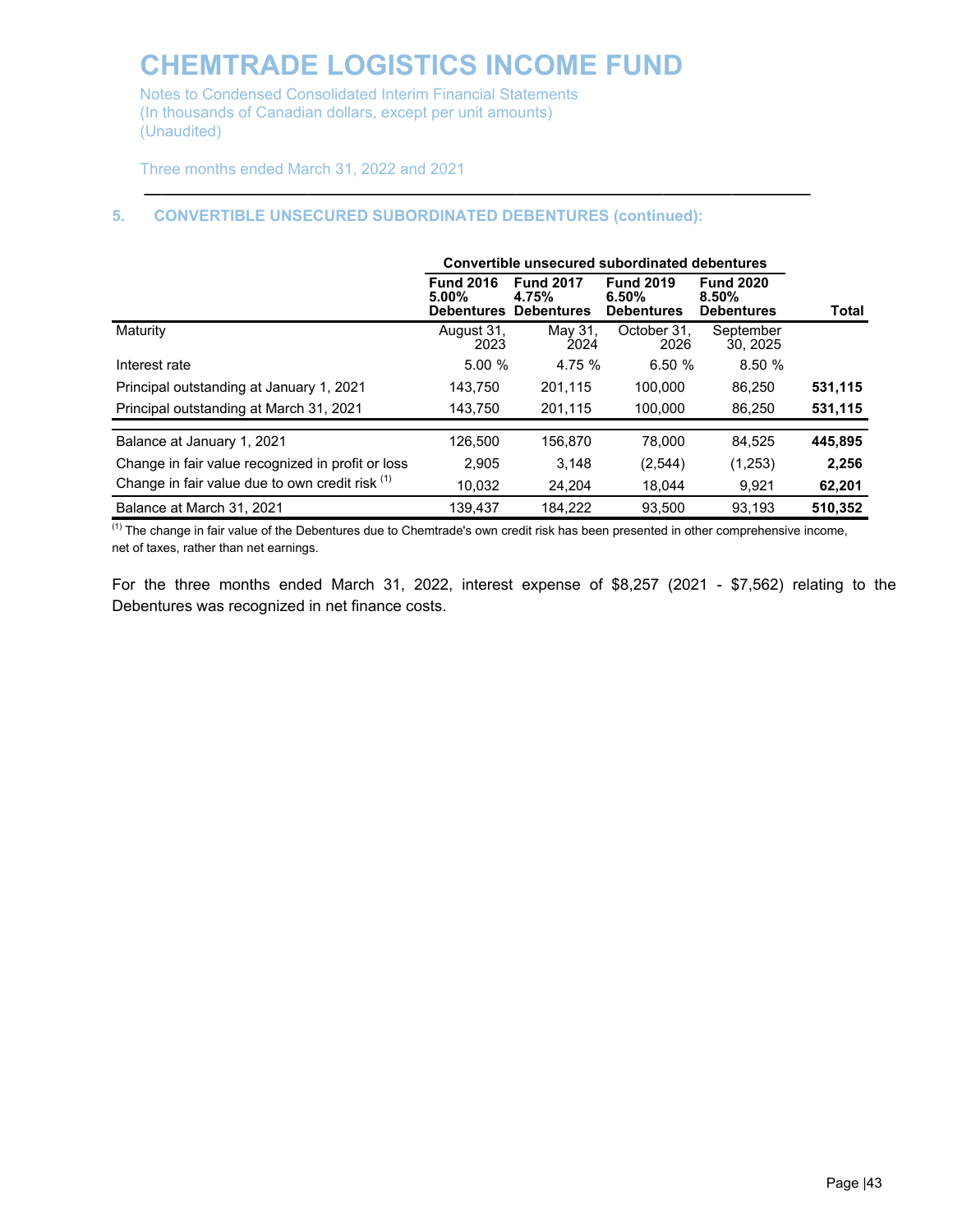## 5. CONVERTIBLE UNSECURED SUBORDINATED DEBENTURES (continued):

| | Convertible unsecured subordinated debentures | | | | |
|---|---|---|---|---|---|
| | Fund 2016 5.00% Debentures | Fund 2017 4.75% Debentures | Fund 2019 6.50% Debentures | Fund 2020 8.50% Debentures | Total |
| Maturity | August 31, 2023 | May 31, 2024 | October 31, 2026 | September 30, 2025 | |
| Interest rate | 5.00 % | 4.75 % | 6.50 % | 8.50 % | |
| Principal outstanding at January 1, 2021 | 143,750 | 201,115 | 100,000 | 86,250 | **531,115** |
| Principal outstanding at March 31, 2021 | 143,750 | 201,115 | 100,000 | 86,250 | **531,115** |
| Balance at January 1, 2021 | 126,500 | 156,870 | 78,000 | 84,525 | **445,895** |
| Change in fair value recognized in profit or loss | 2,905 | 3,148 | (2,544) | (1,253) | **2,256** |
| Change in fair value due to own credit risk [(1)] | 10,032 | 24,204 | 18,044 | 9,921 | **62,201** |
| Balance at March 31, 2021 | 139,437 | 184,222 | 93,500 | 93,193 | **510,352** |

[(1)] The change in fair value of the Debentures due to Chemtrade's own credit risk has been presented in other comprehensive income, net of taxes, rather than net earnings.

For the three months ended March 31, 2022, interest expense of $8,257 (2021 - $7,562) relating to the Debentures was recognized in net finance costs.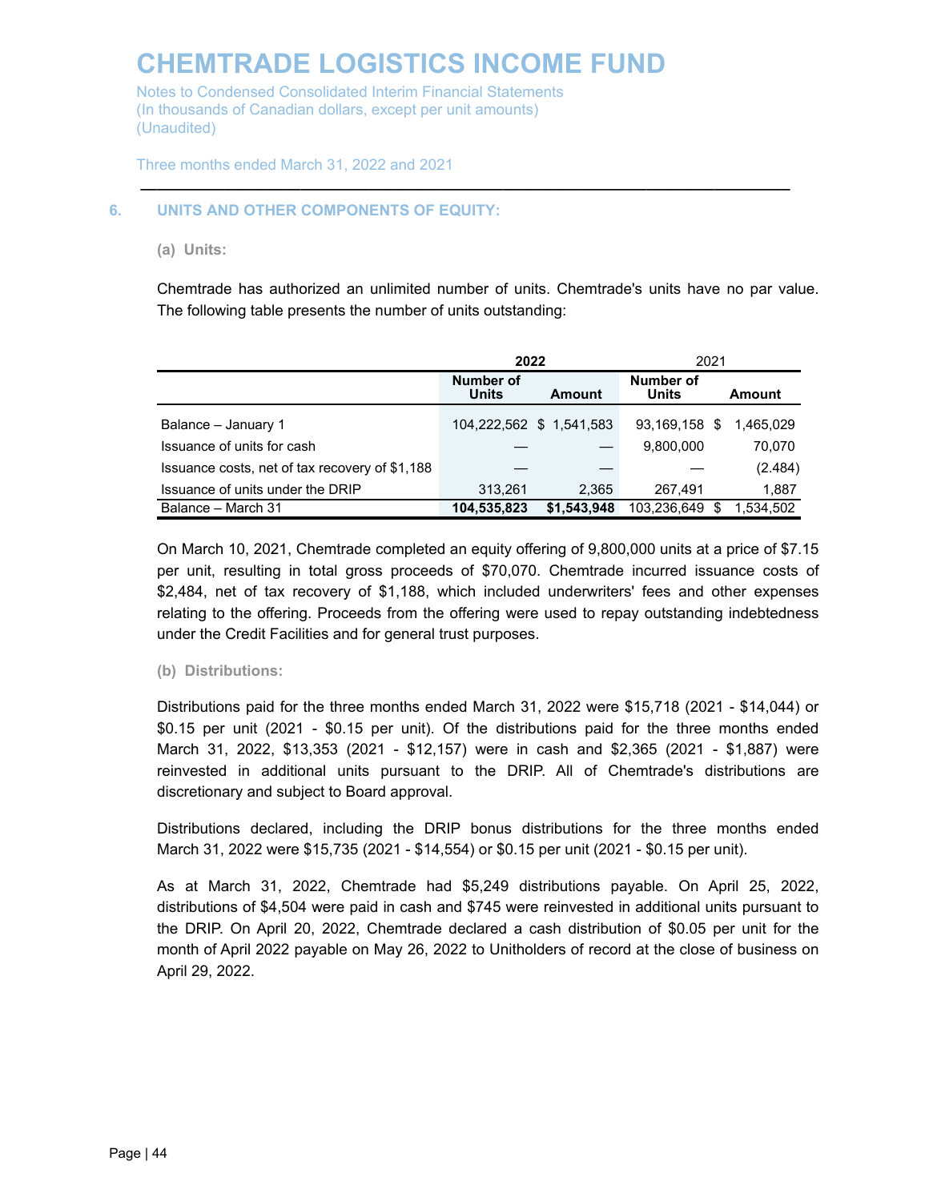## 6. UNITS AND OTHER COMPONENTS OF EQUITY:

### (a) Units:

Chemtrade has authorized an unlimited number of units. Chemtrade's units have no par value. The following table presents the number of units outstanding:

| | 2022 | | 2021 | |
|---|---|---|---|---|
| | **Number of Units** | **Amount** | **Number of Units** | **Amount** |
| Balance – January 1 | 104,222,562 | $ 1,541,583 | 93,169,158 | $ 1,465,029 |
| Issuance of units for cash | — | — | 9,800,000 | 70,070 |
| Issuance costs, net of tax recovery of $1,188 | — | — | — | (2.484) |
| Issuance of units under the DRIP | 313,261 | 2,365 | 267,491 | 1,887 |
| Balance – March 31 | **104,535,823** | **$1,543,948** | 103,236,649 | $ 1,534,502 |

On March 10, 2021, Chemtrade completed an equity offering of 9,800,000 units at a price of $7.15 per unit, resulting in total gross proceeds of $70,070. Chemtrade incurred issuance costs of $2,484, net of tax recovery of $1,188, which included underwriters' fees and other expenses relating to the offering. Proceeds from the offering were used to repay outstanding indebtedness under the Credit Facilities and for general trust purposes.

### (b) Distributions:

Distributions paid for the three months ended March 31, 2022 were $15,718 (2021 - $14,044) or $0.15 per unit (2021 - $0.15 per unit). Of the distributions paid for the three months ended March 31, 2022, $13,353 (2021 - $12,157) were in cash and $2,365 (2021 - $1,887) were reinvested in additional units pursuant to the DRIP. All of Chemtrade's distributions are discretionary and subject to Board approval.

Distributions declared, including the DRIP bonus distributions for the three months ended March 31, 2022 were $15,735 (2021 - $14,554) or $0.15 per unit (2021 - $0.15 per unit).

As at March 31, 2022, Chemtrade had $5,249 distributions payable. On April 25, 2022, distributions of $4,504 were paid in cash and $745 were reinvested in additional units pursuant to the DRIP. On April 20, 2022, Chemtrade declared a cash distribution of $0.05 per unit for the month of April 2022 payable on May 26, 2022 to Unitholders of record at the close of business on April 29, 2022.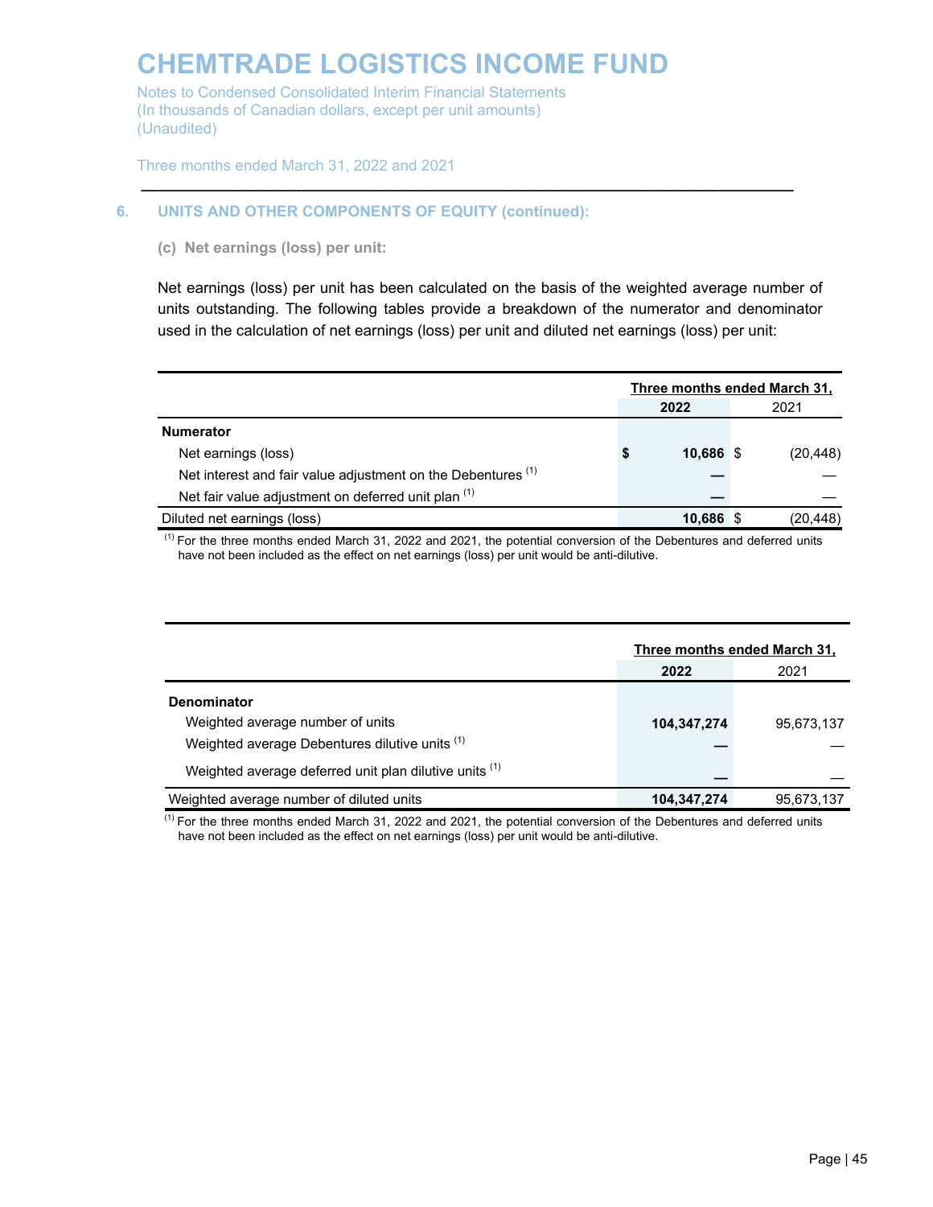## 6. UNITS AND OTHER COMPONENTS OF EQUITY (continued):

### (c) Net earnings (loss) per unit:

Net earnings (loss) per unit has been calculated on the basis of the weighted average number of units outstanding. The following tables provide a breakdown of the numerator and denominator used in the calculation of net earnings (loss) per unit and diluted net earnings (loss) per unit:

| | Three months ended March 31, 2022 | 2021 |
|---|---|---|
| **Numerator** | | |
| Net earnings (loss) | **$ 10,686** | $ (20,448) |
| Net interest and fair value adjustment on the Debentures [1] | **—** | — |
| Net fair value adjustment on deferred unit plan [1] | **—** | — |
| Diluted net earnings (loss) | **10,686** | $ (20,448) |

[1] For the three months ended March 31, 2022 and 2021, the potential conversion of the Debentures and deferred units have not been included as the effect on net earnings (loss) per unit would be anti-dilutive.

| | Three months ended March 31, 2022 | 2021 |
|---|---|---|
| **Denominator** | | |
| Weighted average number of units | **104,347,274** | 95,673,137 |
| Weighted average Debentures dilutive units [1] | **—** | — |
| Weighted average deferred unit plan dilutive units [1] | **—** | — |
| Weighted average number of diluted units | **104,347,274** | 95,673,137 |

[1] For the three months ended March 31, 2022 and 2021, the potential conversion of the Debentures and deferred units have not been included as the effect on net earnings (loss) per unit would be anti-dilutive.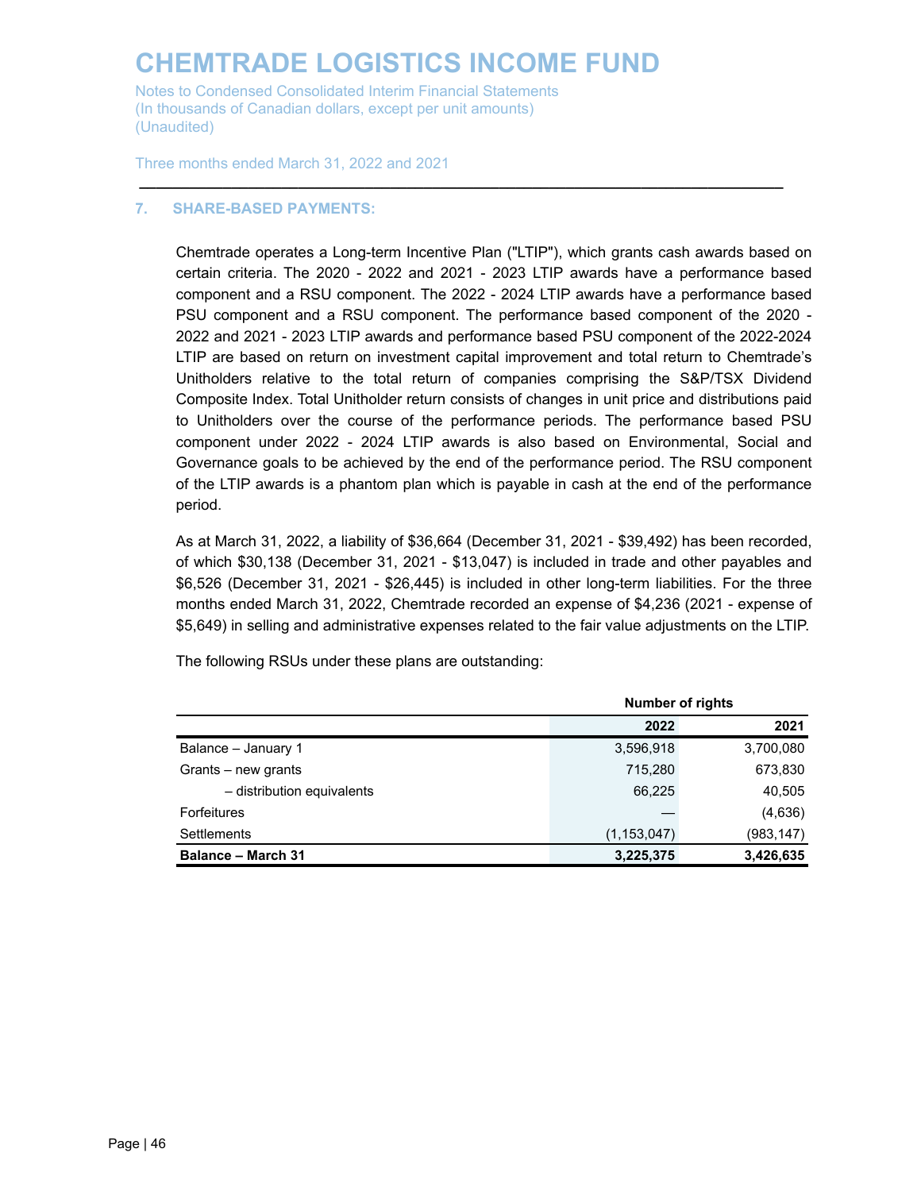## 7. SHARE-BASED PAYMENTS:

Chemtrade operates a Long-term Incentive Plan ("LTIP"), which grants cash awards based on certain criteria. The 2020 - 2022 and 2021 - 2023 LTIP awards have a performance based component and a RSU component. The 2022 - 2024 LTIP awards have a performance based PSU component and a RSU component. The performance based component of the 2020 - 2022 and 2021 - 2023 LTIP awards and performance based PSU component of the 2022-2024 LTIP are based on return on investment capital improvement and total return to Chemtrade's Unitholders relative to the total return of companies comprising the S&P/TSX Dividend Composite Index. Total Unitholder return consists of changes in unit price and distributions paid to Unitholders over the course of the performance periods. The performance based PSU component under 2022 - 2024 LTIP awards is also based on Environmental, Social and Governance goals to be achieved by the end of the performance period. The RSU component of the LTIP awards is a phantom plan which is payable in cash at the end of the performance period.

As at March 31, 2022, a liability of $36,664 (December 31, 2021 - $39,492) has been recorded, of which $30,138 (December 31, 2021 - $13,047) is included in trade and other payables and $6,526 (December 31, 2021 - $26,445) is included in other long-term liabilities. For the three months ended March 31, 2022, Chemtrade recorded an expense of $4,236 (2021 - expense of $5,649) in selling and administrative expenses related to the fair value adjustments on the LTIP.

The following RSUs under these plans are outstanding:

| | Number of rights | |
|---|---|---|
| | **2022** | **2021** |
| Balance – January 1 | 3,596,918 | 3,700,080 |
| Grants – new grants | 715,280 | 673,830 |
| – distribution equivalents | 66,225 | 40,505 |
| Forfeitures | — | (4,636) |
| Settlements | (1,153,047) | (983,147) |
| **Balance – March 31** | **3,225,375** | **3,426,635** |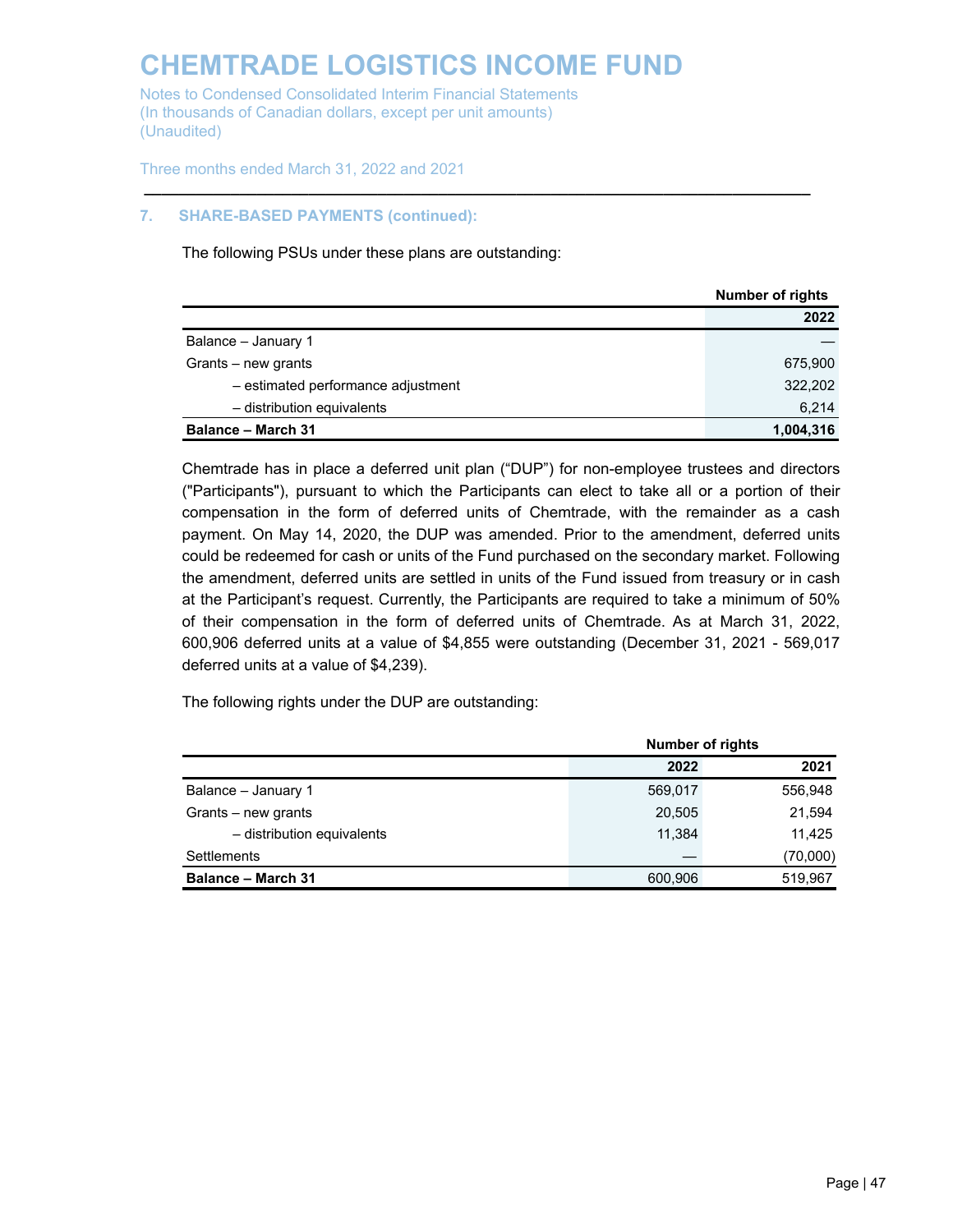## 7. SHARE-BASED PAYMENTS (continued):

The following PSUs under these plans are outstanding:

| | Number of rights |
|---|---|
| | **2022** |
| Balance – January 1 | — |
| Grants – new grants | 675,900 |
| – estimated performance adjustment | 322,202 |
| – distribution equivalents | 6,214 |
| **Balance – March 31** | **1,004,316** |

Chemtrade has in place a deferred unit plan ("DUP") for non-employee trustees and directors ("Participants"), pursuant to which the Participants can elect to take all or a portion of their compensation in the form of deferred units of Chemtrade, with the remainder as a cash payment. On May 14, 2020, the DUP was amended. Prior to the amendment, deferred units could be redeemed for cash or units of the Fund purchased on the secondary market. Following the amendment, deferred units are settled in units of the Fund issued from treasury or in cash at the Participant's request. Currently, the Participants are required to take a minimum of 50% of their compensation in the form of deferred units of Chemtrade. As at March 31, 2022, 600,906 deferred units at a value of $4,855 were outstanding (December 31, 2021 - 569,017 deferred units at a value of $4,239).

The following rights under the DUP are outstanding:

| | Number of rights | |
|---|---|---|
| | **2022** | **2021** |
| Balance – January 1 | 569,017 | 556,948 |
| Grants – new grants | 20,505 | 21,594 |
| – distribution equivalents | 11,384 | 11,425 |
| Settlements | — | (70,000) |
| **Balance – March 31** | 600,906 | 519,967 |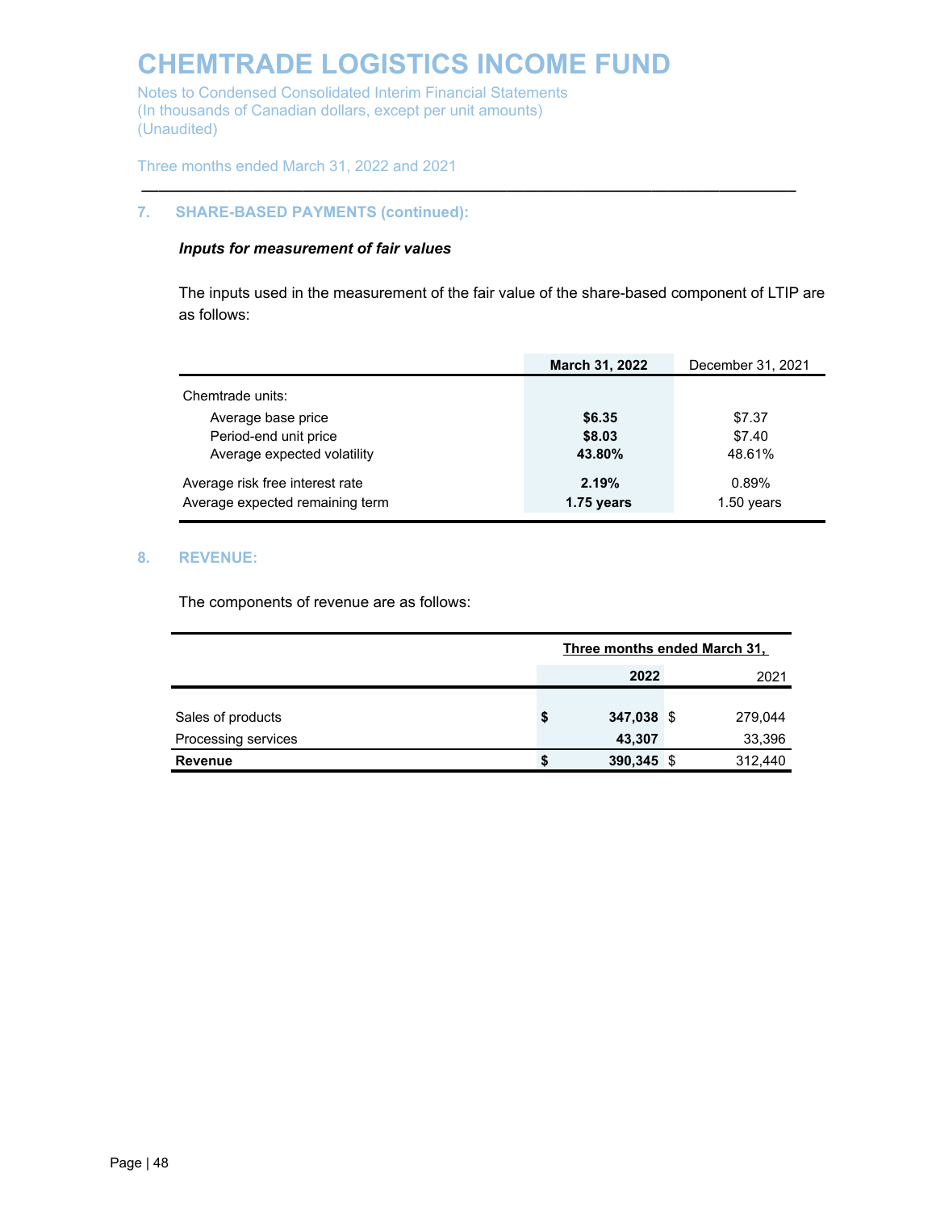## 7. SHARE-BASED PAYMENTS (continued):

***Inputs for measurement of fair values***

The inputs used in the measurement of the fair value of the share-based component of LTIP are as follows:

| | **March 31, 2022** | December 31, 2021 |
|---|---|---|
| Chemtrade units: | | |
| Average base price | **$6.35** | $7.37 |
| Period-end unit price | **$8.03** | $7.40 |
| Average expected volatility | **43.80%** | 48.61% |
| Average risk free interest rate | **2.19%** | 0.89% |
| Average expected remaining term | **1.75 years** | 1.50 years |

## 8. REVENUE:

The components of revenue are as follows:

| | Three months ended March 31, | |
|---|---|---|
| | **2022** | 2021 |
| Sales of products | **$ 347,038** | $ 279,044 |
| Processing services | **43,307** | 33,396 |
| **Revenue** | **$ 390,345** | $ 312,440 |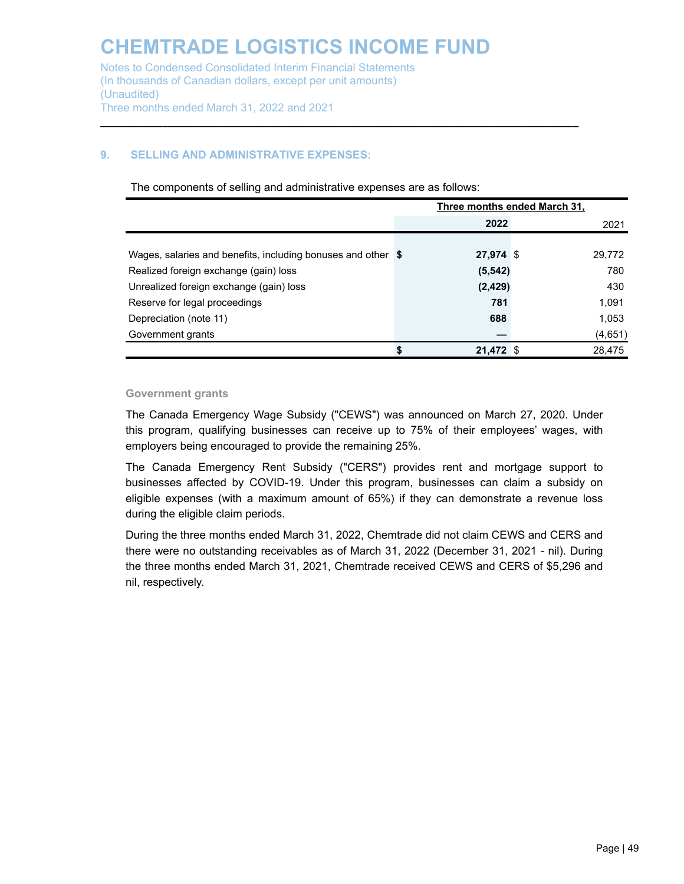## 9. SELLING AND ADMINISTRATIVE EXPENSES:

The components of selling and administrative expenses are as follows:

| | Three months ended March 31, | |
|---|---|---|
| | **2022** | 2021 |
| Wages, salaries and benefits, including bonuses and other | **$ 27,974** | $ 29,772 |
| Realized foreign exchange (gain) loss | **(5,542)** | 780 |
| Unrealized foreign exchange (gain) loss | **(2,429)** | 430 |
| Reserve for legal proceedings | **781** | 1,091 |
| Depreciation (note 11) | **688** | 1,053 |
| Government grants | **—** | (4,651) |
| | **$ 21,472** | $ 28,475 |

### Government grants

The Canada Emergency Wage Subsidy ("CEWS") was announced on March 27, 2020. Under this program, qualifying businesses can receive up to 75% of their employees' wages, with employers being encouraged to provide the remaining 25%.

The Canada Emergency Rent Subsidy ("CERS") provides rent and mortgage support to businesses affected by COVID-19. Under this program, businesses can claim a subsidy on eligible expenses (with a maximum amount of 65%) if they can demonstrate a revenue loss during the eligible claim periods.

During the three months ended March 31, 2022, Chemtrade did not claim CEWS and CERS and there were no outstanding receivables as of March 31, 2022 (December 31, 2021 - nil). During the three months ended March 31, 2021, Chemtrade received CEWS and CERS of $5,296 and nil, respectively.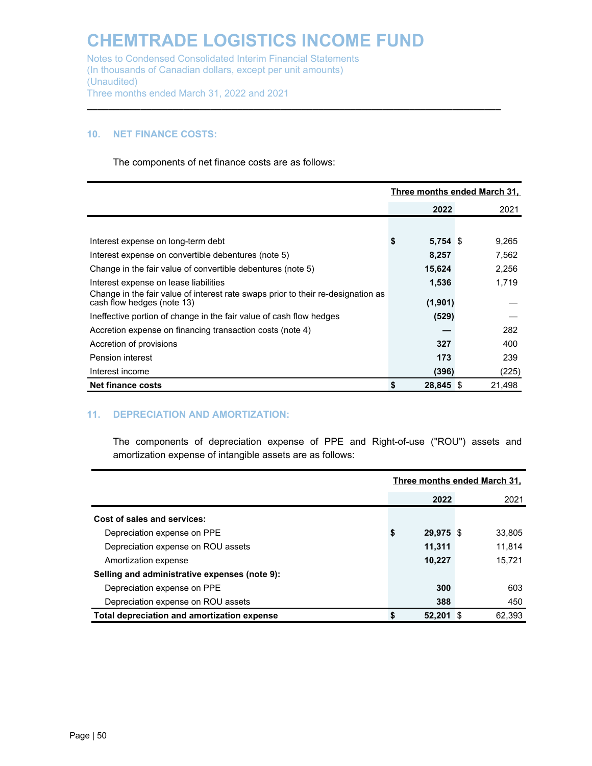# CHEMTRADE LOGISTICS INCOME FUND

Notes to Condensed Consolidated Interim Financial Statements
(In thousands of Canadian dollars, except per unit amounts)
(Unaudited)
Three months ended March 31, 2022 and 2021

## 10. NET FINANCE COSTS:

The components of net finance costs are as follows:

| | Three months ended March 31, | |
|---|---|---|
| | **2022** | 2021 |
| Interest expense on long-term debt | **$ 5,754** | $ 9,265 |
| Interest expense on convertible debentures (note 5) | **8,257** | 7,562 |
| Change in the fair value of convertible debentures (note 5) | **15,624** | 2,256 |
| Interest expense on lease liabilities | **1,536** | 1,719 |
| Change in the fair value of interest rate swaps prior to their re-designation as cash flow hedges (note 13) | **(1,901)** | — |
| Ineffective portion of change in the fair value of cash flow hedges | **(529)** | — |
| Accretion expense on financing transaction costs (note 4) | **—** | 282 |
| Accretion of provisions | **327** | 400 |
| Pension interest | **173** | 239 |
| Interest income | **(396)** | (225) |
| **Net finance costs** | **$ 28,845** | $ 21,498 |

## 11. DEPRECIATION AND AMORTIZATION:

The components of depreciation expense of PPE and Right-of-use ("ROU") assets and amortization expense of intangible assets are as follows:

| | Three months ended March 31, | |
|---|---|---|
| | **2022** | 2021 |
| **Cost of sales and services:** | | |
| Depreciation expense on PPE | **$ 29,975** | $ 33,805 |
| Depreciation expense on ROU assets | **11,311** | 11,814 |
| Amortization expense | **10,227** | 15,721 |
| **Selling and administrative expenses (note 9):** | | |
| Depreciation expense on PPE | **300** | 603 |
| Depreciation expense on ROU assets | **388** | 450 |
| **Total depreciation and amortization expense** | **$ 52,201** | $ 62,393 |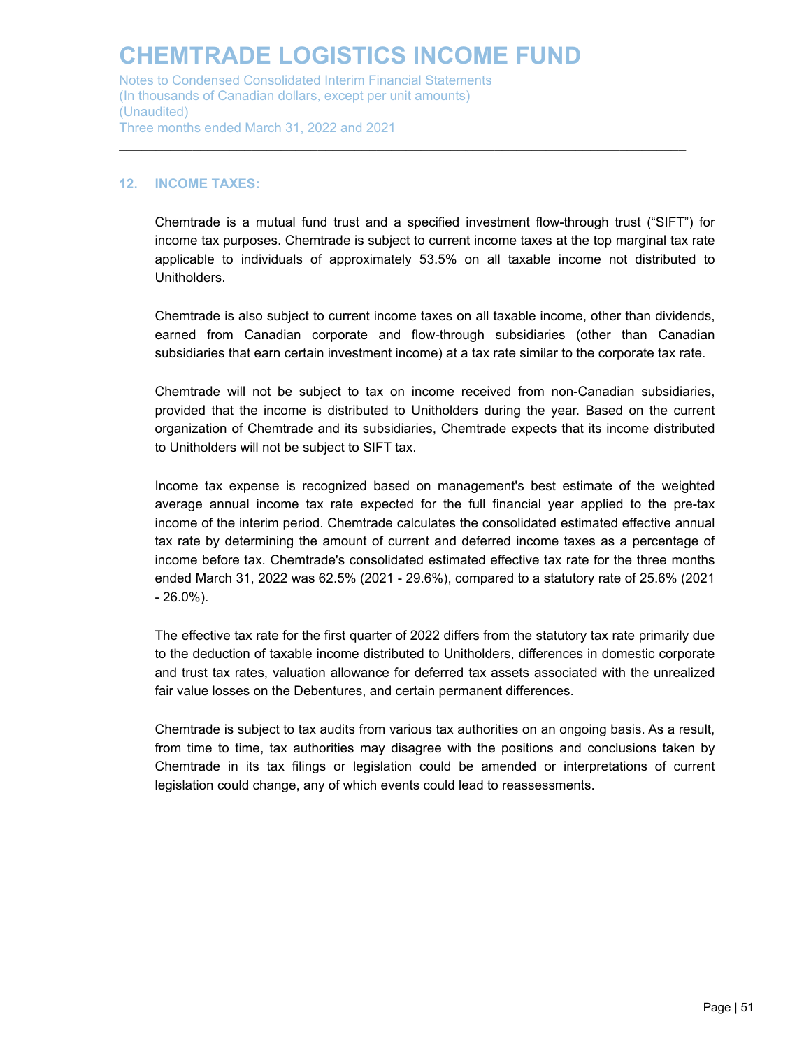## 12. INCOME TAXES:

Chemtrade is a mutual fund trust and a specified investment flow-through trust (“SIFT”) for income tax purposes. Chemtrade is subject to current income taxes at the top marginal tax rate applicable to individuals of approximately 53.5% on all taxable income not distributed to Unitholders.

Chemtrade is also subject to current income taxes on all taxable income, other than dividends, earned from Canadian corporate and flow-through subsidiaries (other than Canadian subsidiaries that earn certain investment income) at a tax rate similar to the corporate tax rate.

Chemtrade will not be subject to tax on income received from non-Canadian subsidiaries, provided that the income is distributed to Unitholders during the year. Based on the current organization of Chemtrade and its subsidiaries, Chemtrade expects that its income distributed to Unitholders will not be subject to SIFT tax.

Income tax expense is recognized based on management's best estimate of the weighted average annual income tax rate expected for the full financial year applied to the pre-tax income of the interim period. Chemtrade calculates the consolidated estimated effective annual tax rate by determining the amount of current and deferred income taxes as a percentage of income before tax. Chemtrade's consolidated estimated effective tax rate for the three months ended March 31, 2022 was 62.5% (2021 - 29.6%), compared to a statutory rate of 25.6% (2021 - 26.0%).

The effective tax rate for the first quarter of 2022 differs from the statutory tax rate primarily due to the deduction of taxable income distributed to Unitholders, differences in domestic corporate and trust tax rates, valuation allowance for deferred tax assets associated with the unrealized fair value losses on the Debentures, and certain permanent differences.

Chemtrade is subject to tax audits from various tax authorities on an ongoing basis. As a result, from time to time, tax authorities may disagree with the positions and conclusions taken by Chemtrade in its tax filings or legislation could be amended or interpretations of current legislation could change, any of which events could lead to reassessments.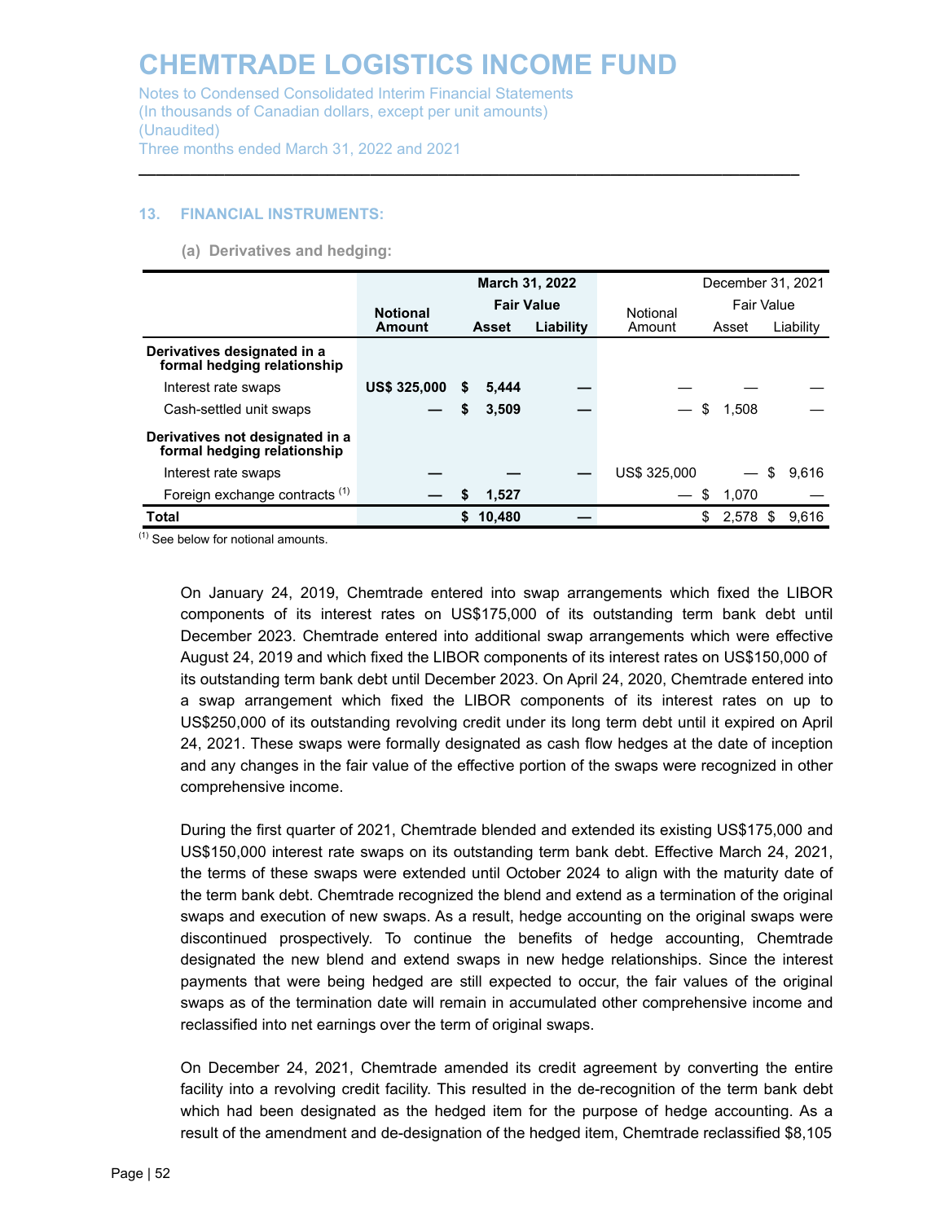## 13. FINANCIAL INSTRUMENTS:

### (a) Derivatives and hedging:

| | March 31, 2022 | | | December 31, 2021 | | |
|---|---|---|---|---|---|---|
| | **Notional Amount** | **Fair Value Asset** | **Fair Value Liability** | Notional Amount | Fair Value Asset | Fair Value Liability |
| **Derivatives designated in a formal hedging relationship** | | | | | | |
| Interest rate swaps | **US$ 325,000** | **$ 5,444** | **—** | — | — | — |
| Cash-settled unit swaps | **—** | **$ 3,509** | **—** | — | $ 1,508 | — |
| **Derivatives not designated in a formal hedging relationship** | | | | | | |
| Interest rate swaps | **—** | **—** | **—** | US$ 325,000 | — | $ 9,616 |
| Foreign exchange contracts [1] | **—** | **$ 1,527** | **—** | — | $ 1,070 | — |
| **Total** | | **$ 10,480** | **—** | | $ 2,578 | $ 9,616 |

[1] See below for notional amounts.

On January 24, 2019, Chemtrade entered into swap arrangements which fixed the LIBOR components of its interest rates on US$175,000 of its outstanding term bank debt until December 2023. Chemtrade entered into additional swap arrangements which were effective August 24, 2019 and which fixed the LIBOR components of its interest rates on US$150,000 of its outstanding term bank debt until December 2023. On April 24, 2020, Chemtrade entered into a swap arrangement which fixed the LIBOR components of its interest rates on up to US$250,000 of its outstanding revolving credit under its long term debt until it expired on April 24, 2021. These swaps were formally designated as cash flow hedges at the date of inception and any changes in the fair value of the effective portion of the swaps were recognized in other comprehensive income.

During the first quarter of 2021, Chemtrade blended and extended its existing US$175,000 and US$150,000 interest rate swaps on its outstanding term bank debt. Effective March 24, 2021, the terms of these swaps were extended until October 2024 to align with the maturity date of the term bank debt. Chemtrade recognized the blend and extend as a termination of the original swaps and execution of new swaps. As a result, hedge accounting on the original swaps were discontinued prospectively. To continue the benefits of hedge accounting, Chemtrade designated the new blend and extend swaps in new hedge relationships. Since the interest payments that were being hedged are still expected to occur, the fair values of the original swaps as of the termination date will remain in accumulated other comprehensive income and reclassified into net earnings over the term of original swaps.

On December 24, 2021, Chemtrade amended its credit agreement by converting the entire facility into a revolving credit facility. This resulted in the de-recognition of the term bank debt which had been designated as the hedged item for the purpose of hedge accounting. As a result of the amendment and de-designation of the hedged item, Chemtrade reclassified $8,105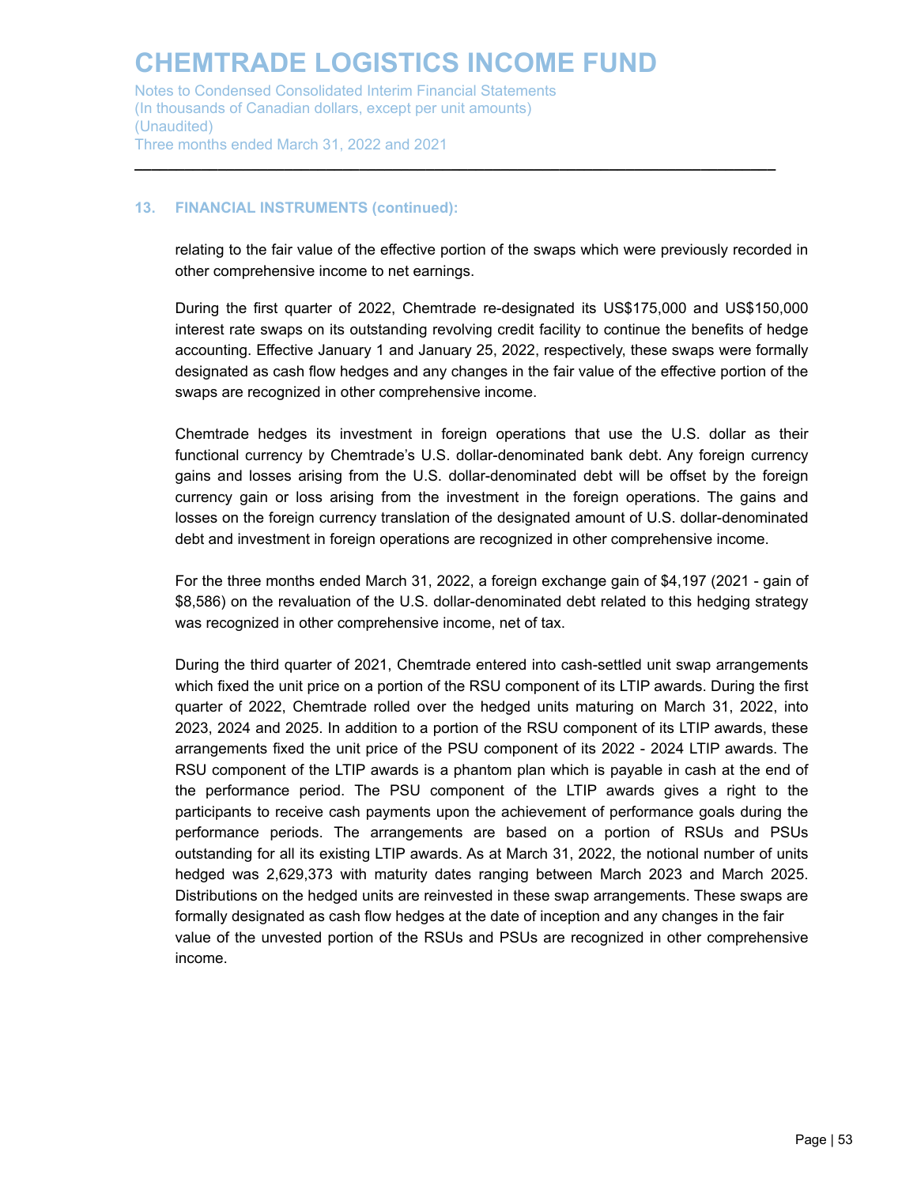## 13. FINANCIAL INSTRUMENTS (continued):

relating to the fair value of the effective portion of the swaps which were previously recorded in other comprehensive income to net earnings.

During the first quarter of 2022, Chemtrade re-designated its US$175,000 and US$150,000 interest rate swaps on its outstanding revolving credit facility to continue the benefits of hedge accounting. Effective January 1 and January 25, 2022, respectively, these swaps were formally designated as cash flow hedges and any changes in the fair value of the effective portion of the swaps are recognized in other comprehensive income.

Chemtrade hedges its investment in foreign operations that use the U.S. dollar as their functional currency by Chemtrade's U.S. dollar-denominated bank debt. Any foreign currency gains and losses arising from the U.S. dollar-denominated debt will be offset by the foreign currency gain or loss arising from the investment in the foreign operations. The gains and losses on the foreign currency translation of the designated amount of U.S. dollar-denominated debt and investment in foreign operations are recognized in other comprehensive income.

For the three months ended March 31, 2022, a foreign exchange gain of $4,197 (2021 - gain of $8,586) on the revaluation of the U.S. dollar-denominated debt related to this hedging strategy was recognized in other comprehensive income, net of tax.

During the third quarter of 2021, Chemtrade entered into cash-settled unit swap arrangements which fixed the unit price on a portion of the RSU component of its LTIP awards. During the first quarter of 2022, Chemtrade rolled over the hedged units maturing on March 31, 2022, into 2023, 2024 and 2025. In addition to a portion of the RSU component of its LTIP awards, these arrangements fixed the unit price of the PSU component of its 2022 - 2024 LTIP awards. The RSU component of the LTIP awards is a phantom plan which is payable in cash at the end of the performance period. The PSU component of the LTIP awards gives a right to the participants to receive cash payments upon the achievement of performance goals during the performance periods. The arrangements are based on a portion of RSUs and PSUs outstanding for all its existing LTIP awards. As at March 31, 2022, the notional number of units hedged was 2,629,373 with maturity dates ranging between March 2023 and March 2025. Distributions on the hedged units are reinvested in these swap arrangements. These swaps are formally designated as cash flow hedges at the date of inception and any changes in the fair value of the unvested portion of the RSUs and PSUs are recognized in other comprehensive income.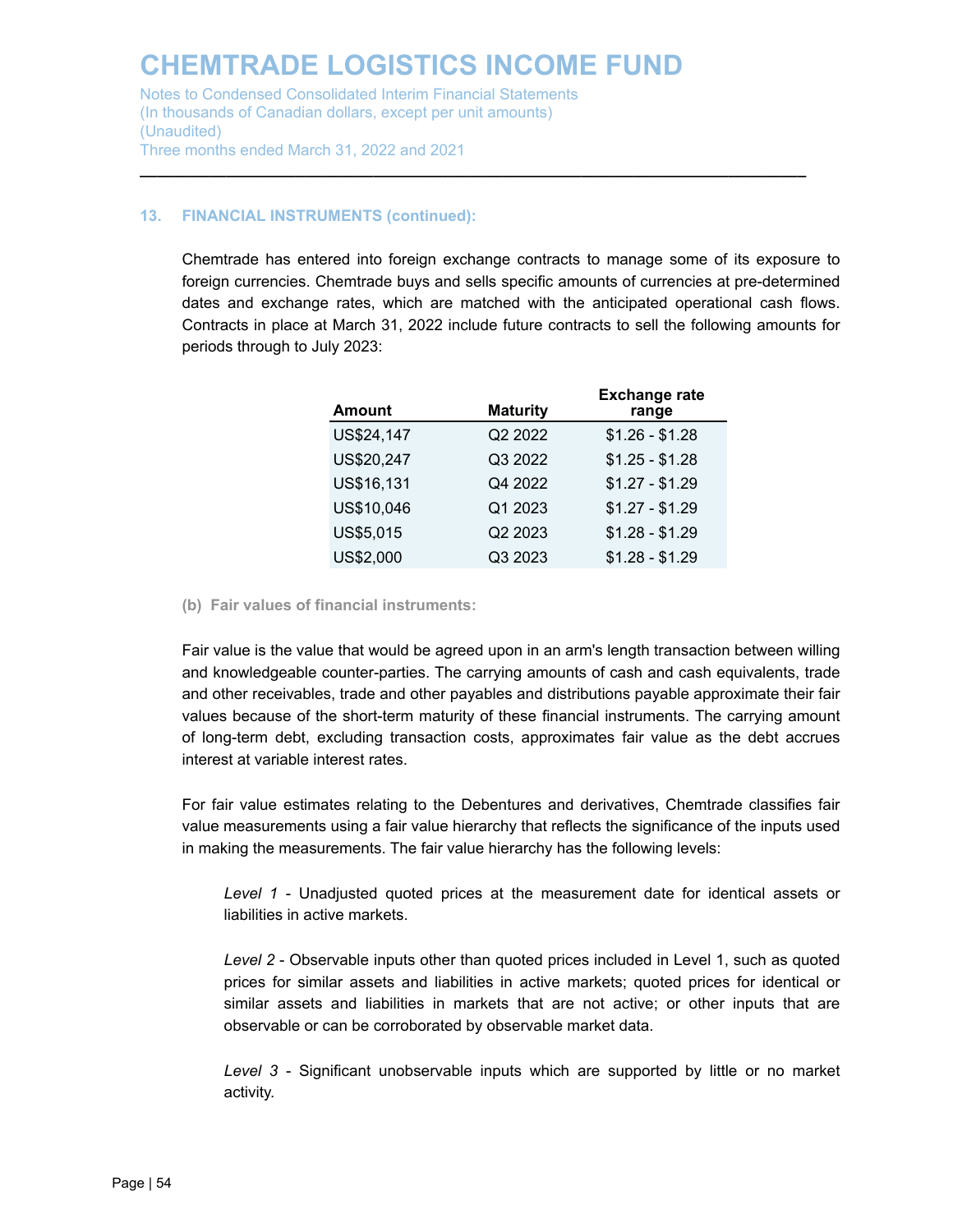## 13. FINANCIAL INSTRUMENTS (continued):

Chemtrade has entered into foreign exchange contracts to manage some of its exposure to foreign currencies. Chemtrade buys and sells specific amounts of currencies at pre-determined dates and exchange rates, which are matched with the anticipated operational cash flows. Contracts in place at March 31, 2022 include future contracts to sell the following amounts for periods through to July 2023:

| Amount | Maturity | Exchange rate range |
|---|---|---|
| US$24,147 | Q2 2022 | $1.26 - $1.28 |
| US$20,247 | Q3 2022 | $1.25 - $1.28 |
| US$16,131 | Q4 2022 | $1.27 - $1.29 |
| US$10,046 | Q1 2023 | $1.27 - $1.29 |
| US$5,015 | Q2 2023 | $1.28 - $1.29 |
| US$2,000 | Q3 2023 | $1.28 - $1.29 |

### (b) Fair values of financial instruments:

Fair value is the value that would be agreed upon in an arm's length transaction between willing and knowledgeable counter-parties. The carrying amounts of cash and cash equivalents, trade and other receivables, trade and other payables and distributions payable approximate their fair values because of the short-term maturity of these financial instruments. The carrying amount of long-term debt, excluding transaction costs, approximates fair value as the debt accrues interest at variable interest rates.

For fair value estimates relating to the Debentures and derivatives, Chemtrade classifies fair value measurements using a fair value hierarchy that reflects the significance of the inputs used in making the measurements. The fair value hierarchy has the following levels:

*Level 1* - Unadjusted quoted prices at the measurement date for identical assets or liabilities in active markets.

*Level 2* - Observable inputs other than quoted prices included in Level 1, such as quoted prices for similar assets and liabilities in active markets; quoted prices for identical or similar assets and liabilities in markets that are not active; or other inputs that are observable or can be corroborated by observable market data.

*Level 3* - Significant unobservable inputs which are supported by little or no market activity.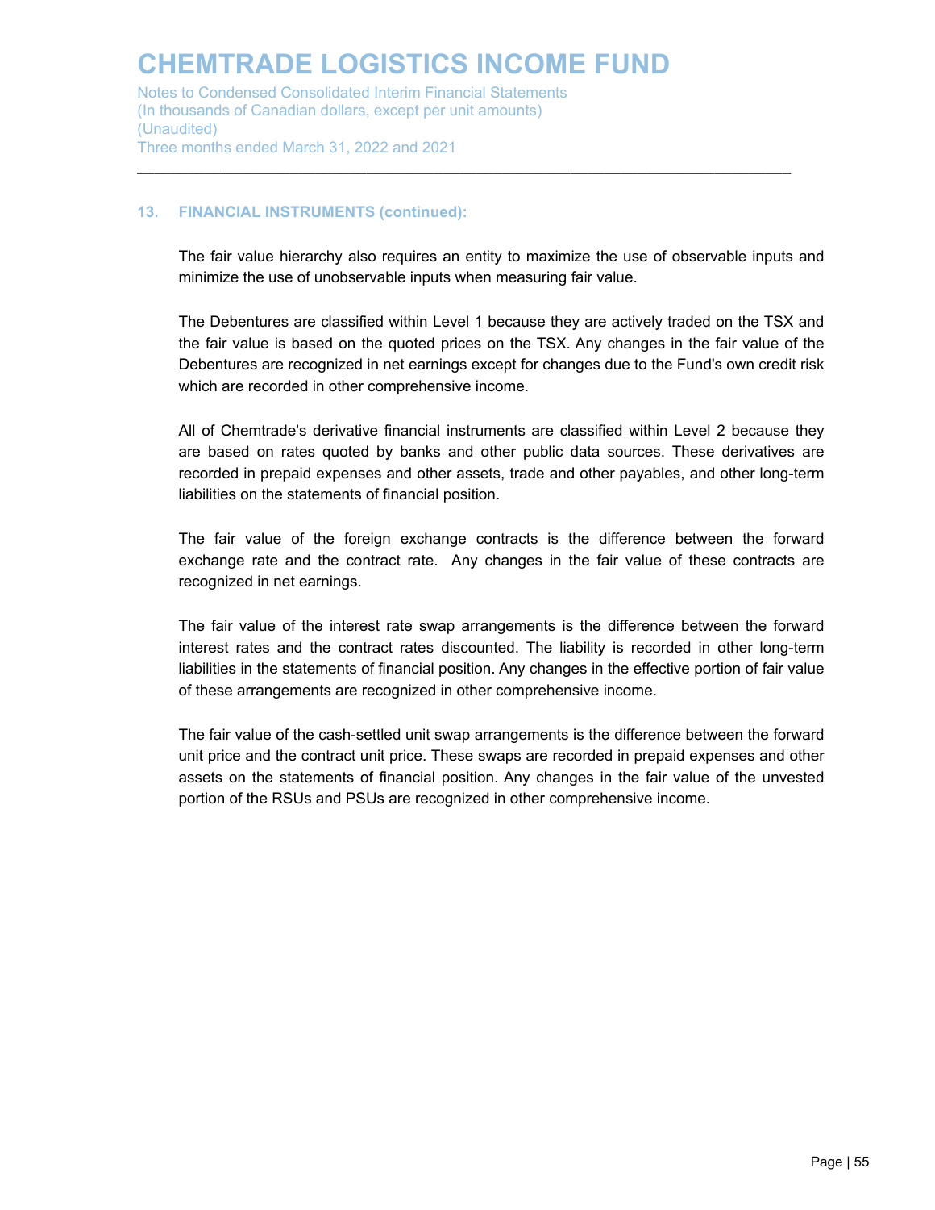### 13. FINANCIAL INSTRUMENTS (continued):

The fair value hierarchy also requires an entity to maximize the use of observable inputs and minimize the use of unobservable inputs when measuring fair value.

The Debentures are classified within Level 1 because they are actively traded on the TSX and the fair value is based on the quoted prices on the TSX. Any changes in the fair value of the Debentures are recognized in net earnings except for changes due to the Fund's own credit risk which are recorded in other comprehensive income.

All of Chemtrade's derivative financial instruments are classified within Level 2 because they are based on rates quoted by banks and other public data sources. These derivatives are recorded in prepaid expenses and other assets, trade and other payables, and other long-term liabilities on the statements of financial position.

The fair value of the foreign exchange contracts is the difference between the forward exchange rate and the contract rate. Any changes in the fair value of these contracts are recognized in net earnings.

The fair value of the interest rate swap arrangements is the difference between the forward interest rates and the contract rates discounted. The liability is recorded in other long-term liabilities in the statements of financial position. Any changes in the effective portion of fair value of these arrangements are recognized in other comprehensive income.

The fair value of the cash-settled unit swap arrangements is the difference between the forward unit price and the contract unit price. These swaps are recorded in prepaid expenses and other assets on the statements of financial position. Any changes in the fair value of the unvested portion of the RSUs and PSUs are recognized in other comprehensive income.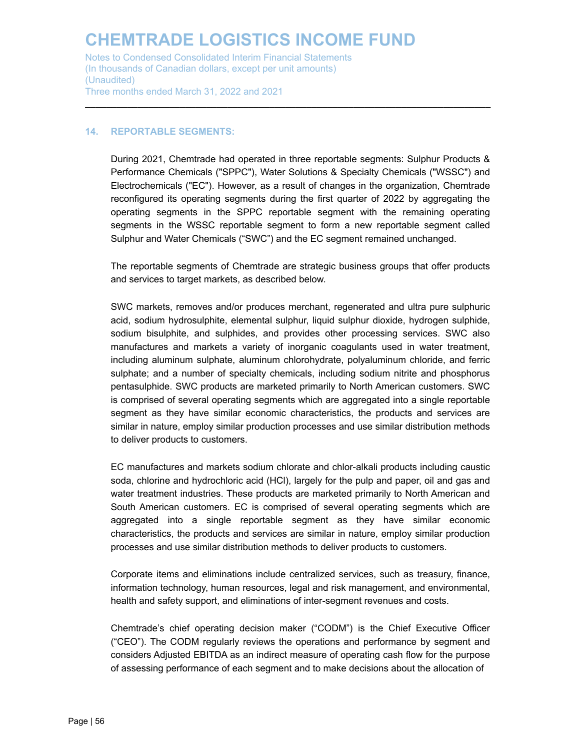## 14. REPORTABLE SEGMENTS:

During 2021, Chemtrade had operated in three reportable segments: Sulphur Products & Performance Chemicals ("SPPC"), Water Solutions & Specialty Chemicals ("WSSC") and Electrochemicals ("EC"). However, as a result of changes in the organization, Chemtrade reconfigured its operating segments during the first quarter of 2022 by aggregating the operating segments in the SPPC reportable segment with the remaining operating segments in the WSSC reportable segment to form a new reportable segment called Sulphur and Water Chemicals ("SWC") and the EC segment remained unchanged.

The reportable segments of Chemtrade are strategic business groups that offer products and services to target markets, as described below.

SWC markets, removes and/or produces merchant, regenerated and ultra pure sulphuric acid, sodium hydrosulphite, elemental sulphur, liquid sulphur dioxide, hydrogen sulphide, sodium bisulphite, and sulphides, and provides other processing services. SWC also manufactures and markets a variety of inorganic coagulants used in water treatment, including aluminum sulphate, aluminum chlorohydrate, polyaluminum chloride, and ferric sulphate; and a number of specialty chemicals, including sodium nitrite and phosphorus pentasulphide. SWC products are marketed primarily to North American customers. SWC is comprised of several operating segments which are aggregated into a single reportable segment as they have similar economic characteristics, the products and services are similar in nature, employ similar production processes and use similar distribution methods to deliver products to customers.

EC manufactures and markets sodium chlorate and chlor-alkali products including caustic soda, chlorine and hydrochloric acid (HCl), largely for the pulp and paper, oil and gas and water treatment industries. These products are marketed primarily to North American and South American customers. EC is comprised of several operating segments which are aggregated into a single reportable segment as they have similar economic characteristics, the products and services are similar in nature, employ similar production processes and use similar distribution methods to deliver products to customers.

Corporate items and eliminations include centralized services, such as treasury, finance, information technology, human resources, legal and risk management, and environmental, health and safety support, and eliminations of inter-segment revenues and costs.

Chemtrade's chief operating decision maker ("CODM") is the Chief Executive Officer ("CEO"). The CODM regularly reviews the operations and performance by segment and considers Adjusted EBITDA as an indirect measure of operating cash flow for the purpose of assessing performance of each segment and to make decisions about the allocation of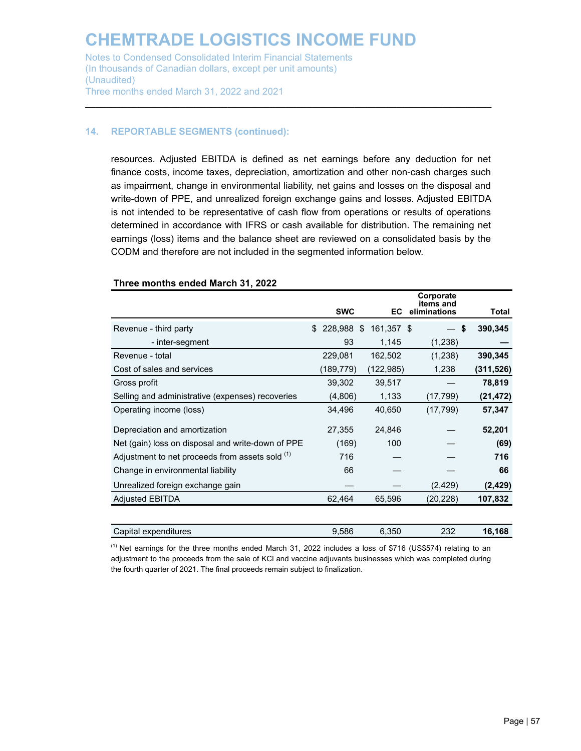### 14. REPORTABLE SEGMENTS (continued):

resources. Adjusted EBITDA is defined as net earnings before any deduction for net finance costs, income taxes, depreciation, amortization and other non-cash charges such as impairment, change in environmental liability, net gains and losses on the disposal and write-down of PPE, and unrealized foreign exchange gains and losses. Adjusted EBITDA is not intended to be representative of cash flow from operations or results of operations determined in accordance with IFRS or cash available for distribution. The remaining net earnings (loss) items and the balance sheet are reviewed on a consolidated basis by the CODM and therefore are not included in the segmented information below.

**Three months ended March 31, 2022**

| | SWC | EC | Corporate items and eliminations | Total |
|---|---|---|---|---|
| Revenue - third party | $ 228,988 | $ 161,357 | $ — | **$ 390,345** |
| - inter-segment | 93 | 1,145 | (1,238) | **—** |
| Revenue - total | 229,081 | 162,502 | (1,238) | **390,345** |
| Cost of sales and services | (189,779) | (122,985) | 1,238 | **(311,526)** |
| Gross profit | 39,302 | 39,517 | — | **78,819** |
| Selling and administrative (expenses) recoveries | (4,806) | 1,133 | (17,799) | **(21,472)** |
| Operating income (loss) | 34,496 | 40,650 | (17,799) | **57,347** |
| Depreciation and amortization | 27,355 | 24,846 | — | **52,201** |
| Net (gain) loss on disposal and write-down of PPE | (169) | 100 | — | **(69)** |
| Adjustment to net proceeds from assets sold [(1)] | 716 | — | — | **716** |
| Change in environmental liability | 66 | — | — | **66** |
| Unrealized foreign exchange gain | — | — | (2,429) | **(2,429)** |
| Adjusted EBITDA | 62,464 | 65,596 | (20,228) | **107,832** |
| | | | | |
| Capital expenditures | 9,586 | 6,350 | 232 | **16,168** |

[(1)] Net earnings for the three months ended March 31, 2022 includes a loss of $716 (US$574) relating to an adjustment to the proceeds from the sale of KCl and vaccine adjuvants businesses which was completed during the fourth quarter of 2021. The final proceeds remain subject to finalization.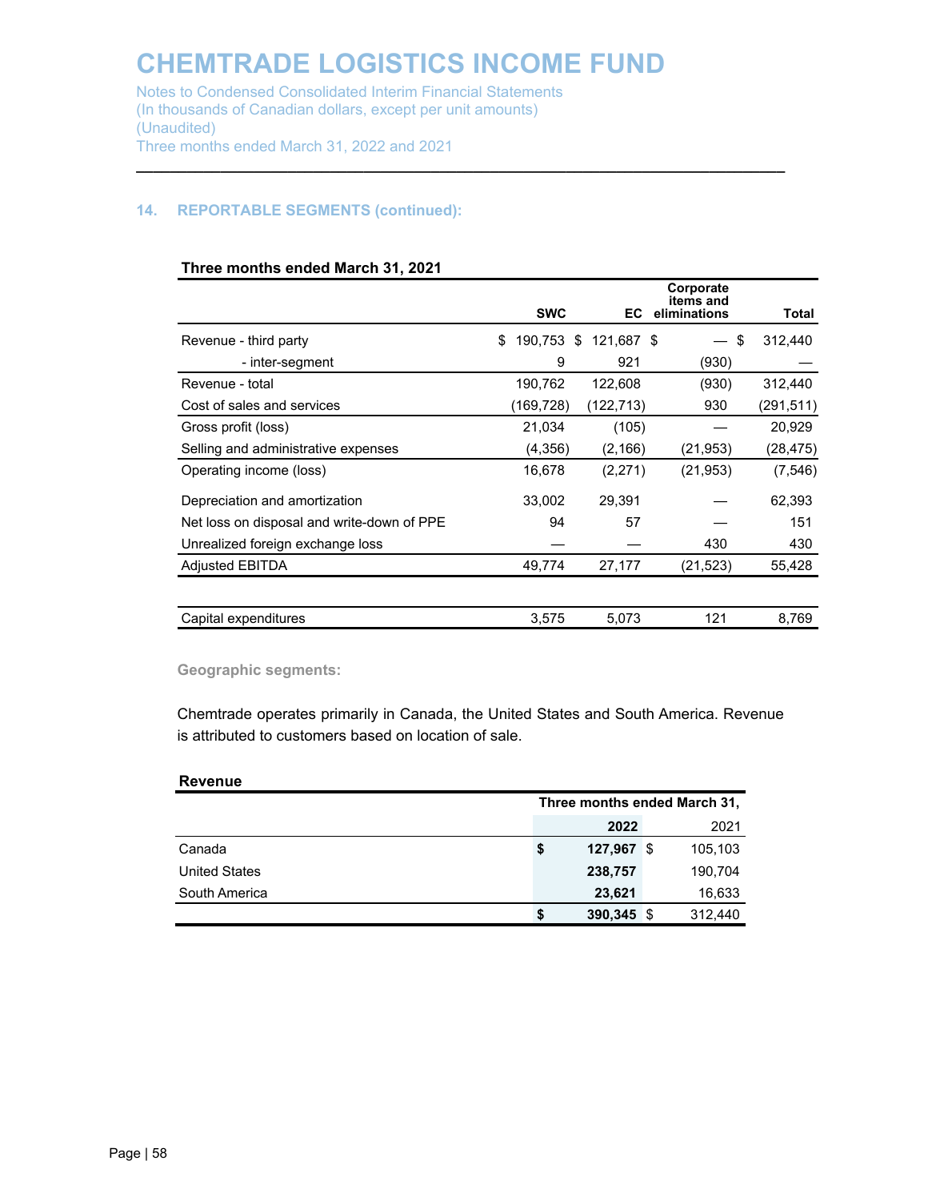# CHEMTRADE LOGISTICS INCOME FUND

Notes to Condensed Consolidated Interim Financial Statements
(In thousands of Canadian dollars, except per unit amounts)
(Unaudited)
Three months ended March 31, 2022 and 2021

## 14. REPORTABLE SEGMENTS (continued):

**Three months ended March 31, 2021**

| | SWC | EC | Corporate items and eliminations | Total |
|---|---|---|---|---|
| Revenue - third party | $ 190,753 | $ 121,687 | $ — | $ 312,440 |
| - inter-segment | 9 | 921 | (930) | — |
| Revenue - total | 190,762 | 122,608 | (930) | 312,440 |
| Cost of sales and services | (169,728) | (122,713) | 930 | (291,511) |
| Gross profit (loss) | 21,034 | (105) | — | 20,929 |
| Selling and administrative expenses | (4,356) | (2,166) | (21,953) | (28,475) |
| Operating income (loss) | 16,678 | (2,271) | (21,953) | (7,546) |
| Depreciation and amortization | 33,002 | 29,391 | — | 62,393 |
| Net loss on disposal and write-down of PPE | 94 | 57 | — | 151 |
| Unrealized foreign exchange loss | — | — | 430 | 430 |
| Adjusted EBITDA | 49,774 | 27,177 | (21,523) | 55,428 |
| | | | | |
| Capital expenditures | 3,575 | 5,073 | 121 | 8,769 |

**Geographic segments:**

Chemtrade operates primarily in Canada, the United States and South America. Revenue is attributed to customers based on location of sale.

**Revenue**

| | Three months ended March 31, | |
|---|---|---|
| | **2022** | 2021 |
| Canada | **$ 127,967** | $ 105,103 |
| United States | **238,757** | 190,704 |
| South America | **23,621** | 16,633 |
| | **$ 390,345** | $ 312,440 |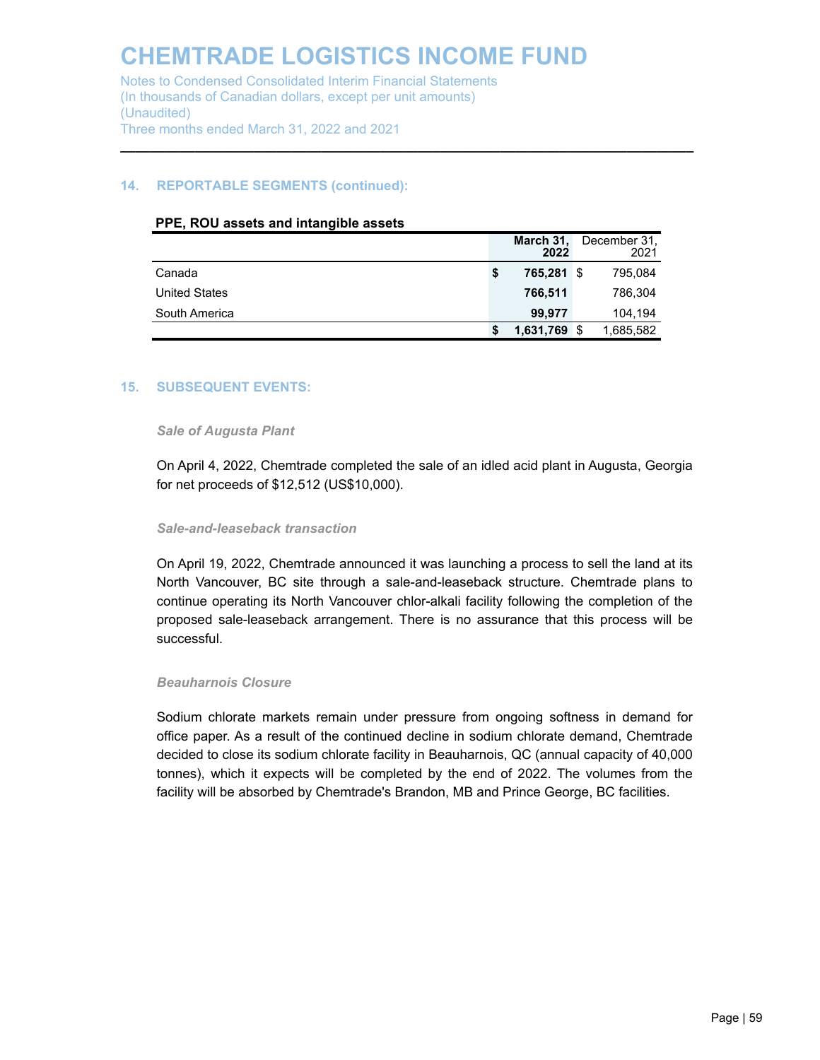## 14. REPORTABLE SEGMENTS (continued):

**PPE, ROU assets and intangible assets**

| | March 31, 2022 | December 31, 2021 |
|---|---|---|
| Canada | **$ 765,281** | $ 795,084 |
| United States | **766,511** | 786,304 |
| South America | **99,977** | 104,194 |
| | **$ 1,631,769** | $ 1,685,582 |

## 15. SUBSEQUENT EVENTS:

*Sale of Augusta Plant*

On April 4, 2022, Chemtrade completed the sale of an idled acid plant in Augusta, Georgia for net proceeds of $12,512 (US$10,000).

*Sale-and-leaseback transaction*

On April 19, 2022, Chemtrade announced it was launching a process to sell the land at its North Vancouver, BC site through a sale-and-leaseback structure. Chemtrade plans to continue operating its North Vancouver chlor-alkali facility following the completion of the proposed sale-leaseback arrangement. There is no assurance that this process will be successful.

*Beauharnois Closure*

Sodium chlorate markets remain under pressure from ongoing softness in demand for office paper. As a result of the continued decline in sodium chlorate demand, Chemtrade decided to close its sodium chlorate facility in Beauharnois, QC (annual capacity of 40,000 tonnes), which it expects will be completed by the end of 2022. The volumes from the facility will be absorbed by Chemtrade's Brandon, MB and Prince George, BC facilities.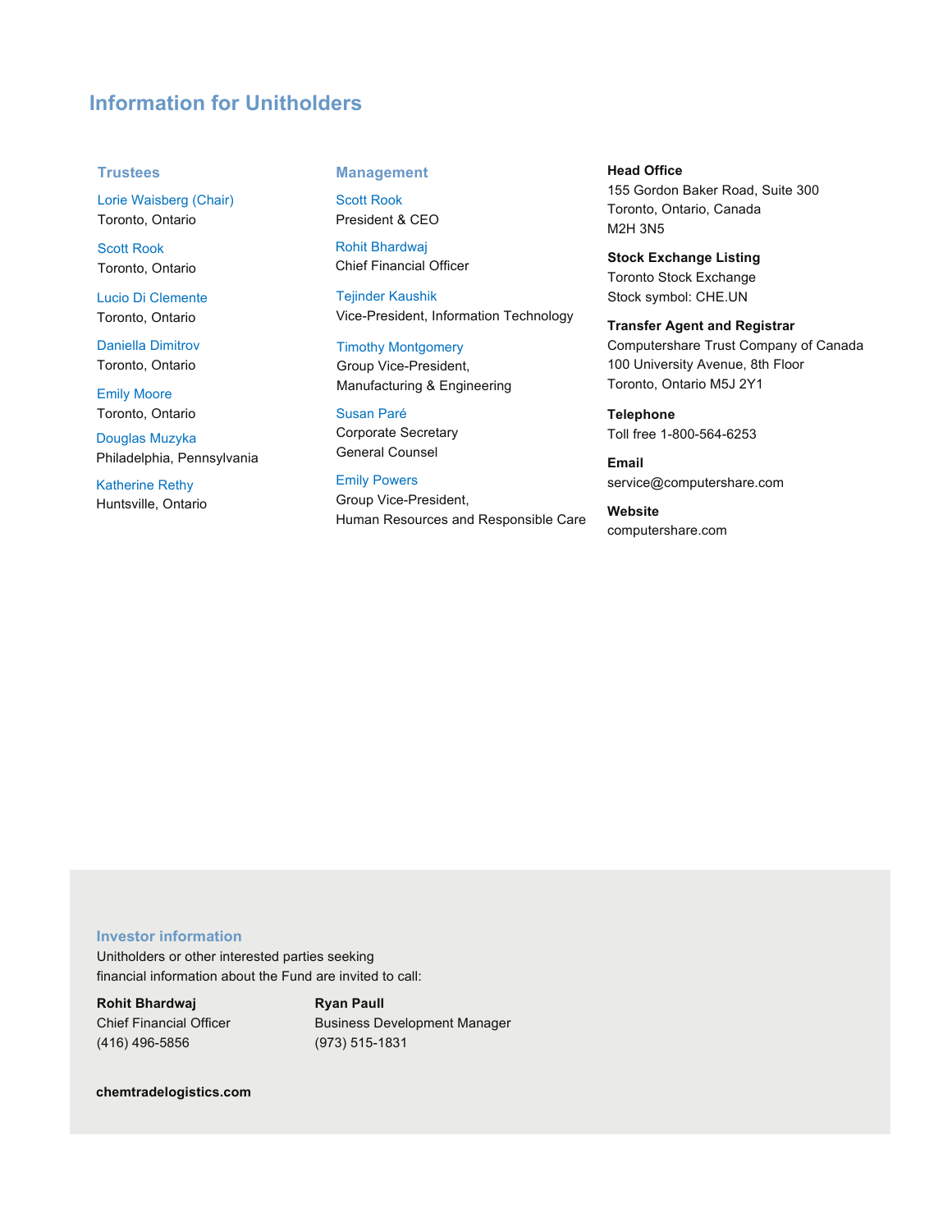# Information for Unitholders

## Trustees

Lorie Waisberg (Chair)
Toronto, Ontario

Scott Rook
Toronto, Ontario

Lucio Di Clemente
Toronto, Ontario

Daniella Dimitrov
Toronto, Ontario

Emily Moore
Toronto, Ontario

Douglas Muzyka
Philadelphia, Pennsylvania

Katherine Rethy
Huntsville, Ontario

## Management

Scott Rook
President & CEO

Rohit Bhardwaj
Chief Financial Officer

Tejinder Kaushik
Vice-President, Information Technology

Timothy Montgomery
Group Vice-President,
Manufacturing & Engineering

Susan Paré
Corporate Secretary
General Counsel

Emily Powers
Group Vice-President,
Human Resources and Responsible Care

**Head Office**
155 Gordon Baker Road, Suite 300
Toronto, Ontario, Canada
M2H 3N5

**Stock Exchange Listing**
Toronto Stock Exchange
Stock symbol: CHE.UN

**Transfer Agent and Registrar**
Computershare Trust Company of Canada
100 University Avenue, 8th Floor
Toronto, Ontario M5J 2Y1

**Telephone**
Toll free 1-800-564-6253

**Email**
service@computershare.com

**Website**
computershare.com

## Investor information

Unitholders or other interested parties seeking financial information about the Fund are invited to call:

**Rohit Bhardwaj**
Chief Financial Officer
(416) 496-5856

**Ryan Paull**
Business Development Manager
(973) 515-1831

**chemtradelogistics.com**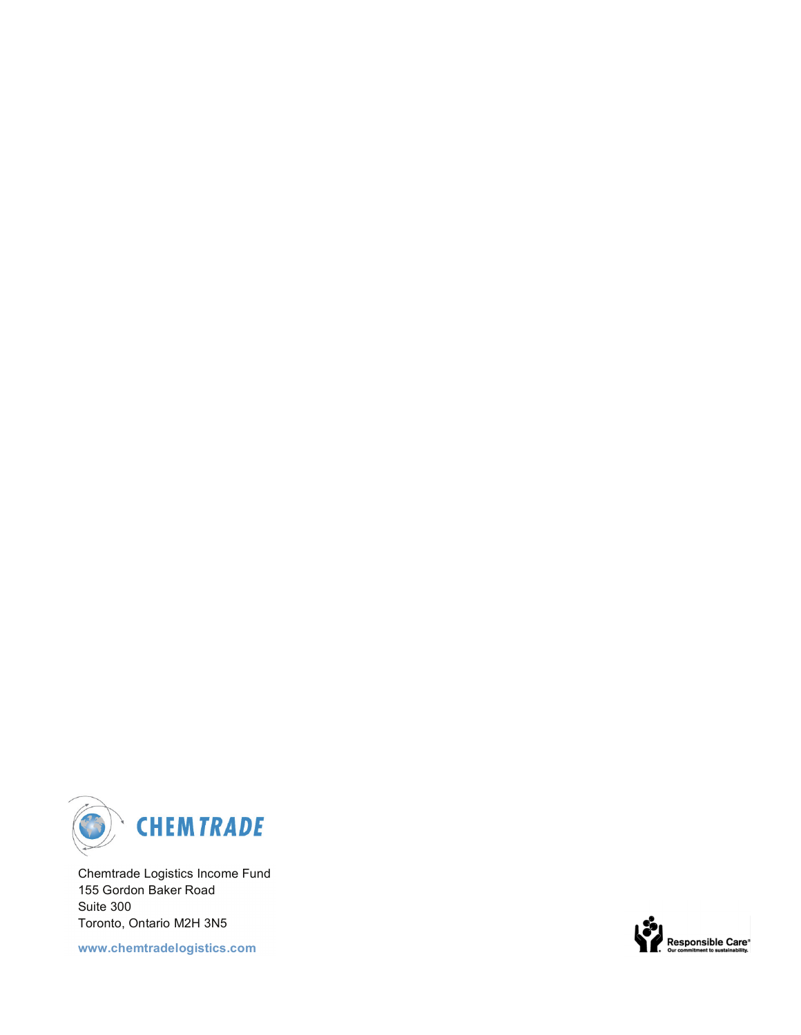CHEMTRADE

Chemtrade Logistics Income Fund
155 Gordon Baker Road
Suite 300
Toronto, Ontario M2H 3N5

www.chemtradelogistics.com

Responsible Care®
Our commitment to sustainability.